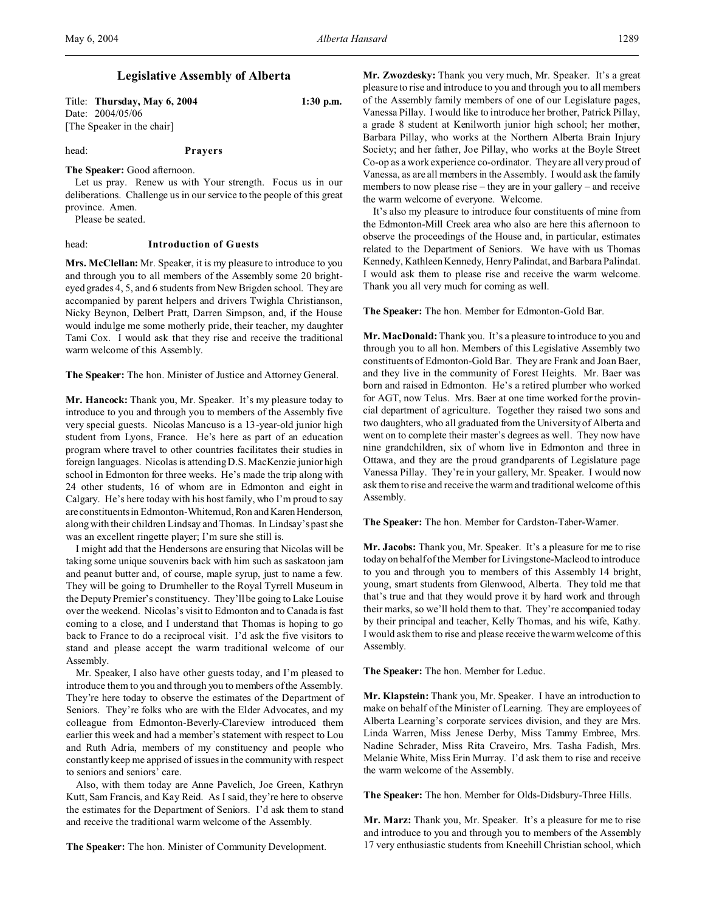# Legislative Assembly of Alberta

Title: **Thursday, May 6, 2004** **1:30 p.m.**
Date: 2004/05/06
[The Speaker in the chair]

head: **Prayers**

**The Speaker:** Good afternoon.

Let us pray. Renew us with Your strength. Focus us in our deliberations. Challenge us in our service to the people of this great province. Amen.

Please be seated.

head: **Introduction of Guests**

**Mrs. McClellan:** Mr. Speaker, it is my pleasure to introduce to you and through you to all members of the Assembly some 20 bright-eyed grades 4, 5, and 6 students from New Brigden school. They are accompanied by parent helpers and drivers Twighla Christianson, Nicky Beynon, Delbert Pratt, Darren Simpson, and, if the House would indulge me some motherly pride, their teacher, my daughter Tami Cox. I would ask that they rise and receive the traditional warm welcome of this Assembly.

**The Speaker:** The hon. Minister of Justice and Attorney General.

**Mr. Hancock:** Thank you, Mr. Speaker. It's my pleasure today to introduce to you and through you to members of the Assembly five very special guests. Nicolas Mancuso is a 13-year-old junior high student from Lyons, France. He's here as part of an education program where travel to other countries facilitates their studies in foreign languages. Nicolas is attending D.S. MacKenzie junior high school in Edmonton for three weeks. He's made the trip along with 24 other students, 16 of whom are in Edmonton and eight in Calgary. He's here today with his host family, who I'm proud to say are constituents in Edmonton-Whitemud, Ron and Karen Henderson, along with their children Lindsay and Thomas. In Lindsay's past she was an excellent ringette player; I'm sure she still is.

I might add that the Hendersons are ensuring that Nicolas will be taking some unique souvenirs back with him such as saskatoon jam and peanut butter and, of course, maple syrup, just to name a few. They will be going to Drumheller to the Royal Tyrrell Museum in the Deputy Premier's constituency. They'll be going to Lake Louise over the weekend. Nicolas's visit to Edmonton and to Canada is fast coming to a close, and I understand that Thomas is hoping to go back to France to do a reciprocal visit. I'd ask the five visitors to stand and please accept the warm traditional welcome of our Assembly.

Mr. Speaker, I also have other guests today, and I'm pleased to introduce them to you and through you to members of the Assembly. They're here today to observe the estimates of the Department of Seniors. They're folks who are with the Elder Advocates, and my colleague from Edmonton-Beverly-Clareview introduced them earlier this week and had a member's statement with respect to Lou and Ruth Adria, members of my constituency and people who constantly keep me apprised of issues in the community with respect to seniors and seniors' care.

Also, with them today are Anne Pavelich, Joe Green, Kathryn Kutt, Sam Francis, and Kay Reid. As I said, they're here to observe the estimates for the Department of Seniors. I'd ask them to stand and receive the traditional warm welcome of the Assembly.

**The Speaker:** The hon. Minister of Community Development.

**Mr. Zwozdesky:** Thank you very much, Mr. Speaker. It's a great pleasure to rise and introduce to you and through you to all members of the Assembly family members of one of our Legislature pages, Vanessa Pillay. I would like to introduce her brother, Patrick Pillay, a grade 8 student at Kenilworth junior high school; her mother, Barbara Pillay, who works at the Northern Alberta Brain Injury Society; and her father, Joe Pillay, who works at the Boyle Street Co-op as a work experience co-ordinator. They are all very proud of Vanessa, as are all members in the Assembly. I would ask the family members to now please rise – they are in your gallery – and receive the warm welcome of everyone. Welcome.

It's also my pleasure to introduce four constituents of mine from the Edmonton-Mill Creek area who also are here this afternoon to observe the proceedings of the House and, in particular, estimates related to the Department of Seniors. We have with us Thomas Kennedy, Kathleen Kennedy, Henry Palindat, and Barbara Palindat. I would ask them to please rise and receive the warm welcome. Thank you all very much for coming as well.

**The Speaker:** The hon. Member for Edmonton-Gold Bar.

**Mr. MacDonald:** Thank you. It's a pleasure to introduce to you and through you to all hon. Members of this Legislative Assembly two constituents of Edmonton-Gold Bar. They are Frank and Joan Baer, and they live in the community of Forest Heights. Mr. Baer was born and raised in Edmonton. He's a retired plumber who worked for AGT, now Telus. Mrs. Baer at one time worked for the provincial department of agriculture. Together they raised two sons and two daughters, who all graduated from the University of Alberta and went on to complete their master's degrees as well. They now have nine grandchildren, six of whom live in Edmonton and three in Ottawa, and they are the proud grandparents of Legislature page Vanessa Pillay. They're in your gallery, Mr. Speaker. I would now ask them to rise and receive the warm and traditional welcome of this Assembly.

**The Speaker:** The hon. Member for Cardston-Taber-Warner.

**Mr. Jacobs:** Thank you, Mr. Speaker. It's a pleasure for me to rise today on behalf of the Member for Livingstone-Macleod to introduce to you and through you to members of this Assembly 14 bright, young, smart students from Glenwood, Alberta. They told me that that's true and that they would prove it by hard work and through their marks, so we'll hold them to that. They're accompanied today by their principal and teacher, Kelly Thomas, and his wife, Kathy. I would ask them to rise and please receive the warm welcome of this Assembly.

**The Speaker:** The hon. Member for Leduc.

**Mr. Klapstein:** Thank you, Mr. Speaker. I have an introduction to make on behalf of the Minister of Learning. They are employees of Alberta Learning's corporate services division, and they are Mrs. Linda Warren, Miss Jenese Derby, Miss Tammy Embree, Mrs. Nadine Schrader, Miss Rita Craveiro, Mrs. Tasha Fadish, Mrs. Melanie White, Miss Erin Murray. I'd ask them to rise and receive the warm welcome of the Assembly.

**The Speaker:** The hon. Member for Olds-Didsbury-Three Hills.

**Mr. Marz:** Thank you, Mr. Speaker. It's a pleasure for me to rise and introduce to you and through you to members of the Assembly 17 very enthusiastic students from Kneehill Christian school, which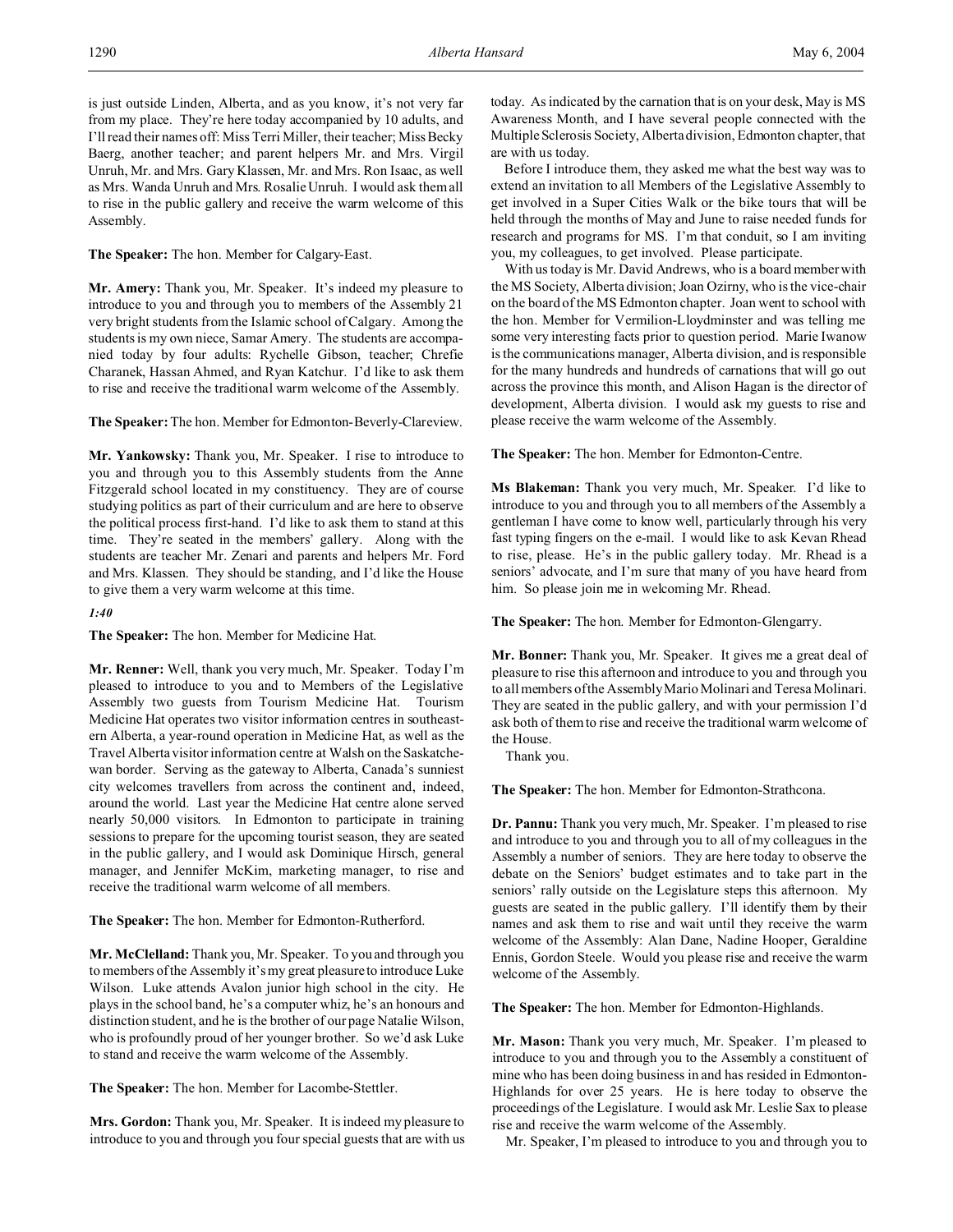is just outside Linden, Alberta, and as you know, it's not very far from my place. They're here today accompanied by 10 adults, and I'll read their names off: Miss Terri Miller, their teacher; Miss Becky Baerg, another teacher; and parent helpers Mr. and Mrs. Virgil Unruh, Mr. and Mrs. Gary Klassen, Mr. and Mrs. Ron Isaac, as well as Mrs. Wanda Unruh and Mrs. Rosalie Unruh. I would ask them all to rise in the public gallery and receive the warm welcome of this Assembly.

**The Speaker:** The hon. Member for Calgary-East.

**Mr. Amery:** Thank you, Mr. Speaker. It's indeed my pleasure to introduce to you and through you to members of the Assembly 21 very bright students from the Islamic school of Calgary. Among the students is my own niece, Samar Amery. The students are accompanied today by four adults: Rychelle Gibson, teacher; Chrefie Charanek, Hassan Ahmed, and Ryan Katchur. I'd like to ask them to rise and receive the traditional warm welcome of the Assembly.

**The Speaker:** The hon. Member for Edmonton-Beverly-Clareview.

**Mr. Yankowsky:** Thank you, Mr. Speaker. I rise to introduce to you and through you to this Assembly students from the Anne Fitzgerald school located in my constituency. They are of course studying politics as part of their curriculum and are here to observe the political process first-hand. I'd like to ask them to stand at this time. They're seated in the members' gallery. Along with the students are teacher Mr. Zenari and parents and helpers Mr. Ford and Mrs. Klassen. They should be standing, and I'd like the House to give them a very warm welcome at this time.

*1:40*

**The Speaker:** The hon. Member for Medicine Hat.

**Mr. Renner:** Well, thank you very much, Mr. Speaker. Today I'm pleased to introduce to you and to Members of the Legislative Assembly two guests from Tourism Medicine Hat. Tourism Medicine Hat operates two visitor information centres in southeastern Alberta, a year-round operation in Medicine Hat, as well as the Travel Alberta visitor information centre at Walsh on the Saskatchewan border. Serving as the gateway to Alberta, Canada's sunniest city welcomes travellers from across the continent and, indeed, around the world. Last year the Medicine Hat centre alone served nearly 50,000 visitors. In Edmonton to participate in training sessions to prepare for the upcoming tourist season, they are seated in the public gallery, and I would ask Dominique Hirsch, general manager, and Jennifer McKim, marketing manager, to rise and receive the traditional warm welcome of all members.

**The Speaker:** The hon. Member for Edmonton-Rutherford.

**Mr. McClelland:** Thank you, Mr. Speaker. To you and through you to members of the Assembly it's my great pleasure to introduce Luke Wilson. Luke attends Avalon junior high school in the city. He plays in the school band, he's a computer whiz, he's an honours and distinction student, and he is the brother of our page Natalie Wilson, who is profoundly proud of her younger brother. So we'd ask Luke to stand and receive the warm welcome of the Assembly.

**The Speaker:** The hon. Member for Lacombe-Stettler.

**Mrs. Gordon:** Thank you, Mr. Speaker. It is indeed my pleasure to introduce to you and through you four special guests that are with us today. As indicated by the carnation that is on your desk, May is MS Awareness Month, and I have several people connected with the Multiple Sclerosis Society, Alberta division, Edmonton chapter, that are with us today.

Before I introduce them, they asked me what the best way was to extend an invitation to all Members of the Legislative Assembly to get involved in a Super Cities Walk or the bike tours that will be held through the months of May and June to raise needed funds for research and programs for MS. I'm that conduit, so I am inviting you, my colleagues, to get involved. Please participate.

With us today is Mr. David Andrews, who is a board member with the MS Society, Alberta division; Joan Ozirny, who is the vice-chair on the board of the MS Edmonton chapter. Joan went to school with the hon. Member for Vermilion-Lloydminster and was telling me some very interesting facts prior to question period. Marie Iwanow is the communications manager, Alberta division, and is responsible for the many hundreds and hundreds of carnations that will go out across the province this month, and Alison Hagan is the director of development, Alberta division. I would ask my guests to rise and please receive the warm welcome of the Assembly.

**The Speaker:** The hon. Member for Edmonton-Centre.

**Ms Blakeman:** Thank you very much, Mr. Speaker. I'd like to introduce to you and through you to all members of the Assembly a gentleman I have come to know well, particularly through his very fast typing fingers on the e-mail. I would like to ask Kevan Rhead to rise, please. He's in the public gallery today. Mr. Rhead is a seniors' advocate, and I'm sure that many of you have heard from him. So please join me in welcoming Mr. Rhead.

**The Speaker:** The hon. Member for Edmonton-Glengarry.

**Mr. Bonner:** Thank you, Mr. Speaker. It gives me a great deal of pleasure to rise this afternoon and introduce to you and through you to all members of the Assembly Mario Molinari and Teresa Molinari. They are seated in the public gallery, and with your permission I'd ask both of them to rise and receive the traditional warm welcome of the House.

Thank you.

**The Speaker:** The hon. Member for Edmonton-Strathcona.

**Dr. Pannu:** Thank you very much, Mr. Speaker. I'm pleased to rise and introduce to you and through you to all of my colleagues in the Assembly a number of seniors. They are here today to observe the debate on the Seniors' budget estimates and to take part in the seniors' rally outside on the Legislature steps this afternoon. My guests are seated in the public gallery. I'll identify them by their names and ask them to rise and wait until they receive the warm welcome of the Assembly: Alan Dane, Nadine Hooper, Geraldine Ennis, Gordon Steele. Would you please rise and receive the warm welcome of the Assembly.

**The Speaker:** The hon. Member for Edmonton-Highlands.

**Mr. Mason:** Thank you very much, Mr. Speaker. I'm pleased to introduce to you and through you to the Assembly a constituent of mine who has been doing business in and has resided in Edmonton-Highlands for over 25 years. He is here today to observe the proceedings of the Legislature. I would ask Mr. Leslie Sax to please rise and receive the warm welcome of the Assembly.

Mr. Speaker, I'm pleased to introduce to you and through you to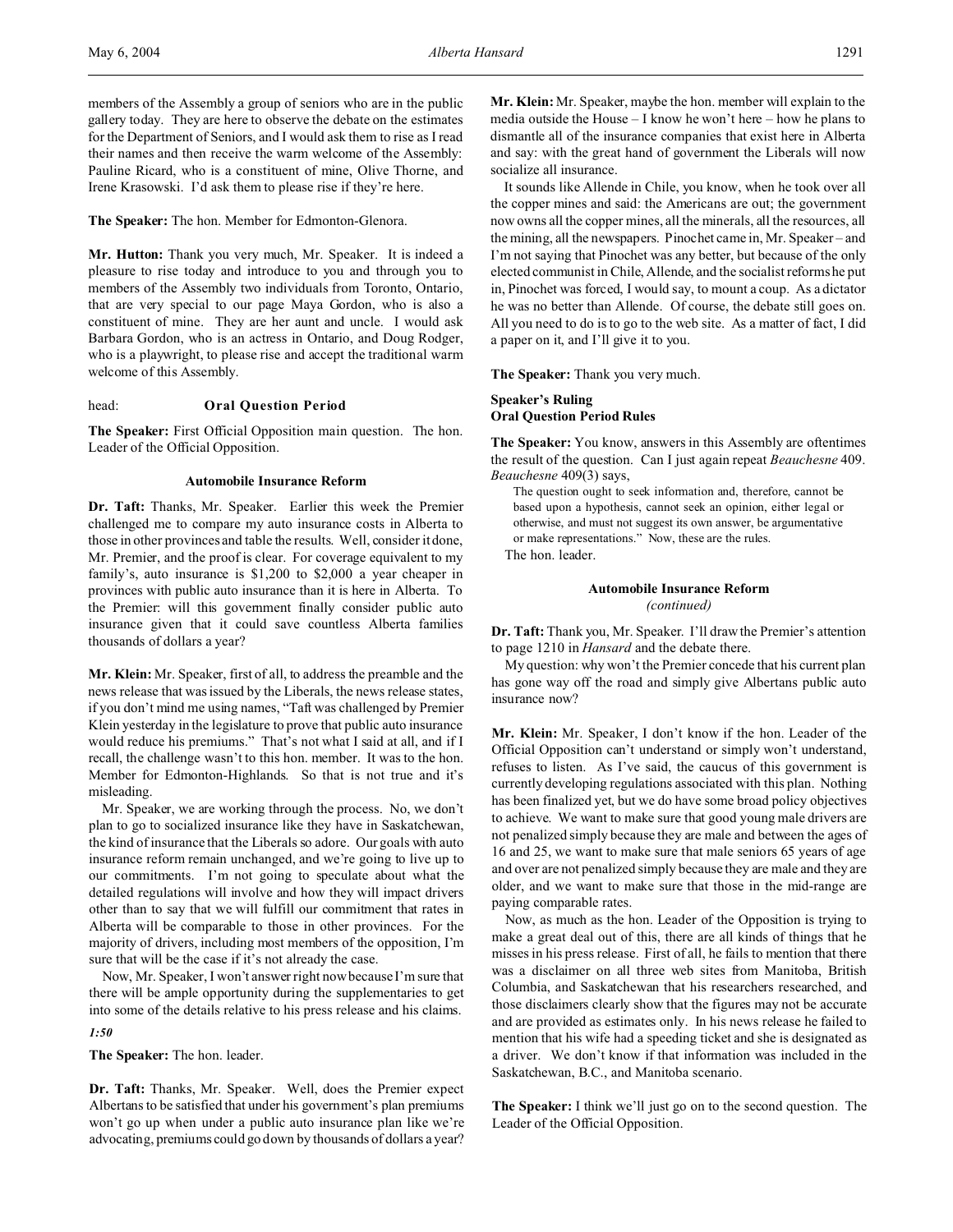members of the Assembly a group of seniors who are in the public gallery today. They are here to observe the debate on the estimates for the Department of Seniors, and I would ask them to rise as I read their names and then receive the warm welcome of the Assembly: Pauline Ricard, who is a constituent of mine, Olive Thorne, and Irene Krasowski. I'd ask them to please rise if they're here.

**The Speaker:** The hon. Member for Edmonton-Glenora.

**Mr. Hutton:** Thank you very much, Mr. Speaker. It is indeed a pleasure to rise today and introduce to you and through you to members of the Assembly two individuals from Toronto, Ontario, that are very special to our page Maya Gordon, who is also a constituent of mine. They are her aunt and uncle. I would ask Barbara Gordon, who is an actress in Ontario, and Doug Rodger, who is a playwright, to please rise and accept the traditional warm welcome of this Assembly.

head: **Oral Question Period**

**The Speaker:** First Official Opposition main question. The hon. Leader of the Official Opposition.

### Automobile Insurance Reform

**Dr. Taft:** Thanks, Mr. Speaker. Earlier this week the Premier challenged me to compare my auto insurance costs in Alberta to those in other provinces and table the results. Well, consider it done, Mr. Premier, and the proof is clear. For coverage equivalent to my family's, auto insurance is $1,200 to $2,000 a year cheaper in provinces with public auto insurance than it is here in Alberta. To the Premier: will this government finally consider public auto insurance given that it could save countless Alberta families thousands of dollars a year?

**Mr. Klein:** Mr. Speaker, first of all, to address the preamble and the news release that was issued by the Liberals, the news release states, if you don't mind me using names, "Taft was challenged by Premier Klein yesterday in the legislature to prove that public auto insurance would reduce his premiums." That's not what I said at all, and if I recall, the challenge wasn't to this hon. member. It was to the hon. Member for Edmonton-Highlands. So that is not true and it's misleading.

Mr. Speaker, we are working through the process. No, we don't plan to go to socialized insurance like they have in Saskatchewan, the kind of insurance that the Liberals so adore. Our goals with auto insurance reform remain unchanged, and we're going to live up to our commitments. I'm not going to speculate about what the detailed regulations will involve and how they will impact drivers other than to say that we will fulfill our commitment that rates in Alberta will be comparable to those in other provinces. For the majority of drivers, including most members of the opposition, I'm sure that will be the case if it's not already the case.

Now, Mr. Speaker, I won't answer right now because I'm sure that there will be ample opportunity during the supplementaries to get into some of the details relative to his press release and his claims.

*1:50*

**The Speaker:** The hon. leader.

**Dr. Taft:** Thanks, Mr. Speaker. Well, does the Premier expect Albertans to be satisfied that under his government's plan premiums won't go up when under a public auto insurance plan like we're advocating, premiums could go down by thousands of dollars a year?

**Mr. Klein:** Mr. Speaker, maybe the hon. member will explain to the media outside the House – I know he won't here – how he plans to dismantle all of the insurance companies that exist here in Alberta and say: with the great hand of government the Liberals will now socialize all insurance.

It sounds like Allende in Chile, you know, when he took over all the copper mines and said: the Americans are out; the government now owns all the copper mines, all the minerals, all the resources, all the mining, all the newspapers. Pinochet came in, Mr. Speaker – and I'm not saying that Pinochet was any better, but because of the only elected communist in Chile, Allende, and the socialist reforms he put in, Pinochet was forced, I would say, to mount a coup. As a dictator he was no better than Allende. Of course, the debate still goes on. All you need to do is to go to the web site. As a matter of fact, I did a paper on it, and I'll give it to you.

**The Speaker:** Thank you very much.

### Speaker's Ruling
### Oral Question Period Rules

**The Speaker:** You know, answers in this Assembly are oftentimes the result of the question. Can I just again repeat *Beauchesne* 409. *Beauchesne* 409(3) says,

> The question ought to seek information and, therefore, cannot be based upon a hypothesis, cannot seek an opinion, either legal or otherwise, and must not suggest its own answer, be argumentative or make representations." Now, these are the rules.

The hon. leader.

### Automobile Insurance Reform
*(continued)*

**Dr. Taft:** Thank you, Mr. Speaker. I'll draw the Premier's attention to page 1210 in *Hansard* and the debate there.

My question: why won't the Premier concede that his current plan has gone way off the road and simply give Albertans public auto insurance now?

**Mr. Klein:** Mr. Speaker, I don't know if the hon. Leader of the Official Opposition can't understand or simply won't understand, refuses to listen. As I've said, the caucus of this government is currently developing regulations associated with this plan. Nothing has been finalized yet, but we do have some broad policy objectives to achieve. We want to make sure that good young male drivers are not penalized simply because they are male and between the ages of 16 and 25, we want to make sure that male seniors 65 years of age and over are not penalized simply because they are male and they are older, and we want to make sure that those in the mid-range are paying comparable rates.

Now, as much as the hon. Leader of the Opposition is trying to make a great deal out of this, there are all kinds of things that he misses in his press release. First of all, he fails to mention that there was a disclaimer on all three web sites from Manitoba, British Columbia, and Saskatchewan that his researchers researched, and those disclaimers clearly show that the figures may not be accurate and are provided as estimates only. In his news release he failed to mention that his wife had a speeding ticket and she is designated as a driver. We don't know if that information was included in the Saskatchewan, B.C., and Manitoba scenario.

**The Speaker:** I think we'll just go on to the second question. The Leader of the Official Opposition.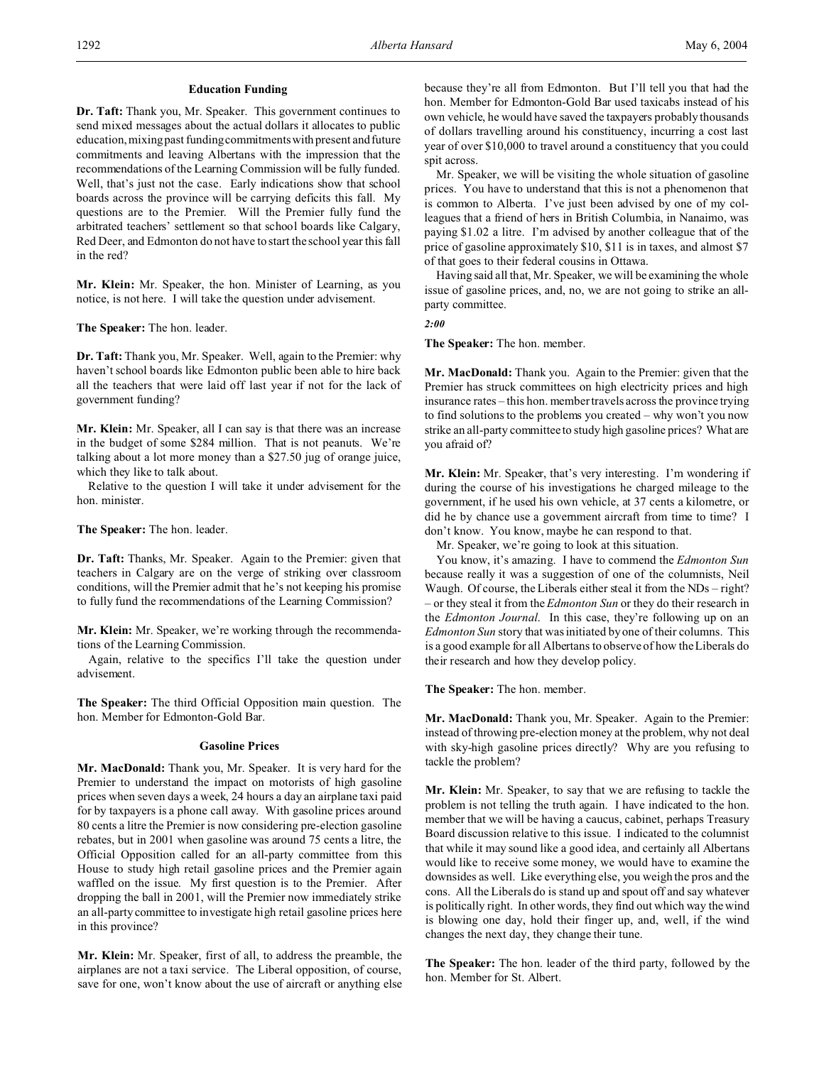### Education Funding

**Dr. Taft:** Thank you, Mr. Speaker. This government continues to send mixed messages about the actual dollars it allocates to public education, mixing past funding commitments with present and future commitments and leaving Albertans with the impression that the recommendations of the Learning Commission will be fully funded. Well, that's just not the case. Early indications show that school boards across the province will be carrying deficits this fall. My questions are to the Premier. Will the Premier fully fund the arbitrated teachers' settlement so that school boards like Calgary, Red Deer, and Edmonton do not have to start the school year this fall in the red?

**Mr. Klein:** Mr. Speaker, the hon. Minister of Learning, as you notice, is not here. I will take the question under advisement.

**The Speaker:** The hon. leader.

**Dr. Taft:** Thank you, Mr. Speaker. Well, again to the Premier: why haven't school boards like Edmonton public been able to hire back all the teachers that were laid off last year if not for the lack of government funding?

**Mr. Klein:** Mr. Speaker, all I can say is that there was an increase in the budget of some $284 million. That is not peanuts. We're talking about a lot more money than a $27.50 jug of orange juice, which they like to talk about.

Relative to the question I will take it under advisement for the hon. minister.

**The Speaker:** The hon. leader.

**Dr. Taft:** Thanks, Mr. Speaker. Again to the Premier: given that teachers in Calgary are on the verge of striking over classroom conditions, will the Premier admit that he's not keeping his promise to fully fund the recommendations of the Learning Commission?

**Mr. Klein:** Mr. Speaker, we're working through the recommendations of the Learning Commission.

Again, relative to the specifics I'll take the question under advisement.

**The Speaker:** The third Official Opposition main question. The hon. Member for Edmonton-Gold Bar.

### Gasoline Prices

**Mr. MacDonald:** Thank you, Mr. Speaker. It is very hard for the Premier to understand the impact on motorists of high gasoline prices when seven days a week, 24 hours a day an airplane taxi paid for by taxpayers is a phone call away. With gasoline prices around 80 cents a litre the Premier is now considering pre-election gasoline rebates, but in 2001 when gasoline was around 75 cents a litre, the Official Opposition called for an all-party committee from this House to study high retail gasoline prices and the Premier again waffled on the issue. My first question is to the Premier. After dropping the ball in 2001, will the Premier now immediately strike an all-party committee to investigate high retail gasoline prices here in this province?

**Mr. Klein:** Mr. Speaker, first of all, to address the preamble, the airplanes are not a taxi service. The Liberal opposition, of course, save for one, won't know about the use of aircraft or anything else because they're all from Edmonton. But I'll tell you that had the hon. Member for Edmonton-Gold Bar used taxicabs instead of his own vehicle, he would have saved the taxpayers probably thousands of dollars travelling around his constituency, incurring a cost last year of over $10,000 to travel around a constituency that you could spit across.

Mr. Speaker, we will be visiting the whole situation of gasoline prices. You have to understand that this is not a phenomenon that is common to Alberta. I've just been advised by one of my colleagues that a friend of hers in British Columbia, in Nanaimo, was paying $1.02 a litre. I'm advised by another colleague that of the price of gasoline approximately $10, $11 is in taxes, and almost $7 of that goes to their federal cousins in Ottawa.

Having said all that, Mr. Speaker, we will be examining the whole issue of gasoline prices, and, no, we are not going to strike an all-party committee.

*2:00*

**The Speaker:** The hon. member.

**Mr. MacDonald:** Thank you. Again to the Premier: given that the Premier has struck committees on high electricity prices and high insurance rates – this hon. member travels across the province trying to find solutions to the problems you created – why won't you now strike an all-party committee to study high gasoline prices? What are you afraid of?

**Mr. Klein:** Mr. Speaker, that's very interesting. I'm wondering if during the course of his investigations he charged mileage to the government, if he used his own vehicle, at 37 cents a kilometre, or did he by chance use a government aircraft from time to time? I don't know. You know, maybe he can respond to that.

Mr. Speaker, we're going to look at this situation.

You know, it's amazing. I have to commend the *Edmonton Sun* because really it was a suggestion of one of the columnists, Neil Waugh. Of course, the Liberals either steal it from the NDs – right? – or they steal it from the *Edmonton Sun* or they do their research in the *Edmonton Journal*. In this case, they're following up on an *Edmonton Sun* story that was initiated by one of their columns. This is a good example for all Albertans to observe of how the Liberals do their research and how they develop policy.

**The Speaker:** The hon. member.

**Mr. MacDonald:** Thank you, Mr. Speaker. Again to the Premier: instead of throwing pre-election money at the problem, why not deal with sky-high gasoline prices directly? Why are you refusing to tackle the problem?

**Mr. Klein:** Mr. Speaker, to say that we are refusing to tackle the problem is not telling the truth again. I have indicated to the hon. member that we will be having a caucus, cabinet, perhaps Treasury Board discussion relative to this issue. I indicated to the columnist that while it may sound like a good idea, and certainly all Albertans would like to receive some money, we would have to examine the downsides as well. Like everything else, you weigh the pros and the cons. All the Liberals do is stand up and spout off and say whatever is politically right. In other words, they find out which way the wind is blowing one day, hold their finger up, and, well, if the wind changes the next day, they change their tune.

**The Speaker:** The hon. leader of the third party, followed by the hon. Member for St. Albert.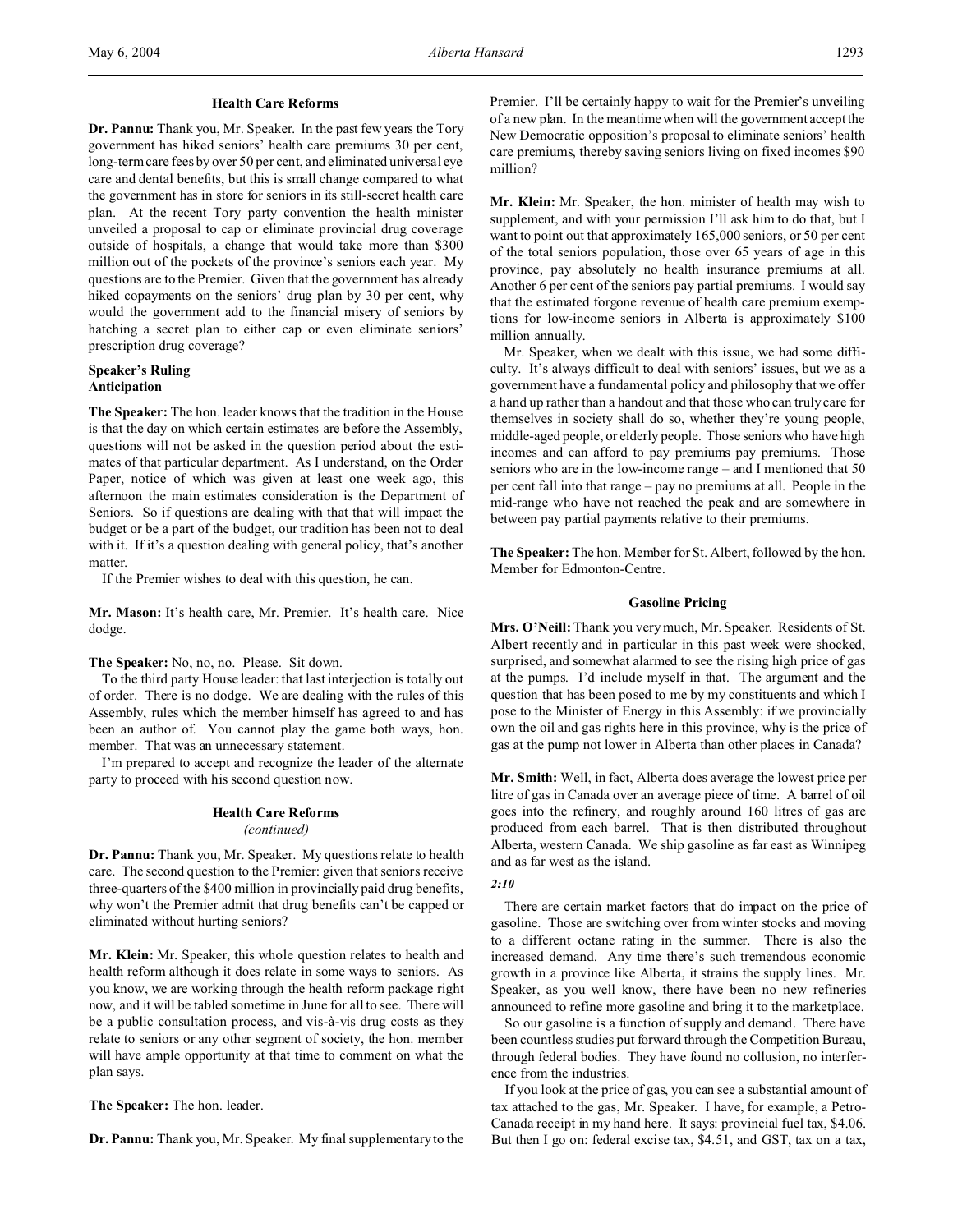### Health Care Reforms

**Dr. Pannu:** Thank you, Mr. Speaker. In the past few years the Tory government has hiked seniors' health care premiums 30 per cent, long-term care fees by over 50 per cent, and eliminated universal eye care and dental benefits, but this is small change compared to what the government has in store for seniors in its still-secret health care plan. At the recent Tory party convention the health minister unveiled a proposal to cap or eliminate provincial drug coverage outside of hospitals, a change that would take more than $300 million out of the pockets of the province's seniors each year. My questions are to the Premier. Given that the government has already hiked copayments on the seniors' drug plan by 30 per cent, why would the government add to the financial misery of seniors by hatching a secret plan to either cap or even eliminate seniors' prescription drug coverage?

### Speaker's Ruling
### Anticipation

**The Speaker:** The hon. leader knows that the tradition in the House is that the day on which certain estimates are before the Assembly, questions will not be asked in the question period about the estimates of that particular department. As I understand, on the Order Paper, notice of which was given at least one week ago, this afternoon the main estimates consideration is the Department of Seniors. So if questions are dealing with that that will impact the budget or be a part of the budget, our tradition has been not to deal with it. If it's a question dealing with general policy, that's another matter.

If the Premier wishes to deal with this question, he can.

**Mr. Mason:** It's health care, Mr. Premier. It's health care. Nice dodge.

**The Speaker:** No, no, no. Please. Sit down.

To the third party House leader: that last interjection is totally out of order. There is no dodge. We are dealing with the rules of this Assembly, rules which the member himself has agreed to and has been an author of. You cannot play the game both ways, hon. member. That was an unnecessary statement.

I'm prepared to accept and recognize the leader of the alternate party to proceed with his second question now.

### Health Care Reforms
*(continued)*

**Dr. Pannu:** Thank you, Mr. Speaker. My questions relate to health care. The second question to the Premier: given that seniors receive three-quarters of the $400 million in provincially paid drug benefits, why won't the Premier admit that drug benefits can't be capped or eliminated without hurting seniors?

**Mr. Klein:** Mr. Speaker, this whole question relates to health and health reform although it does relate in some ways to seniors. As you know, we are working through the health reform package right now, and it will be tabled sometime in June for all to see. There will be a public consultation process, and vis-à-vis drug costs as they relate to seniors or any other segment of society, the hon. member will have ample opportunity at that time to comment on what the plan says.

**The Speaker:** The hon. leader.

**Dr. Pannu:** Thank you, Mr. Speaker. My final supplementary to the Premier. I'll be certainly happy to wait for the Premier's unveiling of a new plan. In the meantime when will the government accept the New Democratic opposition's proposal to eliminate seniors' health care premiums, thereby saving seniors living on fixed incomes $90 million?

**Mr. Klein:** Mr. Speaker, the hon. minister of health may wish to supplement, and with your permission I'll ask him to do that, but I want to point out that approximately 165,000 seniors, or 50 per cent of the total seniors population, those over 65 years of age in this province, pay absolutely no health insurance premiums at all. Another 6 per cent of the seniors pay partial premiums. I would say that the estimated forgone revenue of health care premium exemptions for low-income seniors in Alberta is approximately $100 million annually.

Mr. Speaker, when we dealt with this issue, we had some difficulty. It's always difficult to deal with seniors' issues, but we as a government have a fundamental policy and philosophy that we offer a hand up rather than a handout and that those who can truly care for themselves in society shall do so, whether they're young people, middle-aged people, or elderly people. Those seniors who have high incomes and can afford to pay premiums pay premiums. Those seniors who are in the low-income range – and I mentioned that 50 per cent fall into that range – pay no premiums at all. People in the mid-range who have not reached the peak and are somewhere in between pay partial payments relative to their premiums.

**The Speaker:** The hon. Member for St. Albert, followed by the hon. Member for Edmonton-Centre.

### Gasoline Pricing

**Mrs. O'Neill:** Thank you very much, Mr. Speaker. Residents of St. Albert recently and in particular in this past week were shocked, surprised, and somewhat alarmed to see the rising high price of gas at the pumps. I'd include myself in that. The argument and the question that has been posed to me by my constituents and which I pose to the Minister of Energy in this Assembly: if we provincially own the oil and gas rights here in this province, why is the price of gas at the pump not lower in Alberta than other places in Canada?

**Mr. Smith:** Well, in fact, Alberta does average the lowest price per litre of gas in Canada over an average piece of time. A barrel of oil goes into the refinery, and roughly around 160 litres of gas are produced from each barrel. That is then distributed throughout Alberta, western Canada. We ship gasoline as far east as Winnipeg and as far west as the island.

*2:10*

There are certain market factors that do impact on the price of gasoline. Those are switching over from winter stocks and moving to a different octane rating in the summer. There is also the increased demand. Any time there's such tremendous economic growth in a province like Alberta, it strains the supply lines. Mr. Speaker, as you well know, there have been no new refineries announced to refine more gasoline and bring it to the marketplace.

So our gasoline is a function of supply and demand. There have been countless studies put forward through the Competition Bureau, through federal bodies. They have found no collusion, no interference from the industries.

If you look at the price of gas, you can see a substantial amount of tax attached to the gas, Mr. Speaker. I have, for example, a Petro-Canada receipt in my hand here. It says: provincial fuel tax, $4.06. But then I go on: federal excise tax, $4.51, and GST, tax on a tax,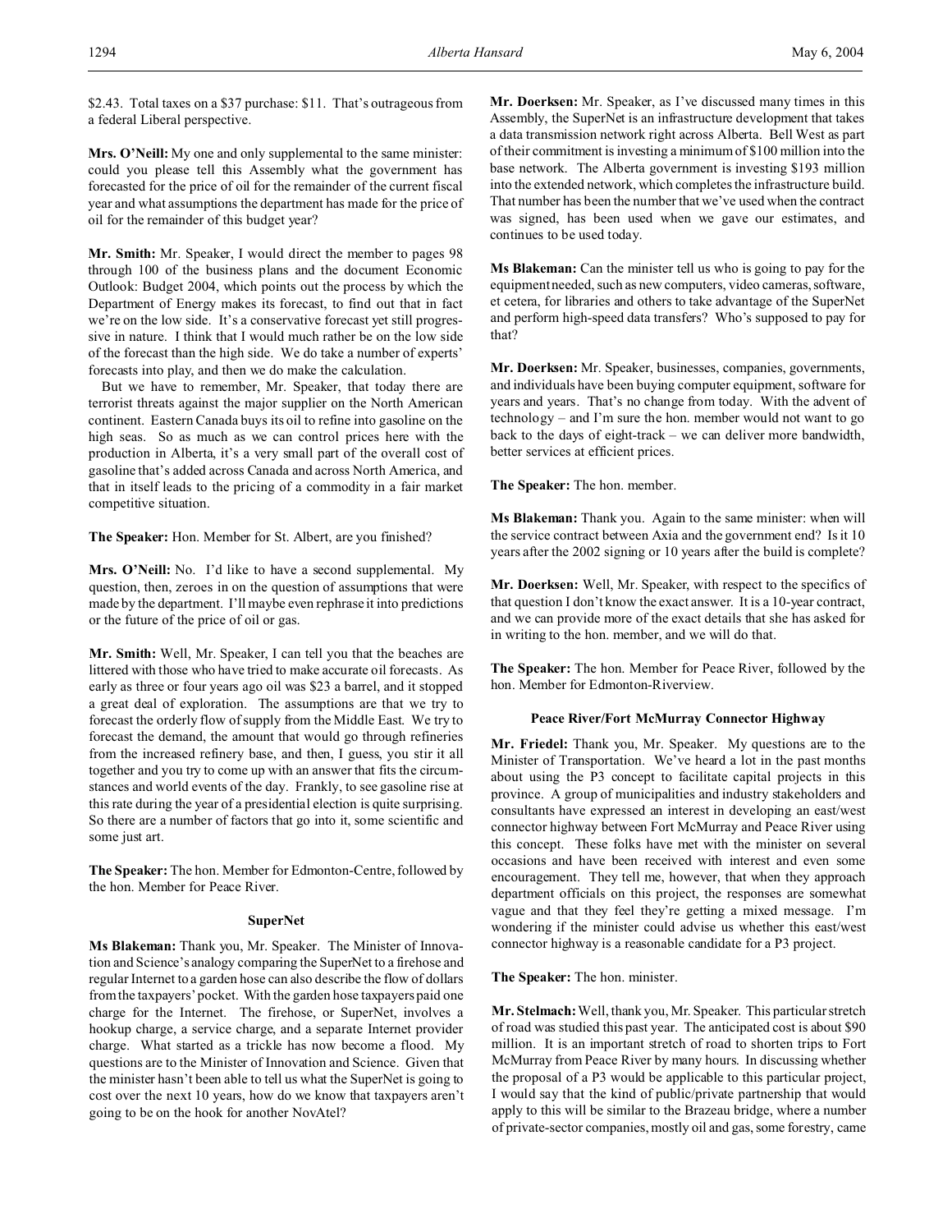$2.43. Total taxes on a $37 purchase: $11. That's outrageous from a federal Liberal perspective.

**Mrs. O'Neill:** My one and only supplemental to the same minister: could you please tell this Assembly what the government has forecasted for the price of oil for the remainder of the current fiscal year and what assumptions the department has made for the price of oil for the remainder of this budget year?

**Mr. Smith:** Mr. Speaker, I would direct the member to pages 98 through 100 of the business plans and the document Economic Outlook: Budget 2004, which points out the process by which the Department of Energy makes its forecast, to find out that in fact we're on the low side. It's a conservative forecast yet still progressive in nature. I think that I would much rather be on the low side of the forecast than the high side. We do take a number of experts' forecasts into play, and then we do make the calculation.

But we have to remember, Mr. Speaker, that today there are terrorist threats against the major supplier on the North American continent. Eastern Canada buys its oil to refine into gasoline on the high seas. So as much as we can control prices here with the production in Alberta, it's a very small part of the overall cost of gasoline that's added across Canada and across North America, and that in itself leads to the pricing of a commodity in a fair market competitive situation.

**The Speaker:** Hon. Member for St. Albert, are you finished?

**Mrs. O'Neill:** No. I'd like to have a second supplemental. My question, then, zeroes in on the question of assumptions that were made by the department. I'll maybe even rephrase it into predictions or the future of the price of oil or gas.

**Mr. Smith:** Well, Mr. Speaker, I can tell you that the beaches are littered with those who have tried to make accurate oil forecasts. As early as three or four years ago oil was $23 a barrel, and it stopped a great deal of exploration. The assumptions are that we try to forecast the orderly flow of supply from the Middle East. We try to forecast the demand, the amount that would go through refineries from the increased refinery base, and then, I guess, you stir it all together and you try to come up with an answer that fits the circumstances and world events of the day. Frankly, to see gasoline rise at this rate during the year of a presidential election is quite surprising. So there are a number of factors that go into it, some scientific and some just art.

**The Speaker:** The hon. Member for Edmonton-Centre, followed by the hon. Member for Peace River.

### SuperNet

**Ms Blakeman:** Thank you, Mr. Speaker. The Minister of Innovation and Science's analogy comparing the SuperNet to a firehose and regular Internet to a garden hose can also describe the flow of dollars from the taxpayers' pocket. With the garden hose taxpayers paid one charge for the Internet. The firehose, or SuperNet, involves a hookup charge, a service charge, and a separate Internet provider charge. What started as a trickle has now become a flood. My questions are to the Minister of Innovation and Science. Given that the minister hasn't been able to tell us what the SuperNet is going to cost over the next 10 years, how do we know that taxpayers aren't going to be on the hook for another NovAtel?

**Mr. Doerksen:** Mr. Speaker, as I've discussed many times in this Assembly, the SuperNet is an infrastructure development that takes a data transmission network right across Alberta. Bell West as part of their commitment is investing a minimum of $100 million into the base network. The Alberta government is investing $193 million into the extended network, which completes the infrastructure build. That number has been the number that we've used when the contract was signed, has been used when we gave our estimates, and continues to be used today.

**Ms Blakeman:** Can the minister tell us who is going to pay for the equipment needed, such as new computers, video cameras, software, et cetera, for libraries and others to take advantage of the SuperNet and perform high-speed data transfers? Who's supposed to pay for that?

**Mr. Doerksen:** Mr. Speaker, businesses, companies, governments, and individuals have been buying computer equipment, software for years and years. That's no change from today. With the advent of technology – and I'm sure the hon. member would not want to go back to the days of eight-track – we can deliver more bandwidth, better services at efficient prices.

**The Speaker:** The hon. member.

**Ms Blakeman:** Thank you. Again to the same minister: when will the service contract between Axia and the government end? Is it 10 years after the 2002 signing or 10 years after the build is complete?

**Mr. Doerksen:** Well, Mr. Speaker, with respect to the specifics of that question I don't know the exact answer. It is a 10-year contract, and we can provide more of the exact details that she has asked for in writing to the hon. member, and we will do that.

**The Speaker:** The hon. Member for Peace River, followed by the hon. Member for Edmonton-Riverview.

### Peace River/Fort McMurray Connector Highway

**Mr. Friedel:** Thank you, Mr. Speaker. My questions are to the Minister of Transportation. We've heard a lot in the past months about using the P3 concept to facilitate capital projects in this province. A group of municipalities and industry stakeholders and consultants have expressed an interest in developing an east/west connector highway between Fort McMurray and Peace River using this concept. These folks have met with the minister on several occasions and have been received with interest and even some encouragement. They tell me, however, that when they approach department officials on this project, the responses are somewhat vague and that they feel they're getting a mixed message. I'm wondering if the minister could advise us whether this east/west connector highway is a reasonable candidate for a P3 project.

**The Speaker:** The hon. minister.

**Mr. Stelmach:** Well, thank you, Mr. Speaker. This particular stretch of road was studied this past year. The anticipated cost is about $90 million. It is an important stretch of road to shorten trips to Fort McMurray from Peace River by many hours. In discussing whether the proposal of a P3 would be applicable to this particular project, I would say that the kind of public/private partnership that would apply to this will be similar to the Brazeau bridge, where a number of private-sector companies, mostly oil and gas, some forestry, came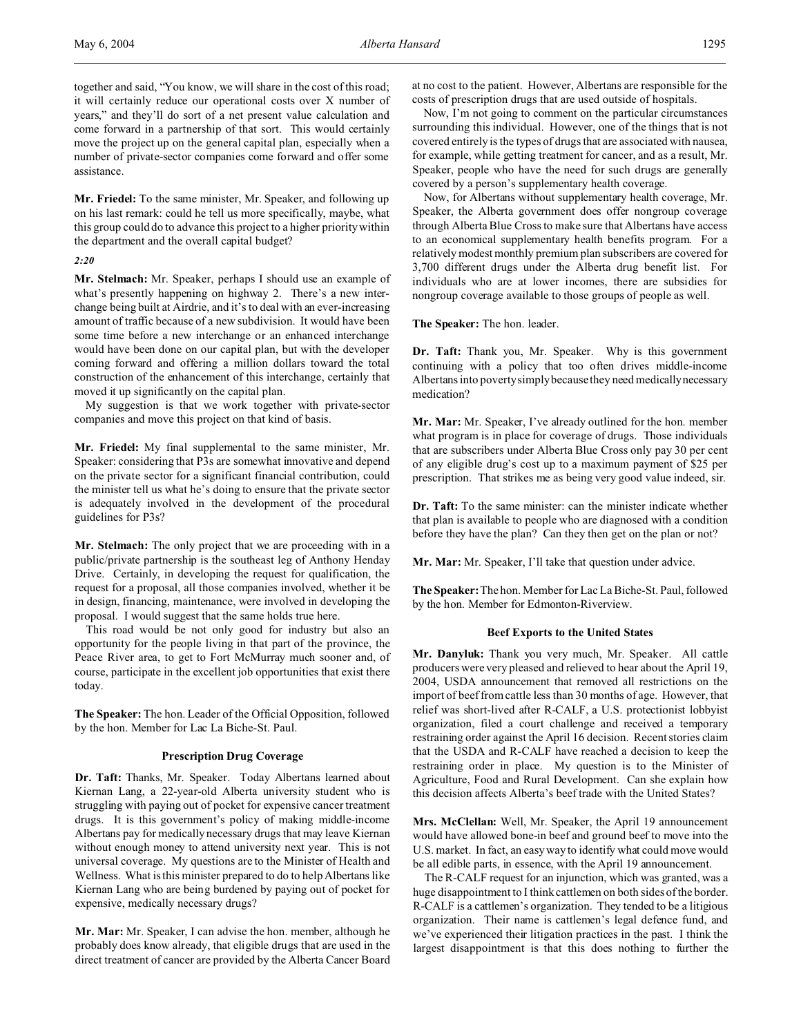together and said, "You know, we will share in the cost of this road; it will certainly reduce our operational costs over X number of years," and they'll do sort of a net present value calculation and come forward in a partnership of that sort. This would certainly move the project up on the general capital plan, especially when a number of private-sector companies come forward and offer some assistance.

**Mr. Friedel:** To the same minister, Mr. Speaker, and following up on his last remark: could he tell us more specifically, maybe, what this group could do to advance this project to a higher priority within the department and the overall capital budget?

*2:20*

**Mr. Stelmach:** Mr. Speaker, perhaps I should use an example of what's presently happening on highway 2. There's a new interchange being built at Airdrie, and it's to deal with an ever-increasing amount of traffic because of a new subdivision. It would have been some time before a new interchange or an enhanced interchange would have been done on our capital plan, but with the developer coming forward and offering a million dollars toward the total construction of the enhancement of this interchange, certainly that moved it up significantly on the capital plan.

My suggestion is that we work together with private-sector companies and move this project on that kind of basis.

**Mr. Friedel:** My final supplemental to the same minister, Mr. Speaker: considering that P3s are somewhat innovative and depend on the private sector for a significant financial contribution, could the minister tell us what he's doing to ensure that the private sector is adequately involved in the development of the procedural guidelines for P3s?

**Mr. Stelmach:** The only project that we are proceeding with in a public/private partnership is the southeast leg of Anthony Henday Drive. Certainly, in developing the request for qualification, the request for a proposal, all those companies involved, whether it be in design, financing, maintenance, were involved in developing the proposal. I would suggest that the same holds true here.

This road would be not only good for industry but also an opportunity for the people living in that part of the province, the Peace River area, to get to Fort McMurray much sooner and, of course, participate in the excellent job opportunities that exist there today.

**The Speaker:** The hon. Leader of the Official Opposition, followed by the hon. Member for Lac La Biche-St. Paul.

### Prescription Drug Coverage

**Dr. Taft:** Thanks, Mr. Speaker. Today Albertans learned about Kiernan Lang, a 22-year-old Alberta university student who is struggling with paying out of pocket for expensive cancer treatment drugs. It is this government's policy of making middle-income Albertans pay for medically necessary drugs that may leave Kiernan without enough money to attend university next year. This is not universal coverage. My questions are to the Minister of Health and Wellness. What is this minister prepared to do to help Albertans like Kiernan Lang who are being burdened by paying out of pocket for expensive, medically necessary drugs?

**Mr. Mar:** Mr. Speaker, I can advise the hon. member, although he probably does know already, that eligible drugs that are used in the direct treatment of cancer are provided by the Alberta Cancer Board at no cost to the patient. However, Albertans are responsible for the costs of prescription drugs that are used outside of hospitals.

Now, I'm not going to comment on the particular circumstances surrounding this individual. However, one of the things that is not covered entirely is the types of drugs that are associated with nausea, for example, while getting treatment for cancer, and as a result, Mr. Speaker, people who have the need for such drugs are generally covered by a person's supplementary health coverage.

Now, for Albertans without supplementary health coverage, Mr. Speaker, the Alberta government does offer nongroup coverage through Alberta Blue Cross to make sure that Albertans have access to an economical supplementary health benefits program. For a relatively modest monthly premium plan subscribers are covered for 3,700 different drugs under the Alberta drug benefit list. For individuals who are at lower incomes, there are subsidies for nongroup coverage available to those groups of people as well.

**The Speaker:** The hon. leader.

**Dr. Taft:** Thank you, Mr. Speaker. Why is this government continuing with a policy that too often drives middle-income Albertans into poverty simply because they need medically necessary medication?

**Mr. Mar:** Mr. Speaker, I've already outlined for the hon. member what program is in place for coverage of drugs. Those individuals that are subscribers under Alberta Blue Cross only pay 30 per cent of any eligible drug's cost up to a maximum payment of $25 per prescription. That strikes me as being very good value indeed, sir.

**Dr. Taft:** To the same minister: can the minister indicate whether that plan is available to people who are diagnosed with a condition before they have the plan? Can they then get on the plan or not?

**Mr. Mar:** Mr. Speaker, I'll take that question under advice.

**The Speaker:** The hon. Member for Lac La Biche-St. Paul, followed by the hon. Member for Edmonton-Riverview.

### Beef Exports to the United States

**Mr. Danyluk:** Thank you very much, Mr. Speaker. All cattle producers were very pleased and relieved to hear about the April 19, 2004, USDA announcement that removed all restrictions on the import of beef from cattle less than 30 months of age. However, that relief was short-lived after R-CALF, a U.S. protectionist lobbyist organization, filed a court challenge and received a temporary restraining order against the April 16 decision. Recent stories claim that the USDA and R-CALF have reached a decision to keep the restraining order in place. My question is to the Minister of Agriculture, Food and Rural Development. Can she explain how this decision affects Alberta's beef trade with the United States?

**Mrs. McClellan:** Well, Mr. Speaker, the April 19 announcement would have allowed bone-in beef and ground beef to move into the U.S. market. In fact, an easy way to identify what could move would be all edible parts, in essence, with the April 19 announcement.

The R-CALF request for an injunction, which was granted, was a huge disappointment to I think cattlemen on both sides of the border. R-CALF is a cattlemen's organization. They tended to be a litigious organization. Their name is cattlemen's legal defence fund, and we've experienced their litigation practices in the past. I think the largest disappointment is that this does nothing to further the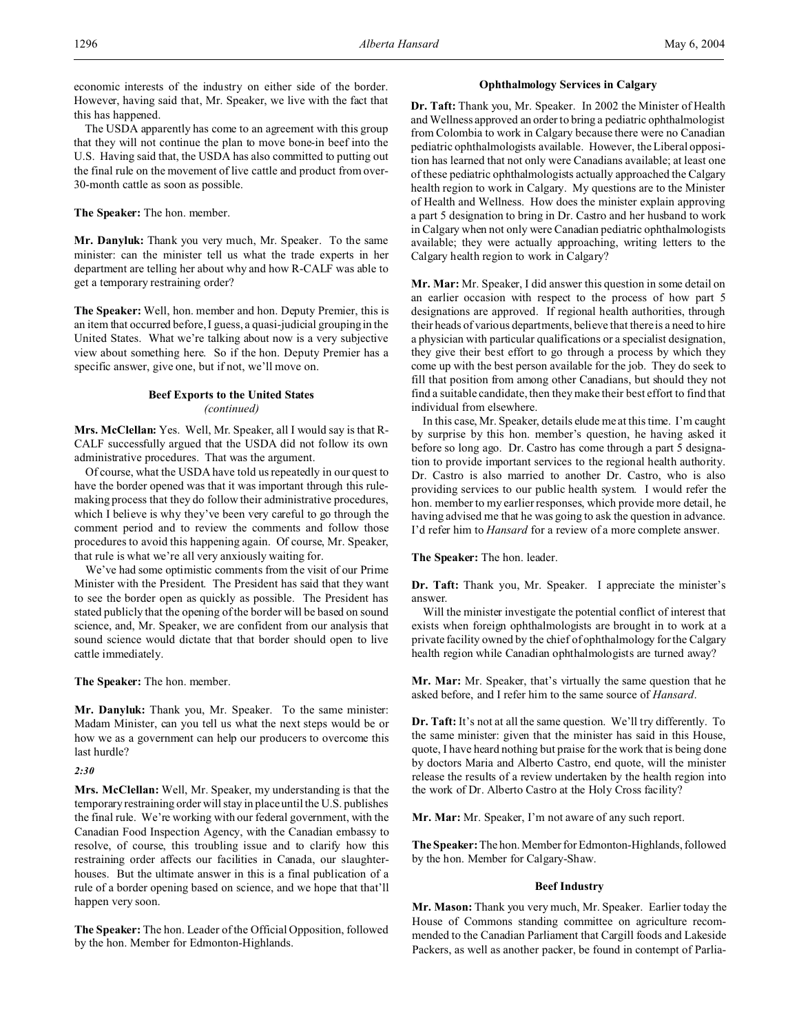economic interests of the industry on either side of the border. However, having said that, Mr. Speaker, we live with the fact that this has happened.

The USDA apparently has come to an agreement with this group that they will not continue the plan to move bone-in beef into the U.S. Having said that, the USDA has also committed to putting out the final rule on the movement of live cattle and product from over-30-month cattle as soon as possible.

**The Speaker:** The hon. member.

**Mr. Danyluk:** Thank you very much, Mr. Speaker. To the same minister: can the minister tell us what the trade experts in her department are telling her about why and how R-CALF was able to get a temporary restraining order?

**The Speaker:** Well, hon. member and hon. Deputy Premier, this is an item that occurred before, I guess, a quasi-judicial grouping in the United States. What we're talking about now is a very subjective view about something here. So if the hon. Deputy Premier has a specific answer, give one, but if not, we'll move on.

### Beef Exports to the United States
*(continued)*

**Mrs. McClellan:** Yes. Well, Mr. Speaker, all I would say is that R-CALF successfully argued that the USDA did not follow its own administrative procedures. That was the argument.

Of course, what the USDA have told us repeatedly in our quest to have the border opened was that it was important through this rule-making process that they do follow their administrative procedures, which I believe is why they've been very careful to go through the comment period and to review the comments and follow those procedures to avoid this happening again. Of course, Mr. Speaker, that rule is what we're all very anxiously waiting for.

We've had some optimistic comments from the visit of our Prime Minister with the President. The President has said that they want to see the border open as quickly as possible. The President has stated publicly that the opening of the border will be based on sound science, and, Mr. Speaker, we are confident from our analysis that sound science would dictate that that border should open to live cattle immediately.

**The Speaker:** The hon. member.

**Mr. Danyluk:** Thank you, Mr. Speaker. To the same minister: Madam Minister, can you tell us what the next steps would be or how we as a government can help our producers to overcome this last hurdle?

*2:30*

**Mrs. McClellan:** Well, Mr. Speaker, my understanding is that the temporary restraining order will stay in place until the U.S. publishes the final rule. We're working with our federal government, with the Canadian Food Inspection Agency, with the Canadian embassy to resolve, of course, this troubling issue and to clarify how this restraining order affects our facilities in Canada, our slaughterhouses. But the ultimate answer in this is a final publication of a rule of a border opening based on science, and we hope that that'll happen very soon.

**The Speaker:** The hon. Leader of the Official Opposition, followed by the hon. Member for Edmonton-Highlands.

### Ophthalmology Services in Calgary

**Dr. Taft:** Thank you, Mr. Speaker. In 2002 the Minister of Health and Wellness approved an order to bring a pediatric ophthalmologist from Colombia to work in Calgary because there were no Canadian pediatric ophthalmologists available. However, the Liberal opposition has learned that not only were Canadians available; at least one of these pediatric ophthalmologists actually approached the Calgary health region to work in Calgary. My questions are to the Minister of Health and Wellness. How does the minister explain approving a part 5 designation to bring in Dr. Castro and her husband to work in Calgary when not only were Canadian pediatric ophthalmologists available; they were actually approaching, writing letters to the Calgary health region to work in Calgary?

**Mr. Mar:** Mr. Speaker, I did answer this question in some detail on an earlier occasion with respect to the process of how part 5 designations are approved. If regional health authorities, through their heads of various departments, believe that there is a need to hire a physician with particular qualifications or a specialist designation, they give their best effort to go through a process by which they come up with the best person available for the job. They do seek to fill that position from among other Canadians, but should they not find a suitable candidate, then they make their best effort to find that individual from elsewhere.

In this case, Mr. Speaker, details elude me at this time. I'm caught by surprise by this hon. member's question, he having asked it before so long ago. Dr. Castro has come through a part 5 designation to provide important services to the regional health authority. Dr. Castro is also married to another Dr. Castro, who is also providing services to our public health system. I would refer the hon. member to my earlier responses, which provide more detail, he having advised me that he was going to ask the question in advance. I'd refer him to *Hansard* for a review of a more complete answer.

**The Speaker:** The hon. leader.

**Dr. Taft:** Thank you, Mr. Speaker. I appreciate the minister's answer.

Will the minister investigate the potential conflict of interest that exists when foreign ophthalmologists are brought in to work at a private facility owned by the chief of ophthalmology for the Calgary health region while Canadian ophthalmologists are turned away?

**Mr. Mar:** Mr. Speaker, that's virtually the same question that he asked before, and I refer him to the same source of *Hansard*.

**Dr. Taft:** It's not at all the same question. We'll try differently. To the same minister: given that the minister has said in this House, quote, I have heard nothing but praise for the work that is being done by doctors Maria and Alberto Castro, end quote, will the minister release the results of a review undertaken by the health region into the work of Dr. Alberto Castro at the Holy Cross facility?

**Mr. Mar:** Mr. Speaker, I'm not aware of any such report.

**The Speaker:** The hon. Member for Edmonton-Highlands, followed by the hon. Member for Calgary-Shaw.

### Beef Industry

**Mr. Mason:** Thank you very much, Mr. Speaker. Earlier today the House of Commons standing committee on agriculture recommended to the Canadian Parliament that Cargill foods and Lakeside Packers, as well as another packer, be found in contempt of Parlia-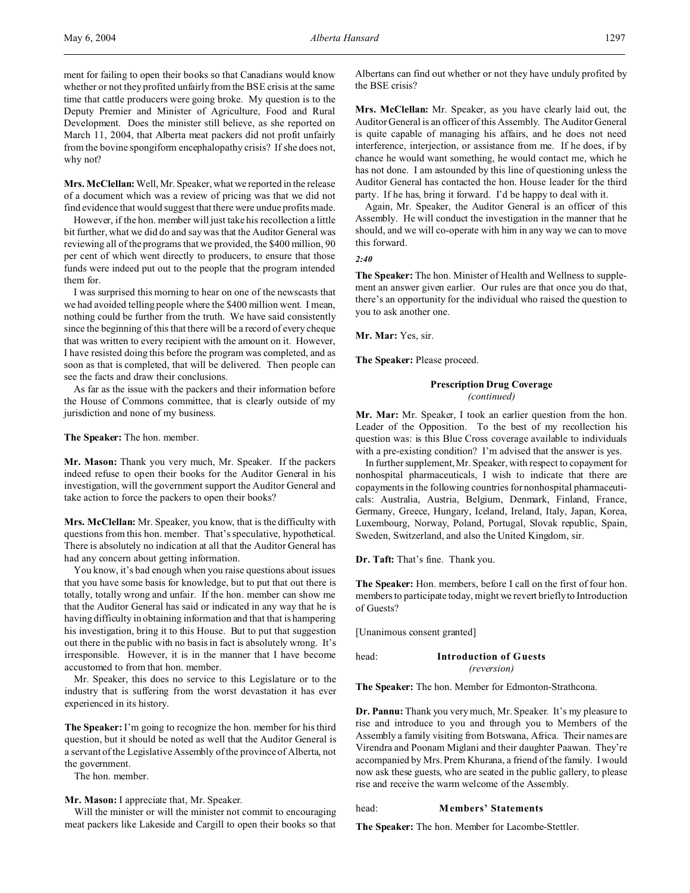ment for failing to open their books so that Canadians would know whether or not they profited unfairly from the BSE crisis at the same time that cattle producers were going broke. My question is to the Deputy Premier and Minister of Agriculture, Food and Rural Development. Does the minister still believe, as she reported on March 11, 2004, that Alberta meat packers did not profit unfairly from the bovine spongiform encephalopathy crisis? If she does not, why not?

**Mrs. McClellan:** Well, Mr. Speaker, what we reported in the release of a document which was a review of pricing was that we did not find evidence that would suggest that there were undue profits made.

However, if the hon. member will just take his recollection a little bit further, what we did do and say was that the Auditor General was reviewing all of the programs that we provided, the $400 million, 90 per cent of which went directly to producers, to ensure that those funds were indeed put out to the people that the program intended them for.

I was surprised this morning to hear on one of the newscasts that we had avoided telling people where the $400 million went. I mean, nothing could be further from the truth. We have said consistently since the beginning of this that there will be a record of every cheque that was written to every recipient with the amount on it. However, I have resisted doing this before the program was completed, and as soon as that is completed, that will be delivered. Then people can see the facts and draw their conclusions.

As far as the issue with the packers and their information before the House of Commons committee, that is clearly outside of my jurisdiction and none of my business.

**The Speaker:** The hon. member.

**Mr. Mason:** Thank you very much, Mr. Speaker. If the packers indeed refuse to open their books for the Auditor General in his investigation, will the government support the Auditor General and take action to force the packers to open their books?

**Mrs. McClellan:** Mr. Speaker, you know, that is the difficulty with questions from this hon. member. That's speculative, hypothetical. There is absolutely no indication at all that the Auditor General has had any concern about getting information.

You know, it's bad enough when you raise questions about issues that you have some basis for knowledge, but to put that out there is totally, totally wrong and unfair. If the hon. member can show me that the Auditor General has said or indicated in any way that he is having difficulty in obtaining information and that that is hampering his investigation, bring it to this House. But to put that suggestion out there in the public with no basis in fact is absolutely wrong. It's irresponsible. However, it is in the manner that I have become accustomed to from that hon. member.

Mr. Speaker, this does no service to this Legislature or to the industry that is suffering from the worst devastation it has ever experienced in its history.

**The Speaker:** I'm going to recognize the hon. member for his third question, but it should be noted as well that the Auditor General is a servant of the Legislative Assembly of the province of Alberta, not the government.

The hon. member.

**Mr. Mason:** I appreciate that, Mr. Speaker.

Will the minister or will the minister not commit to encouraging meat packers like Lakeside and Cargill to open their books so that Albertans can find out whether or not they have unduly profited by the BSE crisis?

**Mrs. McClellan:** Mr. Speaker, as you have clearly laid out, the Auditor General is an officer of this Assembly. The Auditor General is quite capable of managing his affairs, and he does not need interference, interjection, or assistance from me. If he does, if by chance he would want something, he would contact me, which he has not done. I am astounded by this line of questioning unless the Auditor General has contacted the hon. House leader for the third party. If he has, bring it forward. I'd be happy to deal with it.

Again, Mr. Speaker, the Auditor General is an officer of this Assembly. He will conduct the investigation in the manner that he should, and we will co-operate with him in any way we can to move this forward.

*2:40*

**The Speaker:** The hon. Minister of Health and Wellness to supplement an answer given earlier. Our rules are that once you do that, there's an opportunity for the individual who raised the question to you to ask another one.

**Mr. Mar:** Yes, sir.

**The Speaker:** Please proceed.

### Prescription Drug Coverage
*(continued)*

**Mr. Mar:** Mr. Speaker, I took an earlier question from the hon. Leader of the Opposition. To the best of my recollection his question was: is this Blue Cross coverage available to individuals with a pre-existing condition? I'm advised that the answer is yes.

In further supplement, Mr. Speaker, with respect to copayment for nonhospital pharmaceuticals, I wish to indicate that there are copayments in the following countries for nonhospital pharmaceuticals: Australia, Austria, Belgium, Denmark, Finland, France, Germany, Greece, Hungary, Iceland, Ireland, Italy, Japan, Korea, Luxembourg, Norway, Poland, Portugal, Slovak republic, Spain, Sweden, Switzerland, and also the United Kingdom, sir.

**Dr. Taft:** That's fine. Thank you.

**The Speaker:** Hon. members, before I call on the first of four hon. members to participate today, might we revert briefly to Introduction of Guests?

[Unanimous consent granted]

## head: Introduction of Guests
*(reversion)*

**The Speaker:** The hon. Member for Edmonton-Strathcona.

**Dr. Pannu:** Thank you very much, Mr. Speaker. It's my pleasure to rise and introduce to you and through you to Members of the Assembly a family visiting from Botswana, Africa. Their names are Virendra and Poonam Miglani and their daughter Paawan. They're accompanied by Mrs. Prem Khurana, a friend of the family. I would now ask these guests, who are seated in the public gallery, to please rise and receive the warm welcome of the Assembly.

## head: Members' Statements

**The Speaker:** The hon. Member for Lacombe-Stettler.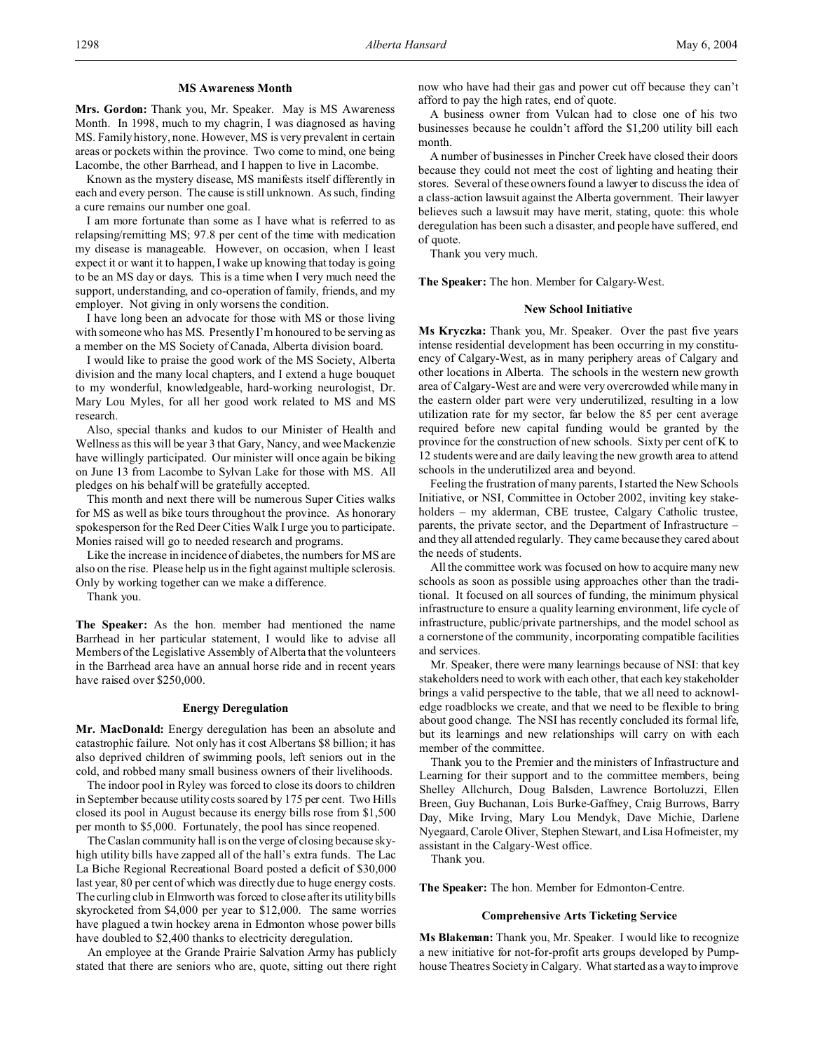### MS Awareness Month

**Mrs. Gordon:** Thank you, Mr. Speaker. May is MS Awareness Month. In 1998, much to my chagrin, I was diagnosed as having MS. Family history, none. However, MS is very prevalent in certain areas or pockets within the province. Two come to mind, one being Lacombe, the other Barrhead, and I happen to live in Lacombe.

Known as the mystery disease, MS manifests itself differently in each and every person. The cause is still unknown. As such, finding a cure remains our number one goal.

I am more fortunate than some as I have what is referred to as relapsing/remitting MS; 97.8 per cent of the time with medication my disease is manageable. However, on occasion, when I least expect it or want it to happen, I wake up knowing that today is going to be an MS day or days. This is a time when I very much need the support, understanding, and co-operation of family, friends, and my employer. Not giving in only worsens the condition.

I have long been an advocate for those with MS or those living with someone who has MS. Presently I'm honoured to be serving as a member on the MS Society of Canada, Alberta division board.

I would like to praise the good work of the MS Society, Alberta division and the many local chapters, and I extend a huge bouquet to my wonderful, knowledgeable, hard-working neurologist, Dr. Mary Lou Myles, for all her good work related to MS and MS research.

Also, special thanks and kudos to our Minister of Health and Wellness as this will be year 3 that Gary, Nancy, and wee Mackenzie have willingly participated. Our minister will once again be biking on June 13 from Lacombe to Sylvan Lake for those with MS. All pledges on his behalf will be gratefully accepted.

This month and next there will be numerous Super Cities walks for MS as well as bike tours throughout the province. As honorary spokesperson for the Red Deer Cities Walk I urge you to participate. Monies raised will go to needed research and programs.

Like the increase in incidence of diabetes, the numbers for MS are also on the rise. Please help us in the fight against multiple sclerosis. Only by working together can we make a difference.

Thank you.

**The Speaker:** As the hon. member had mentioned the name Barrhead in her particular statement, I would like to advise all Members of the Legislative Assembly of Alberta that the volunteers in the Barrhead area have an annual horse ride and in recent years have raised over $250,000.

### Energy Deregulation

**Mr. MacDonald:** Energy deregulation has been an absolute and catastrophic failure. Not only has it cost Albertans $8 billion; it has also deprived children of swimming pools, left seniors out in the cold, and robbed many small business owners of their livelihoods.

The indoor pool in Ryley was forced to close its doors to children in September because utility costs soared by 175 per cent. Two Hills closed its pool in August because its energy bills rose from $1,500 per month to $5,000. Fortunately, the pool has since reopened.

The Caslan community hall is on the verge of closing because sky-high utility bills have zapped all of the hall's extra funds. The Lac La Biche Regional Recreational Board posted a deficit of $30,000 last year, 80 per cent of which was directly due to huge energy costs. The curling club in Elmworth was forced to close after its utility bills skyrocketed from $4,000 per year to $12,000. The same worries have plagued a twin hockey arena in Edmonton whose power bills have doubled to $2,400 thanks to electricity deregulation.

An employee at the Grande Prairie Salvation Army has publicly stated that there are seniors who are, quote, sitting out there right now who have had their gas and power cut off because they can't afford to pay the high rates, end of quote.

A business owner from Vulcan had to close one of his two businesses because he couldn't afford the $1,200 utility bill each month.

A number of businesses in Pincher Creek have closed their doors because they could not meet the cost of lighting and heating their stores. Several of these owners found a lawyer to discuss the idea of a class-action lawsuit against the Alberta government. Their lawyer believes such a lawsuit may have merit, stating, quote: this whole deregulation has been such a disaster, and people have suffered, end of quote.

Thank you very much.

**The Speaker:** The hon. Member for Calgary-West.

### New School Initiative

**Ms Kryczka:** Thank you, Mr. Speaker. Over the past five years intense residential development has been occurring in my constituency of Calgary-West, as in many periphery areas of Calgary and other locations in Alberta. The schools in the western new growth area of Calgary-West are and were very overcrowded while many in the eastern older part were very underutilized, resulting in a low utilization rate for my sector, far below the 85 per cent average required before new capital funding would be granted by the province for the construction of new schools. Sixty per cent of K to 12 students were and are daily leaving the new growth area to attend schools in the underutilized area and beyond.

Feeling the frustration of many parents, I started the New Schools Initiative, or NSI, Committee in October 2002, inviting key stakeholders – my alderman, CBE trustee, Calgary Catholic trustee, parents, the private sector, and the Department of Infrastructure – and they all attended regularly. They came because they cared about the needs of students.

All the committee work was focused on how to acquire many new schools as soon as possible using approaches other than the traditional. It focused on all sources of funding, the minimum physical infrastructure to ensure a quality learning environment, life cycle of infrastructure, public/private partnerships, and the model school as a cornerstone of the community, incorporating compatible facilities and services.

Mr. Speaker, there were many learnings because of NSI: that key stakeholders need to work with each other, that each key stakeholder brings a valid perspective to the table, that we all need to acknowledge roadblocks we create, and that we need to be flexible to bring about good change. The NSI has recently concluded its formal life, but its learnings and new relationships will carry on with each member of the committee.

Thank you to the Premier and the ministers of Infrastructure and Learning for their support and to the committee members, being Shelley Allchurch, Doug Balsden, Lawrence Bortoluzzi, Ellen Breen, Guy Buchanan, Lois Burke-Gaffney, Craig Burrows, Barry Day, Mike Irving, Mary Lou Mendyk, Dave Michie, Darlene Nyegaard, Carole Oliver, Stephen Stewart, and Lisa Hofmeister, my assistant in the Calgary-West office.

Thank you.

**The Speaker:** The hon. Member for Edmonton-Centre.

### Comprehensive Arts Ticketing Service

**Ms Blakeman:** Thank you, Mr. Speaker. I would like to recognize a new initiative for not-for-profit arts groups developed by Pumphouse Theatres Society in Calgary. What started as a way to improve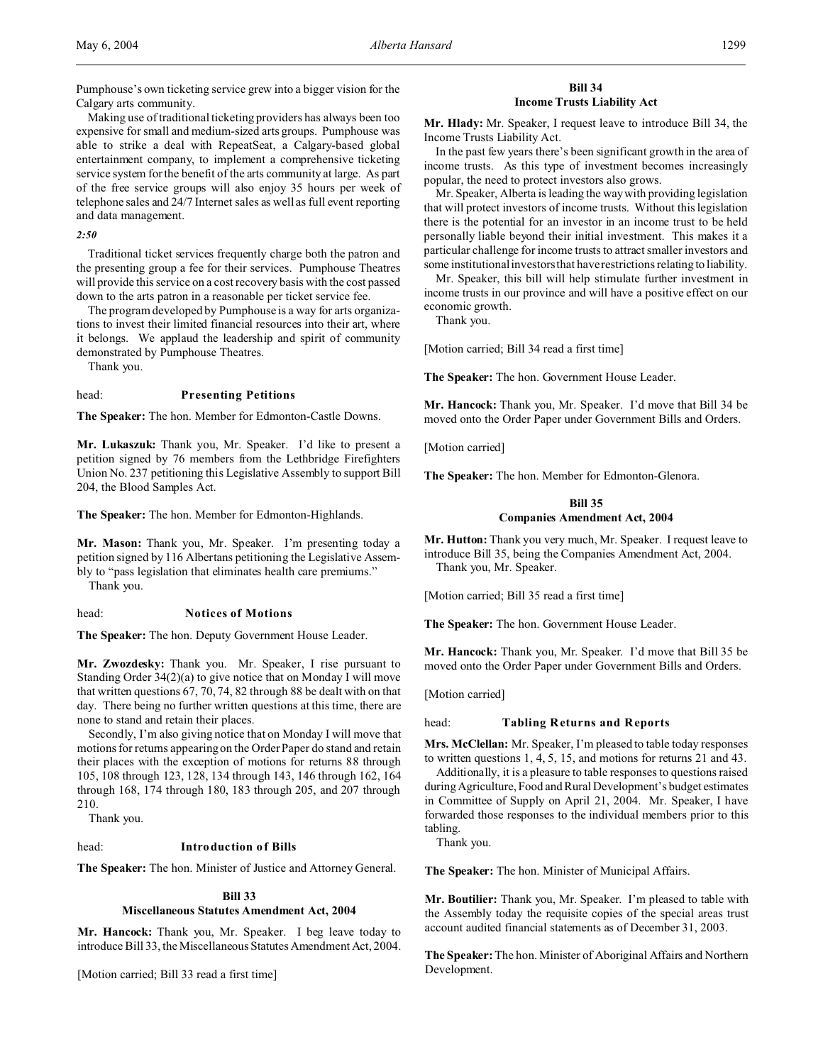Pumphouse's own ticketing service grew into a bigger vision for the Calgary arts community.

Making use of traditional ticketing providers has always been too expensive for small and medium-sized arts groups. Pumphouse was able to strike a deal with RepeatSeat, a Calgary-based global entertainment company, to implement a comprehensive ticketing service system for the benefit of the arts community at large. As part of the free service groups will also enjoy 35 hours per week of telephone sales and 24/7 Internet sales as well as full event reporting and data management.

*2:50*

Traditional ticket services frequently charge both the patron and the presenting group a fee for their services. Pumphouse Theatres will provide this service on a cost recovery basis with the cost passed down to the arts patron in a reasonable per ticket service fee.

The program developed by Pumphouse is a way for arts organizations to invest their limited financial resources into their art, where it belongs. We applaud the leadership and spirit of community demonstrated by Pumphouse Theatres.

Thank you.

head: **Presenting Petitions**

**The Speaker:** The hon. Member for Edmonton-Castle Downs.

**Mr. Lukaszuk:** Thank you, Mr. Speaker. I'd like to present a petition signed by 76 members from the Lethbridge Firefighters Union No. 237 petitioning this Legislative Assembly to support Bill 204, the Blood Samples Act.

**The Speaker:** The hon. Member for Edmonton-Highlands.

**Mr. Mason:** Thank you, Mr. Speaker. I'm presenting today a petition signed by 116 Albertans petitioning the Legislative Assembly to "pass legislation that eliminates health care premiums."

Thank you.

head: **Notices of Motions**

**The Speaker:** The hon. Deputy Government House Leader.

**Mr. Zwozdesky:** Thank you. Mr. Speaker, I rise pursuant to Standing Order 34(2)(a) to give notice that on Monday I will move that written questions 67, 70, 74, 82 through 88 be dealt with on that day. There being no further written questions at this time, there are none to stand and retain their places.

Secondly, I'm also giving notice that on Monday I will move that motions for returns appearing on the Order Paper do stand and retain their places with the exception of motions for returns 88 through 105, 108 through 123, 128, 134 through 143, 146 through 162, 164 through 168, 174 through 180, 183 through 205, and 207 through 210.

Thank you.

head: **Introduction of Bills**

**The Speaker:** The hon. Minister of Justice and Attorney General.

### Bill 33
### Miscellaneous Statutes Amendment Act, 2004

**Mr. Hancock:** Thank you, Mr. Speaker. I beg leave today to introduce Bill 33, the Miscellaneous Statutes Amendment Act, 2004.

[Motion carried; Bill 33 read a first time]

### Bill 34
### Income Trusts Liability Act

**Mr. Hlady:** Mr. Speaker, I request leave to introduce Bill 34, the Income Trusts Liability Act.

In the past few years there's been significant growth in the area of income trusts. As this type of investment becomes increasingly popular, the need to protect investors also grows.

Mr. Speaker, Alberta is leading the way with providing legislation that will protect investors of income trusts. Without this legislation there is the potential for an investor in an income trust to be held personally liable beyond their initial investment. This makes it a particular challenge for income trusts to attract smaller investors and some institutional investors that have restrictions relating to liability.

Mr. Speaker, this bill will help stimulate further investment in income trusts in our province and will have a positive effect on our economic growth.

Thank you.

[Motion carried; Bill 34 read a first time]

**The Speaker:** The hon. Government House Leader.

**Mr. Hancock:** Thank you, Mr. Speaker. I'd move that Bill 34 be moved onto the Order Paper under Government Bills and Orders.

[Motion carried]

**The Speaker:** The hon. Member for Edmonton-Glenora.

### Bill 35
### Companies Amendment Act, 2004

**Mr. Hutton:** Thank you very much, Mr. Speaker. I request leave to introduce Bill 35, being the Companies Amendment Act, 2004.

Thank you, Mr. Speaker.

[Motion carried; Bill 35 read a first time]

**The Speaker:** The hon. Government House Leader.

**Mr. Hancock:** Thank you, Mr. Speaker. I'd move that Bill 35 be moved onto the Order Paper under Government Bills and Orders.

[Motion carried]

head: **Tabling Returns and Reports**

**Mrs. McClellan:** Mr. Speaker, I'm pleased to table today responses to written questions 1, 4, 5, 15, and motions for returns 21 and 43.

Additionally, it is a pleasure to table responses to questions raised during Agriculture, Food and Rural Development's budget estimates in Committee of Supply on April 21, 2004. Mr. Speaker, I have forwarded those responses to the individual members prior to this tabling.

Thank you.

**The Speaker:** The hon. Minister of Municipal Affairs.

**Mr. Boutilier:** Thank you, Mr. Speaker. I'm pleased to table with the Assembly today the requisite copies of the special areas trust account audited financial statements as of December 31, 2003.

**The Speaker:** The hon. Minister of Aboriginal Affairs and Northern Development.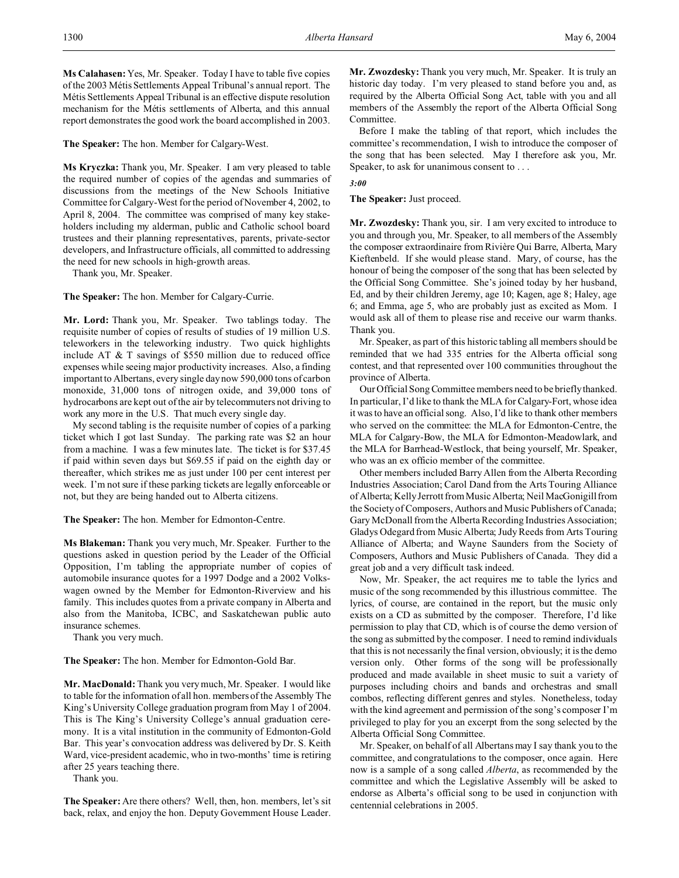**Ms Calahasen:** Yes, Mr. Speaker. Today I have to table five copies of the 2003 Métis Settlements Appeal Tribunal's annual report. The Métis Settlements Appeal Tribunal is an effective dispute resolution mechanism for the Métis settlements of Alberta, and this annual report demonstrates the good work the board accomplished in 2003.

**The Speaker:** The hon. Member for Calgary-West.

**Ms Kryczka:** Thank you, Mr. Speaker. I am very pleased to table the required number of copies of the agendas and summaries of discussions from the meetings of the New Schools Initiative Committee for Calgary-West for the period of November 4, 2002, to April 8, 2004. The committee was comprised of many key stakeholders including my alderman, public and Catholic school board trustees and their planning representatives, parents, private-sector developers, and Infrastructure officials, all committed to addressing the need for new schools in high-growth areas.

Thank you, Mr. Speaker.

**The Speaker:** The hon. Member for Calgary-Currie.

**Mr. Lord:** Thank you, Mr. Speaker. Two tablings today. The requisite number of copies of results of studies of 19 million U.S. teleworkers in the teleworking industry. Two quick highlights include AT & T savings of $550 million due to reduced office expenses while seeing major productivity increases. Also, a finding important to Albertans, every single day now 590,000 tons of carbon monoxide, 31,000 tons of nitrogen oxide, and 39,000 tons of hydrocarbons are kept out of the air by telecommuters not driving to work any more in the U.S. That much every single day.

My second tabling is the requisite number of copies of a parking ticket which I got last Sunday. The parking rate was $2 an hour from a machine. I was a few minutes late. The ticket is for $37.45 if paid within seven days but $69.55 if paid on the eighth day or thereafter, which strikes me as just under 100 per cent interest per week. I'm not sure if these parking tickets are legally enforceable or not, but they are being handed out to Alberta citizens.

**The Speaker:** The hon. Member for Edmonton-Centre.

**Ms Blakeman:** Thank you very much, Mr. Speaker. Further to the questions asked in question period by the Leader of the Official Opposition, I'm tabling the appropriate number of copies of automobile insurance quotes for a 1997 Dodge and a 2002 Volkswagen owned by the Member for Edmonton-Riverview and his family. This includes quotes from a private company in Alberta and also from the Manitoba, ICBC, and Saskatchewan public auto insurance schemes.

Thank you very much.

**The Speaker:** The hon. Member for Edmonton-Gold Bar.

**Mr. MacDonald:** Thank you very much, Mr. Speaker. I would like to table for the information of all hon. members of the Assembly The King's University College graduation program from May 1 of 2004. This is The King's University College's annual graduation ceremony. It is a vital institution in the community of Edmonton-Gold Bar. This year's convocation address was delivered by Dr. S. Keith Ward, vice-president academic, who in two-months' time is retiring after 25 years teaching there.

Thank you.

**The Speaker:** Are there others? Well, then, hon. members, let's sit back, relax, and enjoy the hon. Deputy Government House Leader.

**Mr. Zwozdesky:** Thank you very much, Mr. Speaker. It is truly an historic day today. I'm very pleased to stand before you and, as required by the Alberta Official Song Act, table with you and all members of the Assembly the report of the Alberta Official Song Committee.

Before I make the tabling of that report, which includes the committee's recommendation, I wish to introduce the composer of the song that has been selected. May I therefore ask you, Mr. Speaker, to ask for unanimous consent to . . .

*3:00*

**The Speaker:** Just proceed.

**Mr. Zwozdesky:** Thank you, sir. I am very excited to introduce to you and through you, Mr. Speaker, to all members of the Assembly the composer extraordinaire from Rivière Qui Barre, Alberta, Mary Kieftenbeld. If she would please stand. Mary, of course, has the honour of being the composer of the song that has been selected by the Official Song Committee. She's joined today by her husband, Ed, and by their children Jeremy, age 10; Kagen, age 8; Haley, age 6; and Emma, age 5, who are probably just as excited as Mom. I would ask all of them to please rise and receive our warm thanks. Thank you.

Mr. Speaker, as part of this historic tabling all members should be reminded that we had 335 entries for the Alberta official song contest, and that represented over 100 communities throughout the province of Alberta.

Our Official Song Committee members need to be briefly thanked. In particular, I'd like to thank the MLA for Calgary-Fort, whose idea it was to have an official song. Also, I'd like to thank other members who served on the committee: the MLA for Edmonton-Centre, the MLA for Calgary-Bow, the MLA for Edmonton-Meadowlark, and the MLA for Barrhead-Westlock, that being yourself, Mr. Speaker, who was an ex officio member of the committee.

Other members included Barry Allen from the Alberta Recording Industries Association; Carol Dand from the Arts Touring Alliance of Alberta; Kelly Jerrott from Music Alberta; Neil MacGonigill from the Society of Composers, Authors and Music Publishers of Canada; Gary McDonall from the Alberta Recording Industries Association; Gladys Odegard from Music Alberta; Judy Reeds from Arts Touring Alliance of Alberta; and Wayne Saunders from the Society of Composers, Authors and Music Publishers of Canada. They did a great job and a very difficult task indeed.

Now, Mr. Speaker, the act requires me to table the lyrics and music of the song recommended by this illustrious committee. The lyrics, of course, are contained in the report, but the music only exists on a CD as submitted by the composer. Therefore, I'd like permission to play that CD, which is of course the demo version of the song as submitted by the composer. I need to remind individuals that this is not necessarily the final version, obviously; it is the demo version only. Other forms of the song will be professionally produced and made available in sheet music to suit a variety of purposes including choirs and bands and orchestras and small combos, reflecting different genres and styles. Nonetheless, today with the kind agreement and permission of the song's composer I'm privileged to play for you an excerpt from the song selected by the Alberta Official Song Committee.

Mr. Speaker, on behalf of all Albertans may I say thank you to the committee, and congratulations to the composer, once again. Here now is a sample of a song called *Alberta*, as recommended by the committee and which the Legislative Assembly will be asked to endorse as Alberta's official song to be used in conjunction with centennial celebrations in 2005.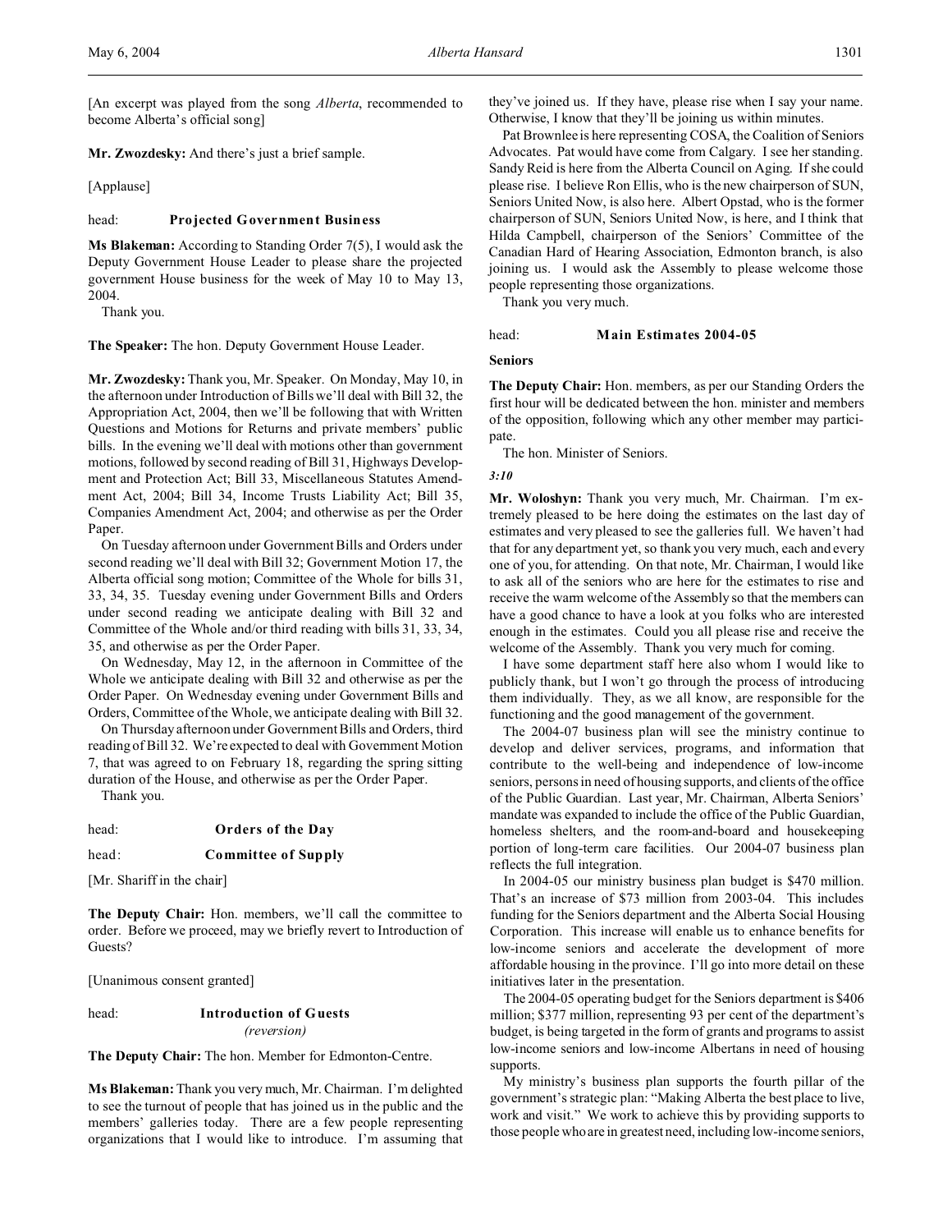[An excerpt was played from the song *Alberta*, recommended to become Alberta's official song]

**Mr. Zwozdesky:** And there's just a brief sample.

[Applause]

head: **Projected Government Business**

**Ms Blakeman:** According to Standing Order 7(5), I would ask the Deputy Government House Leader to please share the projected government House business for the week of May 10 to May 13, 2004.

Thank you.

**The Speaker:** The hon. Deputy Government House Leader.

**Mr. Zwozdesky:** Thank you, Mr. Speaker. On Monday, May 10, in the afternoon under Introduction of Bills we'll deal with Bill 32, the Appropriation Act, 2004, then we'll be following that with Written Questions and Motions for Returns and private members' public bills. In the evening we'll deal with motions other than government motions, followed by second reading of Bill 31, Highways Development and Protection Act; Bill 33, Miscellaneous Statutes Amendment Act, 2004; Bill 34, Income Trusts Liability Act; Bill 35, Companies Amendment Act, 2004; and otherwise as per the Order Paper.

On Tuesday afternoon under Government Bills and Orders under second reading we'll deal with Bill 32; Government Motion 17, the Alberta official song motion; Committee of the Whole for bills 31, 33, 34, 35. Tuesday evening under Government Bills and Orders under second reading we anticipate dealing with Bill 32 and Committee of the Whole and/or third reading with bills 31, 33, 34, 35, and otherwise as per the Order Paper.

On Wednesday, May 12, in the afternoon in Committee of the Whole we anticipate dealing with Bill 32 and otherwise as per the Order Paper. On Wednesday evening under Government Bills and Orders, Committee of the Whole, we anticipate dealing with Bill 32.

On Thursday afternoon under Government Bills and Orders, third reading of Bill 32. We're expected to deal with Government Motion 7, that was agreed to on February 18, regarding the spring sitting duration of the House, and otherwise as per the Order Paper.

Thank you.

head: **Orders of the Day**

head: **Committee of Supply**

[Mr. Shariff in the chair]

**The Deputy Chair:** Hon. members, we'll call the committee to order. Before we proceed, may we briefly revert to Introduction of Guests?

[Unanimous consent granted]

head: **Introduction of Guests**
*(reversion)*

**The Deputy Chair:** The hon. Member for Edmonton-Centre.

**Ms Blakeman:** Thank you very much, Mr. Chairman. I'm delighted to see the turnout of people that has joined us in the public and the members' galleries today. There are a few people representing organizations that I would like to introduce. I'm assuming that they've joined us. If they have, please rise when I say your name. Otherwise, I know that they'll be joining us within minutes.

Pat Brownlee is here representing COSA, the Coalition of Seniors Advocates. Pat would have come from Calgary. I see her standing. Sandy Reid is here from the Alberta Council on Aging. If she could please rise. I believe Ron Ellis, who is the new chairperson of SUN, Seniors United Now, is also here. Albert Opstad, who is the former chairperson of SUN, Seniors United Now, is here, and I think that Hilda Campbell, chairperson of the Seniors' Committee of the Canadian Hard of Hearing Association, Edmonton branch, is also joining us. I would ask the Assembly to please welcome those people representing those organizations.

Thank you very much.

head: **Main Estimates 2004-05**

**Seniors**

**The Deputy Chair:** Hon. members, as per our Standing Orders the first hour will be dedicated between the hon. minister and members of the opposition, following which any other member may participate.

The hon. Minister of Seniors.

*3:10*

**Mr. Woloshyn:** Thank you very much, Mr. Chairman. I'm extremely pleased to be here doing the estimates on the last day of estimates and very pleased to see the galleries full. We haven't had that for any department yet, so thank you very much, each and every one of you, for attending. On that note, Mr. Chairman, I would like to ask all of the seniors who are here for the estimates to rise and receive the warm welcome of the Assembly so that the members can have a good chance to have a look at you folks who are interested enough in the estimates. Could you all please rise and receive the welcome of the Assembly. Thank you very much for coming.

I have some department staff here also whom I would like to publicly thank, but I won't go through the process of introducing them individually. They, as we all know, are responsible for the functioning and the good management of the government.

The 2004-07 business plan will see the ministry continue to develop and deliver services, programs, and information that contribute to the well-being and independence of low-income seniors, persons in need of housing supports, and clients of the office of the Public Guardian. Last year, Mr. Chairman, Alberta Seniors' mandate was expanded to include the office of the Public Guardian, homeless shelters, and the room-and-board and housekeeping portion of long-term care facilities. Our 2004-07 business plan reflects the full integration.

In 2004-05 our ministry business plan budget is $470 million. That's an increase of $73 million from 2003-04. This includes funding for the Seniors department and the Alberta Social Housing Corporation. This increase will enable us to enhance benefits for low-income seniors and accelerate the development of more affordable housing in the province. I'll go into more detail on these initiatives later in the presentation.

The 2004-05 operating budget for the Seniors department is $406 million; $377 million, representing 93 per cent of the department's budget, is being targeted in the form of grants and programs to assist low-income seniors and low-income Albertans in need of housing supports.

My ministry's business plan supports the fourth pillar of the government's strategic plan: "Making Alberta the best place to live, work and visit." We work to achieve this by providing supports to those people who are in greatest need, including low-income seniors,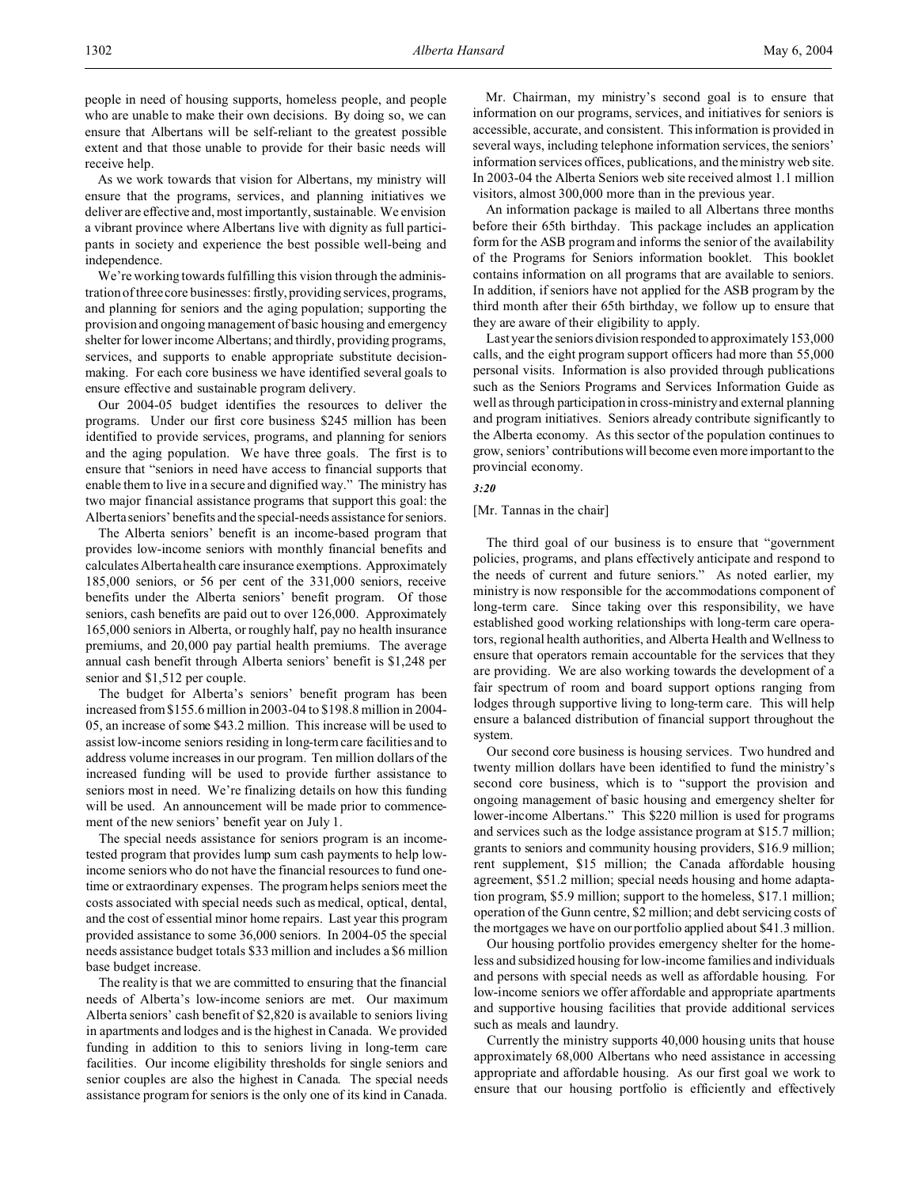people in need of housing supports, homeless people, and people who are unable to make their own decisions. By doing so, we can ensure that Albertans will be self-reliant to the greatest possible extent and that those unable to provide for their basic needs will receive help.

As we work towards that vision for Albertans, my ministry will ensure that the programs, services, and planning initiatives we deliver are effective and, most importantly, sustainable. We envision a vibrant province where Albertans live with dignity as full participants in society and experience the best possible well-being and independence.

We're working towards fulfilling this vision through the administration of three core businesses: firstly, providing services, programs, and planning for seniors and the aging population; supporting the provision and ongoing management of basic housing and emergency shelter for lower income Albertans; and thirdly, providing programs, services, and supports to enable appropriate substitute decision-making. For each core business we have identified several goals to ensure effective and sustainable program delivery.

Our 2004-05 budget identifies the resources to deliver the programs. Under our first core business $245 million has been identified to provide services, programs, and planning for seniors and the aging population. We have three goals. The first is to ensure that "seniors in need have access to financial supports that enable them to live in a secure and dignified way." The ministry has two major financial assistance programs that support this goal: the Alberta seniors' benefits and the special-needs assistance for seniors.

The Alberta seniors' benefit is an income-based program that provides low-income seniors with monthly financial benefits and calculates Alberta health care insurance exemptions. Approximately 185,000 seniors, or 56 per cent of the 331,000 seniors, receive benefits under the Alberta seniors' benefit program. Of those seniors, cash benefits are paid out to over 126,000. Approximately 165,000 seniors in Alberta, or roughly half, pay no health insurance premiums, and 20,000 pay partial health premiums. The average annual cash benefit through Alberta seniors' benefit is $1,248 per senior and $1,512 per couple.

The budget for Alberta's seniors' benefit program has been increased from $155.6 million in 2003-04 to $198.8 million in 2004-05, an increase of some $43.2 million. This increase will be used to assist low-income seniors residing in long-term care facilities and to address volume increases in our program. Ten million dollars of the increased funding will be used to provide further assistance to seniors most in need. We're finalizing details on how this funding will be used. An announcement will be made prior to commencement of the new seniors' benefit year on July 1.

The special needs assistance for seniors program is an income-tested program that provides lump sum cash payments to help low-income seniors who do not have the financial resources to fund one-time or extraordinary expenses. The program helps seniors meet the costs associated with special needs such as medical, optical, dental, and the cost of essential minor home repairs. Last year this program provided assistance to some 36,000 seniors. In 2004-05 the special needs assistance budget totals $33 million and includes a $6 million base budget increase.

The reality is that we are committed to ensuring that the financial needs of Alberta's low-income seniors are met. Our maximum Alberta seniors' cash benefit of $2,820 is available to seniors living in apartments and lodges and is the highest in Canada. We provided funding in addition to this to seniors living in long-term care facilities. Our income eligibility thresholds for single seniors and senior couples are also the highest in Canada. The special needs assistance program for seniors is the only one of its kind in Canada.

Mr. Chairman, my ministry's second goal is to ensure that information on our programs, services, and initiatives for seniors is accessible, accurate, and consistent. This information is provided in several ways, including telephone information services, the seniors' information services offices, publications, and the ministry web site. In 2003-04 the Alberta Seniors web site received almost 1.1 million visitors, almost 300,000 more than in the previous year.

An information package is mailed to all Albertans three months before their 65th birthday. This package includes an application form for the ASB program and informs the senior of the availability of the Programs for Seniors information booklet. This booklet contains information on all programs that are available to seniors. In addition, if seniors have not applied for the ASB program by the third month after their 65th birthday, we follow up to ensure that they are aware of their eligibility to apply.

Last year the seniors division responded to approximately 153,000 calls, and the eight program support officers had more than 55,000 personal visits. Information is also provided through publications such as the Seniors Programs and Services Information Guide as well as through participation in cross-ministry and external planning and program initiatives. Seniors already contribute significantly to the Alberta economy. As this sector of the population continues to grow, seniors' contributions will become even more important to the provincial economy.

*3:20*

[Mr. Tannas in the chair]

The third goal of our business is to ensure that "government policies, programs, and plans effectively anticipate and respond to the needs of current and future seniors." As noted earlier, my ministry is now responsible for the accommodations component of long-term care. Since taking over this responsibility, we have established good working relationships with long-term care operators, regional health authorities, and Alberta Health and Wellness to ensure that operators remain accountable for the services that they are providing. We are also working towards the development of a fair spectrum of room and board support options ranging from lodges through supportive living to long-term care. This will help ensure a balanced distribution of financial support throughout the system.

Our second core business is housing services. Two hundred and twenty million dollars have been identified to fund the ministry's second core business, which is to "support the provision and ongoing management of basic housing and emergency shelter for lower-income Albertans." This $220 million is used for programs and services such as the lodge assistance program at $15.7 million; grants to seniors and community housing providers, $16.9 million; rent supplement, $15 million; the Canada affordable housing agreement, $51.2 million; special needs housing and home adaptation program, $5.9 million; support to the homeless, $17.1 million; operation of the Gunn centre, $2 million; and debt servicing costs of the mortgages we have on our portfolio applied about $41.3 million.

Our housing portfolio provides emergency shelter for the homeless and subsidized housing for low-income families and individuals and persons with special needs as well as affordable housing. For low-income seniors we offer affordable and appropriate apartments and supportive housing facilities that provide additional services such as meals and laundry.

Currently the ministry supports 40,000 housing units that house approximately 68,000 Albertans who need assistance in accessing appropriate and affordable housing. As our first goal we work to ensure that our housing portfolio is efficiently and effectively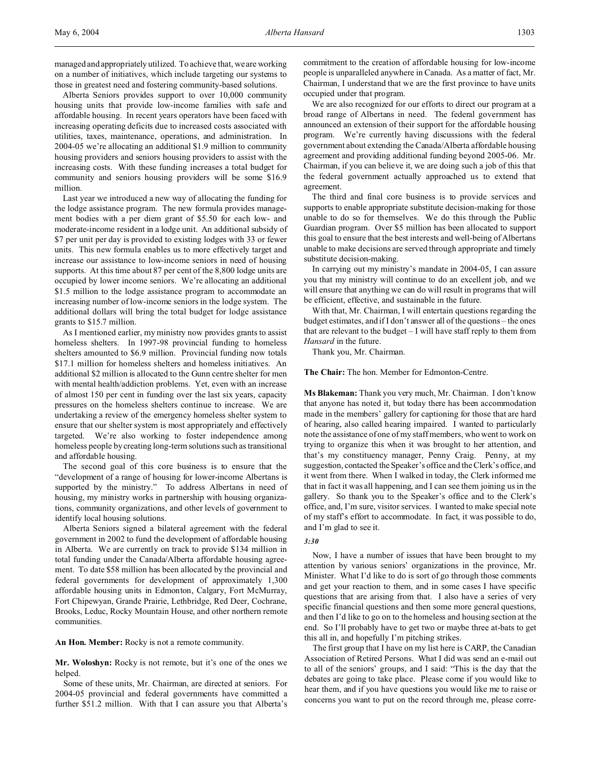managed and appropriately utilized. To achieve that, we are working on a number of initiatives, which include targeting our systems to those in greatest need and fostering community-based solutions.

Alberta Seniors provides support to over 10,000 community housing units that provide low-income families with safe and affordable housing. In recent years operators have been faced with increasing operating deficits due to increased costs associated with utilities, taxes, maintenance, operations, and administration. In 2004-05 we're allocating an additional $1.9 million to community housing providers and seniors housing providers to assist with the increasing costs. With these funding increases a total budget for community and seniors housing providers will be some $16.9 million.

Last year we introduced a new way of allocating the funding for the lodge assistance program. The new formula provides management bodies with a per diem grant of $5.50 for each low- and moderate-income resident in a lodge unit. An additional subsidy of $7 per unit per day is provided to existing lodges with 33 or fewer units. This new formula enables us to more effectively target and increase our assistance to low-income seniors in need of housing supports. At this time about 87 per cent of the 8,800 lodge units are occupied by lower income seniors. We're allocating an additional $1.5 million to the lodge assistance program to accommodate an increasing number of low-income seniors in the lodge system. The additional dollars will bring the total budget for lodge assistance grants to $15.7 million.

As I mentioned earlier, my ministry now provides grants to assist homeless shelters. In 1997-98 provincial funding to homeless shelters amounted to $6.9 million. Provincial funding now totals $17.1 million for homeless shelters and homeless initiatives. An additional $2 million is allocated to the Gunn centre shelter for men with mental health/addiction problems. Yet, even with an increase of almost 150 per cent in funding over the last six years, capacity pressures on the homeless shelters continue to increase. We are undertaking a review of the emergency homeless shelter system to ensure that our shelter system is most appropriately and effectively targeted. We're also working to foster independence among homeless people by creating long-term solutions such as transitional and affordable housing.

The second goal of this core business is to ensure that the "development of a range of housing for lower-income Albertans is supported by the ministry." To address Albertans in need of housing, my ministry works in partnership with housing organizations, community organizations, and other levels of government to identify local housing solutions.

Alberta Seniors signed a bilateral agreement with the federal government in 2002 to fund the development of affordable housing in Alberta. We are currently on track to provide $134 million in total funding under the Canada/Alberta affordable housing agreement. To date $58 million has been allocated by the provincial and federal governments for development of approximately 1,300 affordable housing units in Edmonton, Calgary, Fort McMurray, Fort Chipewyan, Grande Prairie, Lethbridge, Red Deer, Cochrane, Brooks, Leduc, Rocky Mountain House, and other northern remote communities.

**An Hon. Member:** Rocky is not a remote community.

**Mr. Woloshyn:** Rocky is not remote, but it's one of the ones we helped.

Some of these units, Mr. Chairman, are directed at seniors. For 2004-05 provincial and federal governments have committed a further $51.2 million. With that I can assure you that Alberta's commitment to the creation of affordable housing for low-income people is unparalleled anywhere in Canada. As a matter of fact, Mr. Chairman, I understand that we are the first province to have units occupied under that program.

We are also recognized for our efforts to direct our program at a broad range of Albertans in need. The federal government has announced an extension of their support for the affordable housing program. We're currently having discussions with the federal government about extending the Canada/Alberta affordable housing agreement and providing additional funding beyond 2005-06. Mr. Chairman, if you can believe it, we are doing such a job of this that the federal government actually approached us to extend that agreement.

The third and final core business is to provide services and supports to enable appropriate substitute decision-making for those unable to do so for themselves. We do this through the Public Guardian program. Over $5 million has been allocated to support this goal to ensure that the best interests and well-being of Albertans unable to make decisions are served through appropriate and timely substitute decision-making.

In carrying out my ministry's mandate in 2004-05, I can assure you that my ministry will continue to do an excellent job, and we will ensure that anything we can do will result in programs that will be efficient, effective, and sustainable in the future.

With that, Mr. Chairman, I will entertain questions regarding the budget estimates, and if I don't answer all of the questions – the ones that are relevant to the budget – I will have staff reply to them from *Hansard* in the future.

Thank you, Mr. Chairman.

**The Chair:** The hon. Member for Edmonton-Centre.

**Ms Blakeman:** Thank you very much, Mr. Chairman. I don't know that anyone has noted it, but today there has been accommodation made in the members' gallery for captioning for those that are hard of hearing, also called hearing impaired. I wanted to particularly note the assistance of one of my staff members, who went to work on trying to organize this when it was brought to her attention, and that's my constituency manager, Penny Craig. Penny, at my suggestion, contacted the Speaker's office and the Clerk's office, and it went from there. When I walked in today, the Clerk informed me that in fact it was all happening, and I can see them joining us in the gallery. So thank you to the Speaker's office and to the Clerk's office, and, I'm sure, visitor services. I wanted to make special note of my staff's effort to accommodate. In fact, it was possible to do, and I'm glad to see it.

*3:30*

Now, I have a number of issues that have been brought to my attention by various seniors' organizations in the province, Mr. Minister. What I'd like to do is sort of go through those comments and get your reaction to them, and in some cases I have specific questions that are arising from that. I also have a series of very specific financial questions and then some more general questions, and then I'd like to go on to the homeless and housing section at the end. So I'll probably have to get two or maybe three at-bats to get this all in, and hopefully I'm pitching strikes.

The first group that I have on my list here is CARP, the Canadian Association of Retired Persons. What I did was send an e-mail out to all of the seniors' groups, and I said: "This is the day that the debates are going to take place. Please come if you would like to hear them, and if you have questions you would like me to raise or concerns you want to put on the record through me, please corre-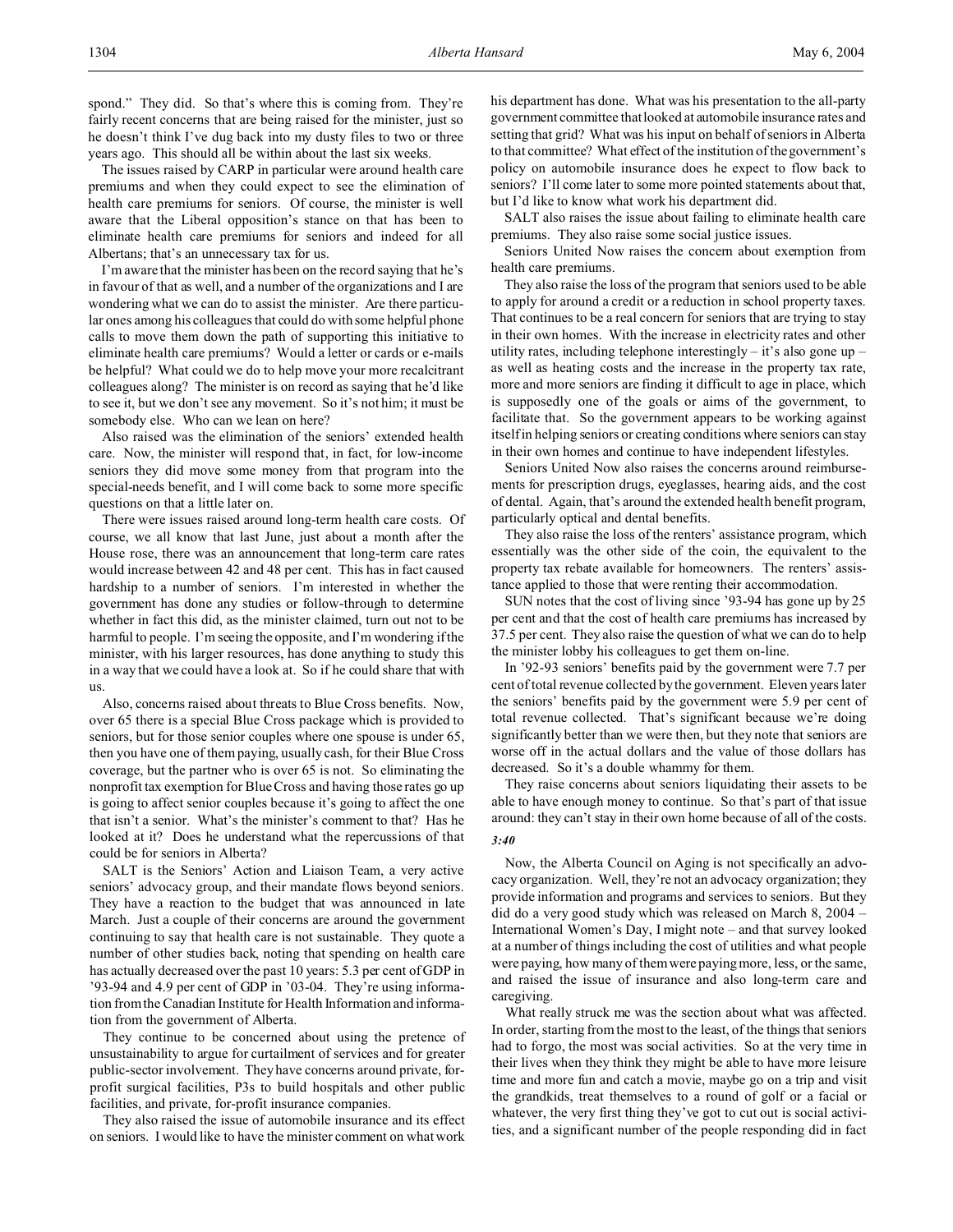spond." They did. So that's where this is coming from. They're fairly recent concerns that are being raised for the minister, just so he doesn't think I've dug back into my dusty files to two or three years ago. This should all be within about the last six weeks.

The issues raised by CARP in particular were around health care premiums and when they could expect to see the elimination of health care premiums for seniors. Of course, the minister is well aware that the Liberal opposition's stance on that has been to eliminate health care premiums for seniors and indeed for all Albertans; that's an unnecessary tax for us.

I'm aware that the minister has been on the record saying that he's in favour of that as well, and a number of the organizations and I are wondering what we can do to assist the minister. Are there particular ones among his colleagues that could do with some helpful phone calls to move them down the path of supporting this initiative to eliminate health care premiums? Would a letter or cards or e-mails be helpful? What could we do to help move your more recalcitrant colleagues along? The minister is on record as saying that he'd like to see it, but we don't see any movement. So it's not him; it must be somebody else. Who can we lean on here?

Also raised was the elimination of the seniors' extended health care. Now, the minister will respond that, in fact, for low-income seniors they did move some money from that program into the special-needs benefit, and I will come back to some more specific questions on that a little later on.

There were issues raised around long-term health care costs. Of course, we all know that last June, just about a month after the House rose, there was an announcement that long-term care rates would increase between 42 and 48 per cent. This has in fact caused hardship to a number of seniors. I'm interested in whether the government has done any studies or follow-through to determine whether in fact this did, as the minister claimed, turn out not to be harmful to people. I'm seeing the opposite, and I'm wondering if the minister, with his larger resources, has done anything to study this in a way that we could have a look at. So if he could share that with us.

Also, concerns raised about threats to Blue Cross benefits. Now, over 65 there is a special Blue Cross package which is provided to seniors, but for those senior couples where one spouse is under 65, then you have one of them paying, usually cash, for their Blue Cross coverage, but the partner who is over 65 is not. So eliminating the nonprofit tax exemption for Blue Cross and having those rates go up is going to affect senior couples because it's going to affect the one that isn't a senior. What's the minister's comment to that? Has he looked at it? Does he understand what the repercussions of that could be for seniors in Alberta?

SALT is the Seniors' Action and Liaison Team, a very active seniors' advocacy group, and their mandate flows beyond seniors. They have a reaction to the budget that was announced in late March. Just a couple of their concerns are around the government continuing to say that health care is not sustainable. They quote a number of other studies back, noting that spending on health care has actually decreased over the past 10 years: 5.3 per cent of GDP in '93-94 and 4.9 per cent of GDP in '03-04. They're using information from the Canadian Institute for Health Information and information from the government of Alberta.

They continue to be concerned about using the pretence of unsustainability to argue for curtailment of services and for greater public-sector involvement. They have concerns around private, for-profit surgical facilities, P3s to build hospitals and other public facilities, and private, for-profit insurance companies.

They also raised the issue of automobile insurance and its effect on seniors. I would like to have the minister comment on what work his department has done. What was his presentation to the all-party government committee that looked at automobile insurance rates and setting that grid? What was his input on behalf of seniors in Alberta to that committee? What effect of the institution of the government's policy on automobile insurance does he expect to flow back to seniors? I'll come later to some more pointed statements about that, but I'd like to know what work his department did.

SALT also raises the issue about failing to eliminate health care premiums. They also raise some social justice issues.

Seniors United Now raises the concern about exemption from health care premiums.

They also raise the loss of the program that seniors used to be able to apply for around a credit or a reduction in school property taxes. That continues to be a real concern for seniors that are trying to stay in their own homes. With the increase in electricity rates and other utility rates, including telephone interestingly – it's also gone up – as well as heating costs and the increase in the property tax rate, more and more seniors are finding it difficult to age in place, which is supposedly one of the goals or aims of the government, to facilitate that. So the government appears to be working against itself in helping seniors or creating conditions where seniors can stay in their own homes and continue to have independent lifestyles.

Seniors United Now also raises the concerns around reimbursements for prescription drugs, eyeglasses, hearing aids, and the cost of dental. Again, that's around the extended health benefit program, particularly optical and dental benefits.

They also raise the loss of the renters' assistance program, which essentially was the other side of the coin, the equivalent to the property tax rebate available for homeowners. The renters' assistance applied to those that were renting their accommodation.

SUN notes that the cost of living since '93-94 has gone up by 25 per cent and that the cost of health care premiums has increased by 37.5 per cent. They also raise the question of what we can do to help the minister lobby his colleagues to get them on-line.

In '92-93 seniors' benefits paid by the government were 7.7 per cent of total revenue collected by the government. Eleven years later the seniors' benefits paid by the government were 5.9 per cent of total revenue collected. That's significant because we're doing significantly better than we were then, but they note that seniors are worse off in the actual dollars and the value of those dollars has decreased. So it's a double whammy for them.

They raise concerns about seniors liquidating their assets to be able to have enough money to continue. So that's part of that issue around: they can't stay in their own home because of all of the costs.

*3:40*

Now, the Alberta Council on Aging is not specifically an advocacy organization. Well, they're not an advocacy organization; they provide information and programs and services to seniors. But they did do a very good study which was released on March 8, 2004 – International Women's Day, I might note – and that survey looked at a number of things including the cost of utilities and what people were paying, how many of them were paying more, less, or the same, and raised the issue of insurance and also long-term care and caregiving.

What really struck me was the section about what was affected. In order, starting from the most to the least, of the things that seniors had to forgo, the most was social activities. So at the very time in their lives when they think they might be able to have more leisure time and more fun and catch a movie, maybe go on a trip and visit the grandkids, treat themselves to a round of golf or a facial or whatever, the very first thing they've got to cut out is social activities, and a significant number of the people responding did in fact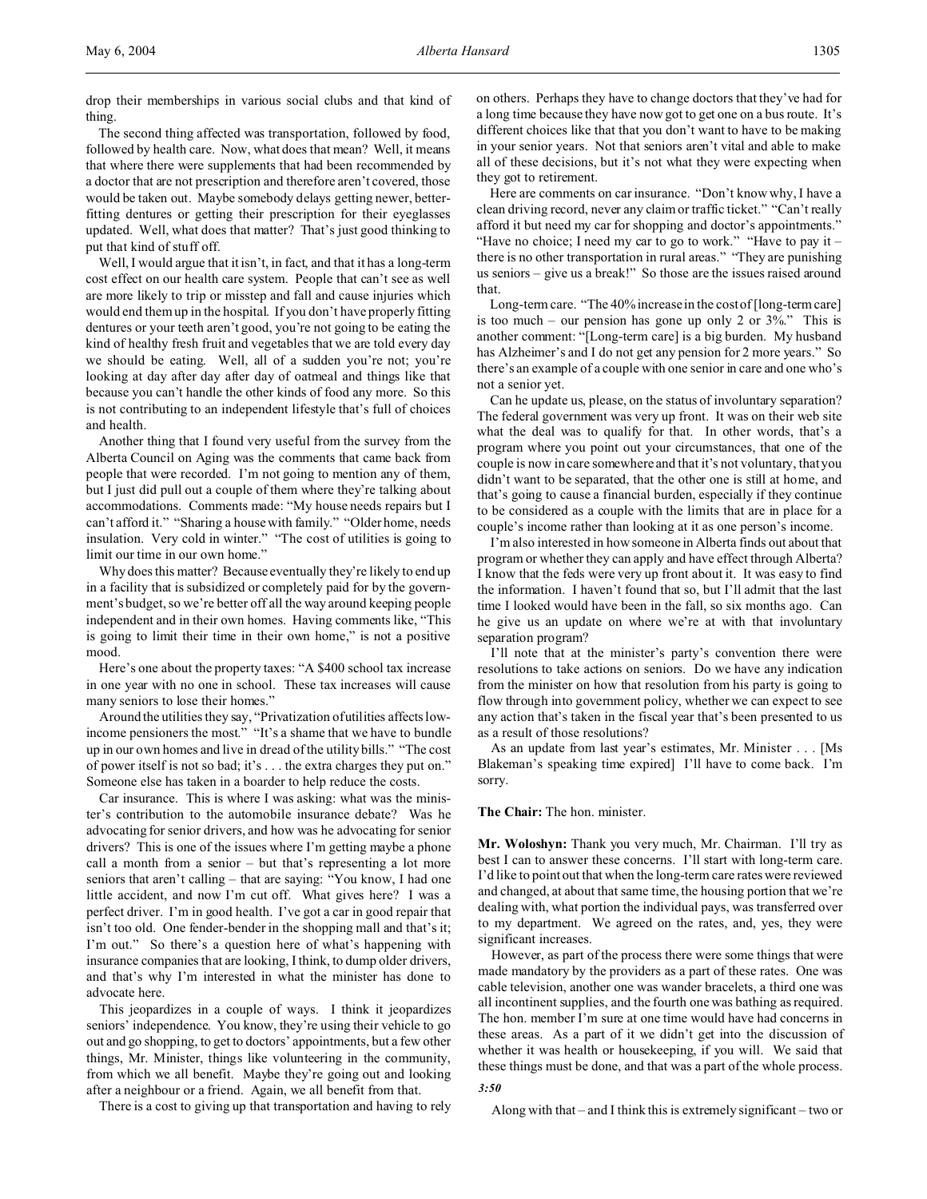drop their memberships in various social clubs and that kind of thing.

The second thing affected was transportation, followed by food, followed by health care. Now, what does that mean? Well, it means that where there were supplements that had been recommended by a doctor that are not prescription and therefore aren't covered, those would be taken out. Maybe somebody delays getting newer, better-fitting dentures or getting their prescription for their eyeglasses updated. Well, what does that matter? That's just good thinking to put that kind of stuff off.

Well, I would argue that it isn't, in fact, and that it has a long-term cost effect on our health care system. People that can't see as well are more likely to trip or misstep and fall and cause injuries which would end them up in the hospital. If you don't have properly fitting dentures or your teeth aren't good, you're not going to be eating the kind of healthy fresh fruit and vegetables that we are told every day we should be eating. Well, all of a sudden you're not; you're looking at day after day after day of oatmeal and things like that because you can't handle the other kinds of food any more. So this is not contributing to an independent lifestyle that's full of choices and health.

Another thing that I found very useful from the survey from the Alberta Council on Aging was the comments that came back from people that were recorded. I'm not going to mention any of them, but I just did pull out a couple of them where they're talking about accommodations. Comments made: "My house needs repairs but I can't afford it." "Sharing a house with family." "Older home, needs insulation. Very cold in winter." "The cost of utilities is going to limit our time in our own home."

Why does this matter? Because eventually they're likely to end up in a facility that is subsidized or completely paid for by the government's budget, so we're better off all the way around keeping people independent and in their own homes. Having comments like, "This is going to limit their time in their own home," is not a positive mood.

Here's one about the property taxes: "A $400 school tax increase in one year with no one in school. These tax increases will cause many seniors to lose their homes."

Around the utilities they say, "Privatization of utilities affects low-income pensioners the most." "It's a shame that we have to bundle up in our own homes and live in dread of the utility bills." "The cost of power itself is not so bad; it's . . . the extra charges they put on." Someone else has taken in a boarder to help reduce the costs.

Car insurance. This is where I was asking: what was the minister's contribution to the automobile insurance debate? Was he advocating for senior drivers, and how was he advocating for senior drivers? This is one of the issues where I'm getting maybe a phone call a month from a senior – but that's representing a lot more seniors that aren't calling – that are saying: "You know, I had one little accident, and now I'm cut off. What gives here? I was a perfect driver. I'm in good health. I've got a car in good repair that isn't too old. One fender-bender in the shopping mall and that's it; I'm out." So there's a question here of what's happening with insurance companies that are looking, I think, to dump older drivers, and that's why I'm interested in what the minister has done to advocate here.

This jeopardizes in a couple of ways. I think it jeopardizes seniors' independence. You know, they're using their vehicle to go out and go shopping, to get to doctors' appointments, but a few other things, Mr. Minister, things like volunteering in the community, from which we all benefit. Maybe they're going out and looking after a neighbour or a friend. Again, we all benefit from that.

There is a cost to giving up that transportation and having to rely on others. Perhaps they have to change doctors that they've had for a long time because they have now got to get one on a bus route. It's different choices like that that you don't want to have to be making in your senior years. Not that seniors aren't vital and able to make all of these decisions, but it's not what they were expecting when they got to retirement.

Here are comments on car insurance. "Don't know why, I have a clean driving record, never any claim or traffic ticket." "Can't really afford it but need my car for shopping and doctor's appointments." "Have no choice; I need my car to go to work." "Have to pay it – there is no other transportation in rural areas." "They are punishing us seniors – give us a break!" So those are the issues raised around that.

Long-term care. "The 40% increase in the cost of [long-term care] is too much – our pension has gone up only 2 or 3%." This is another comment: "[Long-term care] is a big burden. My husband has Alzheimer's and I do not get any pension for 2 more years." So there's an example of a couple with one senior in care and one who's not a senior yet.

Can he update us, please, on the status of involuntary separation? The federal government was very up front. It was on their web site what the deal was to qualify for that. In other words, that's a program where you point out your circumstances, that one of the couple is now in care somewhere and that it's not voluntary, that you didn't want to be separated, that the other one is still at home, and that's going to cause a financial burden, especially if they continue to be considered as a couple with the limits that are in place for a couple's income rather than looking at it as one person's income.

I'm also interested in how someone in Alberta finds out about that program or whether they can apply and have effect through Alberta? I know that the feds were very up front about it. It was easy to find the information. I haven't found that so, but I'll admit that the last time I looked would have been in the fall, so six months ago. Can he give us an update on where we're at with that involuntary separation program?

I'll note that at the minister's party's convention there were resolutions to take actions on seniors. Do we have any indication from the minister on how that resolution from his party is going to flow through into government policy, whether we can expect to see any action that's taken in the fiscal year that's been presented to us as a result of those resolutions?

As an update from last year's estimates, Mr. Minister . . . [Ms Blakeman's speaking time expired] I'll have to come back. I'm sorry.

**The Chair:** The hon. minister.

**Mr. Woloshyn:** Thank you very much, Mr. Chairman. I'll try as best I can to answer these concerns. I'll start with long-term care. I'd like to point out that when the long-term care rates were reviewed and changed, at about that same time, the housing portion that we're dealing with, what portion the individual pays, was transferred over to my department. We agreed on the rates, and, yes, they were significant increases.

However, as part of the process there were some things that were made mandatory by the providers as a part of these rates. One was cable television, another one was wander bracelets, a third one was all incontinent supplies, and the fourth one was bathing as required. The hon. member I'm sure at one time would have had concerns in these areas. As a part of it we didn't get into the discussion of whether it was health or housekeeping, if you will. We said that these things must be done, and that was a part of the whole process.

*3:50*

Along with that – and I think this is extremely significant – two or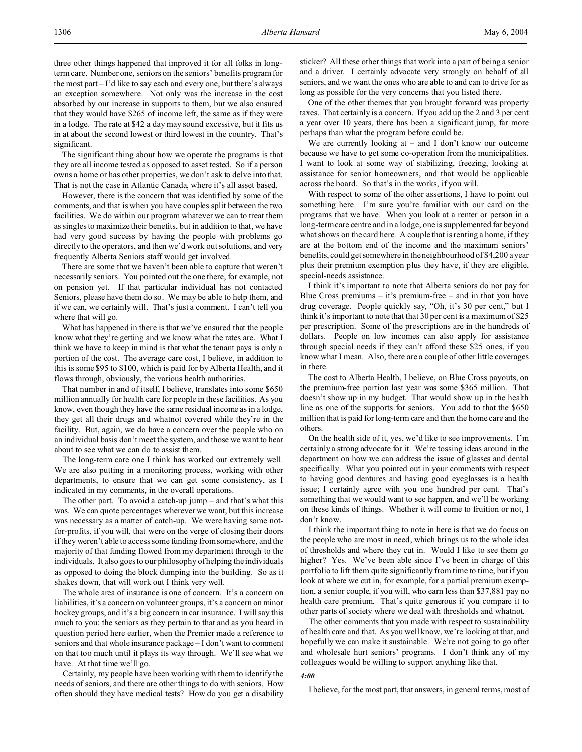three other things happened that improved it for all folks in long-term care. Number one, seniors on the seniors' benefits program for the most part – I'd like to say each and every one, but there's always an exception somewhere. Not only was the increase in the cost absorbed by our increase in supports to them, but we also ensured that they would have $265 of income left, the same as if they were in a lodge. The rate at $42 a day may sound excessive, but it fits us in at about the second lowest or third lowest in the country. That's significant.

The significant thing about how we operate the programs is that they are all income tested as opposed to asset tested. So if a person owns a home or has other properties, we don't ask to delve into that. That is not the case in Atlantic Canada, where it's all asset based.

However, there is the concern that was identified by some of the comments, and that is when you have couples split between the two facilities. We do within our program whatever we can to treat them as singles to maximize their benefits, but in addition to that, we have had very good success by having the people with problems go directly to the operators, and then we'd work out solutions, and very frequently Alberta Seniors staff would get involved.

There are some that we haven't been able to capture that weren't necessarily seniors. You pointed out the one there, for example, not on pension yet. If that particular individual has not contacted Seniors, please have them do so. We may be able to help them, and if we can, we certainly will. That's just a comment. I can't tell you where that will go.

What has happened in there is that we've ensured that the people know what they're getting and we know what the rates are. What I think we have to keep in mind is that what the tenant pays is only a portion of the cost. The average care cost, I believe, in addition to this is some $95 to $100, which is paid for by Alberta Health, and it flows through, obviously, the various health authorities.

That number in and of itself, I believe, translates into some $650 million annually for health care for people in these facilities. As you know, even though they have the same residual income as in a lodge, they get all their drugs and whatnot covered while they're in the facility. But, again, we do have a concern over the people who on an individual basis don't meet the system, and those we want to hear about to see what we can do to assist them.

The long-term care one I think has worked out extremely well. We are also putting in a monitoring process, working with other departments, to ensure that we can get some consistency, as I indicated in my comments, in the overall operations.

The other part. To avoid a catch-up jump – and that's what this was. We can quote percentages wherever we want, but this increase was necessary as a matter of catch-up. We were having some not-for-profits, if you will, that were on the verge of closing their doors if they weren't able to access some funding from somewhere, and the majority of that funding flowed from my department through to the individuals. It also goes to our philosophy of helping the individuals as opposed to doing the block dumping into the building. So as it shakes down, that will work out I think very well.

The whole area of insurance is one of concern. It's a concern on liabilities, it's a concern on volunteer groups, it's a concern on minor hockey groups, and it's a big concern in car insurance. I will say this much to you: the seniors as they pertain to that and as you heard in question period here earlier, when the Premier made a reference to seniors and that whole insurance package – I don't want to comment on that too much until it plays its way through. We'll see what we have. At that time we'll go.

Certainly, my people have been working with them to identify the needs of seniors, and there are other things to do with seniors. How often should they have medical tests? How do you get a disability sticker? All these other things that work into a part of being a senior and a driver. I certainly advocate very strongly on behalf of all seniors, and we want the ones who are able to and can to drive for as long as possible for the very concerns that you listed there.

One of the other themes that you brought forward was property taxes. That certainly is a concern. If you add up the 2 and 3 per cent a year over 10 years, there has been a significant jump, far more perhaps than what the program before could be.

We are currently looking at – and I don't know our outcome because we have to get some co-operation from the municipalities. I want to look at some way of stabilizing, freezing, looking at assistance for senior homeowners, and that would be applicable across the board. So that's in the works, if you will.

With respect to some of the other assertions, I have to point out something here. I'm sure you're familiar with our card on the programs that we have. When you look at a renter or person in a long-term care centre and in a lodge, one is supplemented far beyond what shows on the card here. A couple that is renting a home, if they are at the bottom end of the income and the maximum seniors' benefits, could get somewhere in the neighbourhood of $4,200 a year plus their premium exemption plus they have, if they are eligible, special-needs assistance.

I think it's important to note that Alberta seniors do not pay for Blue Cross premiums – it's premium-free – and in that you have drug coverage. People quickly say, "Oh, it's 30 per cent," but I think it's important to note that that 30 per cent is a maximum of $25 per prescription. Some of the prescriptions are in the hundreds of dollars. People on low incomes can also apply for assistance through special needs if they can't afford these $25 ones, if you know what I mean. Also, there are a couple of other little coverages in there.

The cost to Alberta Health, I believe, on Blue Cross payouts, on the premium-free portion last year was some $365 million. That doesn't show up in my budget. That would show up in the health line as one of the supports for seniors. You add to that the $650 million that is paid for long-term care and then the home care and the others.

On the health side of it, yes, we'd like to see improvements. I'm certainly a strong advocate for it. We're tossing ideas around in the department on how we can address the issue of glasses and dental specifically. What you pointed out in your comments with respect to having good dentures and having good eyeglasses is a health issue; I certainly agree with you one hundred per cent. That's something that we would want to see happen, and we'll be working on these kinds of things. Whether it will come to fruition or not, I don't know.

I think the important thing to note in here is that we do focus on the people who are most in need, which brings us to the whole idea of thresholds and where they cut in. Would I like to see them go higher? Yes. We've been able since I've been in charge of this portfolio to lift them quite significantly from time to time, but if you look at where we cut in, for example, for a partial premium exemption, a senior couple, if you will, who earn less than $37,881 pay no health care premium. That's quite generous if you compare it to other parts of society where we deal with thresholds and whatnot.

The other comments that you made with respect to sustainability of health care and that. As you well know, we're looking at that, and hopefully we can make it sustainable. We're not going to go after and wholesale hurt seniors' programs. I don't think any of my colleagues would be willing to support anything like that.

*4:00*

I believe, for the most part, that answers, in general terms, most of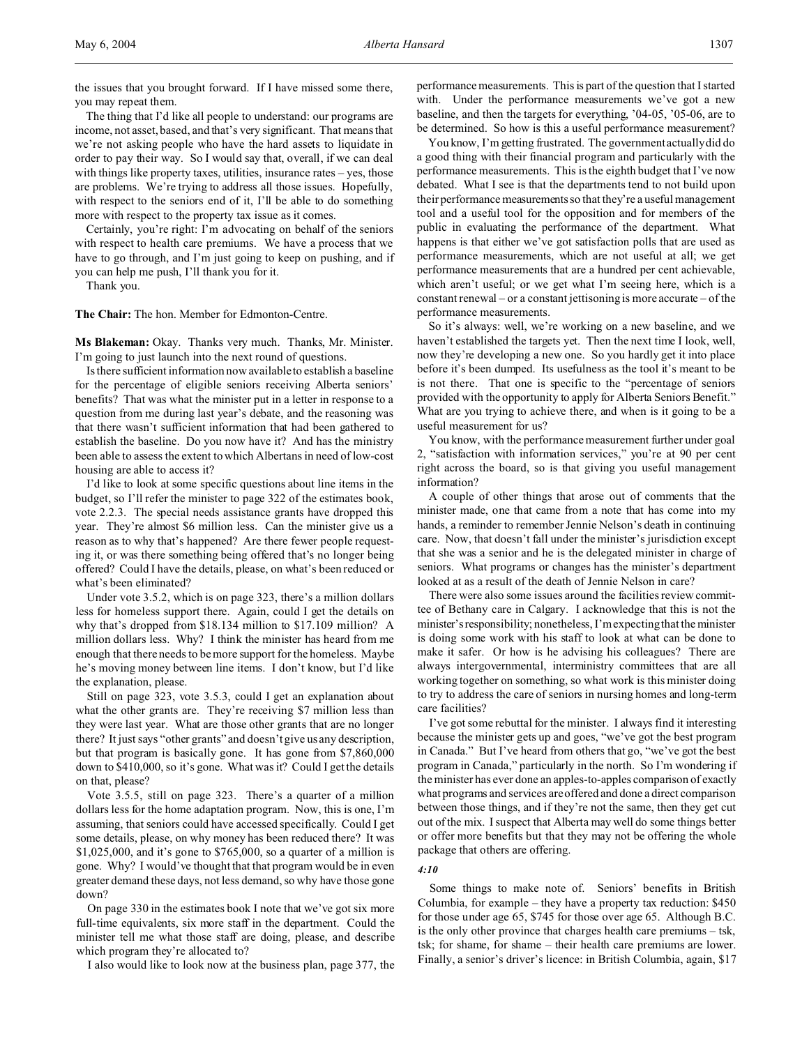the issues that you brought forward. If I have missed some there, you may repeat them.

The thing that I'd like all people to understand: our programs are income, not asset, based, and that's very significant. That means that we're not asking people who have the hard assets to liquidate in order to pay their way. So I would say that, overall, if we can deal with things like property taxes, utilities, insurance rates – yes, those are problems. We're trying to address all those issues. Hopefully, with respect to the seniors end of it, I'll be able to do something more with respect to the property tax issue as it comes.

Certainly, you're right: I'm advocating on behalf of the seniors with respect to health care premiums. We have a process that we have to go through, and I'm just going to keep on pushing, and if you can help me push, I'll thank you for it.

Thank you.

**The Chair:** The hon. Member for Edmonton-Centre.

**Ms Blakeman:** Okay. Thanks very much. Thanks, Mr. Minister. I'm going to just launch into the next round of questions.

Is there sufficient information now available to establish a baseline for the percentage of eligible seniors receiving Alberta seniors' benefits? That was what the minister put in a letter in response to a question from me during last year's debate, and the reasoning was that there wasn't sufficient information that had been gathered to establish the baseline. Do you now have it? And has the ministry been able to assess the extent to which Albertans in need of low-cost housing are able to access it?

I'd like to look at some specific questions about line items in the budget, so I'll refer the minister to page 322 of the estimates book, vote 2.2.3. The special needs assistance grants have dropped this year. They're almost $6 million less. Can the minister give us a reason as to why that's happened? Are there fewer people requesting it, or was there something being offered that's no longer being offered? Could I have the details, please, on what's been reduced or what's been eliminated?

Under vote 3.5.2, which is on page 323, there's a million dollars less for homeless support there. Again, could I get the details on why that's dropped from $18.134 million to $17.109 million? A million dollars less. Why? I think the minister has heard from me enough that there needs to be more support for the homeless. Maybe he's moving money between line items. I don't know, but I'd like the explanation, please.

Still on page 323, vote 3.5.3, could I get an explanation about what the other grants are. They're receiving $7 million less than they were last year. What are those other grants that are no longer there? It just says "other grants" and doesn't give us any description, but that program is basically gone. It has gone from $7,860,000 down to $410,000, so it's gone. What was it? Could I get the details on that, please?

Vote 3.5.5, still on page 323. There's a quarter of a million dollars less for the home adaptation program. Now, this is one, I'm assuming, that seniors could have accessed specifically. Could I get some details, please, on why money has been reduced there? It was $1,025,000, and it's gone to $765,000, so a quarter of a million is gone. Why? I would've thought that that program would be in even greater demand these days, not less demand, so why have those gone down?

On page 330 in the estimates book I note that we've got six more full-time equivalents, six more staff in the department. Could the minister tell me what those staff are doing, please, and describe which program they're allocated to?

I also would like to look now at the business plan, page 377, the performance measurements. This is part of the question that I started with. Under the performance measurements we've got a new baseline, and then the targets for everything, '04-05, '05-06, are to be determined. So how is this a useful performance measurement?

You know, I'm getting frustrated. The government actually did do a good thing with their financial program and particularly with the performance measurements. This is the eighth budget that I've now debated. What I see is that the departments tend to not build upon their performance measurements so that they're a useful management tool and a useful tool for the opposition and for members of the public in evaluating the performance of the department. What happens is that either we've got satisfaction polls that are used as performance measurements, which are not useful at all; we get performance measurements that are a hundred per cent achievable, which aren't useful; or we get what I'm seeing here, which is a constant renewal – or a constant jettisoning is more accurate – of the performance measurements.

So it's always: well, we're working on a new baseline, and we haven't established the targets yet. Then the next time I look, well, now they're developing a new one. So you hardly get it into place before it's been dumped. Its usefulness as the tool it's meant to be is not there. That one is specific to the "percentage of seniors provided with the opportunity to apply for Alberta Seniors Benefit." What are you trying to achieve there, and when is it going to be a useful measurement for us?

You know, with the performance measurement further under goal 2, "satisfaction with information services," you're at 90 per cent right across the board, so is that giving you useful management information?

A couple of other things that arose out of comments that the minister made, one that came from a note that has come into my hands, a reminder to remember Jennie Nelson's death in continuing care. Now, that doesn't fall under the minister's jurisdiction except that she was a senior and he is the delegated minister in charge of seniors. What programs or changes has the minister's department looked at as a result of the death of Jennie Nelson in care?

There were also some issues around the facilities review committee of Bethany care in Calgary. I acknowledge that this is not the minister's responsibility; nonetheless, I'm expecting that the minister is doing some work with his staff to look at what can be done to make it safer. Or how is he advising his colleagues? There are always intergovernmental, interministry committees that are all working together on something, so what work is this minister doing to try to address the care of seniors in nursing homes and long-term care facilities?

I've got some rebuttal for the minister. I always find it interesting because the minister gets up and goes, "we've got the best program in Canada." But I've heard from others that go, "we've got the best program in Canada," particularly in the north. So I'm wondering if the minister has ever done an apples-to-apples comparison of exactly what programs and services are offered and done a direct comparison between those things, and if they're not the same, then they get cut out of the mix. I suspect that Alberta may well do some things better or offer more benefits but that they may not be offering the whole package that others are offering.

*4:10*

Some things to make note of. Seniors' benefits in British Columbia, for example – they have a property tax reduction: $450 for those under age 65, $745 for those over age 65. Although B.C. is the only other province that charges health care premiums – tsk, tsk; for shame, for shame – their health care premiums are lower. Finally, a senior's driver's licence: in British Columbia, again, $17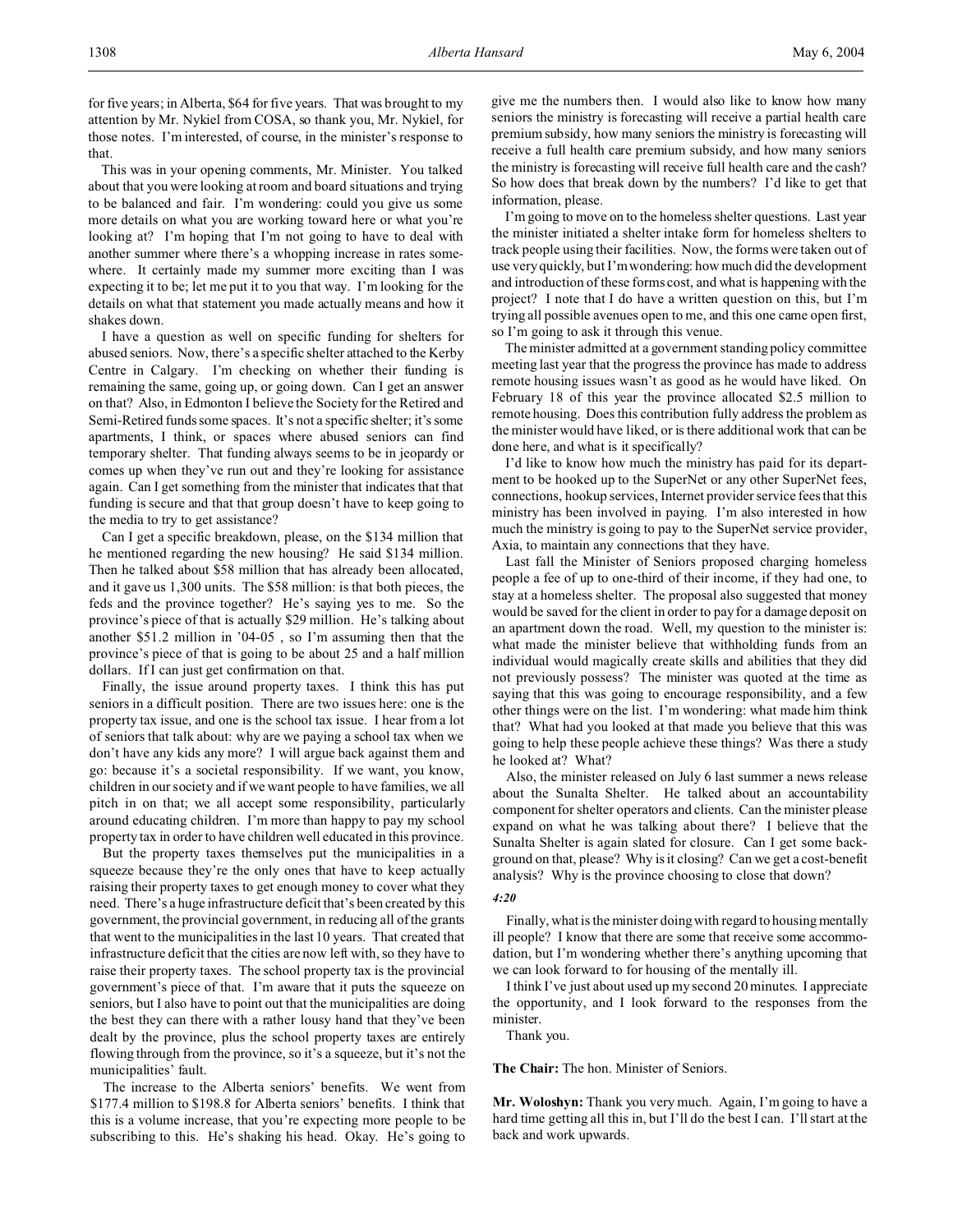for five years; in Alberta, $64 for five years. That was brought to my attention by Mr. Nykiel from COSA, so thank you, Mr. Nykiel, for those notes. I'm interested, of course, in the minister's response to that.

This was in your opening comments, Mr. Minister. You talked about that you were looking at room and board situations and trying to be balanced and fair. I'm wondering: could you give us some more details on what you are working toward here or what you're looking at? I'm hoping that I'm not going to have to deal with another summer where there's a whopping increase in rates somewhere. It certainly made my summer more exciting than I was expecting it to be; let me put it to you that way. I'm looking for the details on what that statement you made actually means and how it shakes down.

I have a question as well on specific funding for shelters for abused seniors. Now, there's a specific shelter attached to the Kerby Centre in Calgary. I'm checking on whether their funding is remaining the same, going up, or going down. Can I get an answer on that? Also, in Edmonton I believe the Society for the Retired and Semi-Retired funds some spaces. It's not a specific shelter; it's some apartments, I think, or spaces where abused seniors can find temporary shelter. That funding always seems to be in jeopardy or comes up when they've run out and they're looking for assistance again. Can I get something from the minister that indicates that that funding is secure and that that group doesn't have to keep going to the media to try to get assistance?

Can I get a specific breakdown, please, on the $134 million that he mentioned regarding the new housing? He said $134 million. Then he talked about $58 million that has already been allocated, and it gave us 1,300 units. The $58 million: is that both pieces, the feds and the province together? He's saying yes to me. So the province's piece of that is actually $29 million. He's talking about another $51.2 million in '04-05 , so I'm assuming then that the province's piece of that is going to be about 25 and a half million dollars. If I can just get confirmation on that.

Finally, the issue around property taxes. I think this has put seniors in a difficult position. There are two issues here: one is the property tax issue, and one is the school tax issue. I hear from a lot of seniors that talk about: why are we paying a school tax when we don't have any kids any more? I will argue back against them and go: because it's a societal responsibility. If we want, you know, children in our society and if we want people to have families, we all pitch in on that; we all accept some responsibility, particularly around educating children. I'm more than happy to pay my school property tax in order to have children well educated in this province.

But the property taxes themselves put the municipalities in a squeeze because they're the only ones that have to keep actually raising their property taxes to get enough money to cover what they need. There's a huge infrastructure deficit that's been created by this government, the provincial government, in reducing all of the grants that went to the municipalities in the last 10 years. That created that infrastructure deficit that the cities are now left with, so they have to raise their property taxes. The school property tax is the provincial government's piece of that. I'm aware that it puts the squeeze on seniors, but I also have to point out that the municipalities are doing the best they can there with a rather lousy hand that they've been dealt by the province, plus the school property taxes are entirely flowing through from the province, so it's a squeeze, but it's not the municipalities' fault.

The increase to the Alberta seniors' benefits. We went from $177.4 million to $198.8 for Alberta seniors' benefits. I think that this is a volume increase, that you're expecting more people to be subscribing to this. He's shaking his head. Okay. He's going to give me the numbers then. I would also like to know how many seniors the ministry is forecasting will receive a partial health care premium subsidy, how many seniors the ministry is forecasting will receive a full health care premium subsidy, and how many seniors the ministry is forecasting will receive full health care and the cash? So how does that break down by the numbers? I'd like to get that information, please.

I'm going to move on to the homeless shelter questions. Last year the minister initiated a shelter intake form for homeless shelters to track people using their facilities. Now, the forms were taken out of use very quickly, but I'm wondering: how much did the development and introduction of these forms cost, and what is happening with the project? I note that I do have a written question on this, but I'm trying all possible avenues open to me, and this one came open first, so I'm going to ask it through this venue.

The minister admitted at a government standing policy committee meeting last year that the progress the province has made to address remote housing issues wasn't as good as he would have liked. On February 18 of this year the province allocated $2.5 million to remote housing. Does this contribution fully address the problem as the minister would have liked, or is there additional work that can be done here, and what is it specifically?

I'd like to know how much the ministry has paid for its department to be hooked up to the SuperNet or any other SuperNet fees, connections, hookup services, Internet provider service fees that this ministry has been involved in paying. I'm also interested in how much the ministry is going to pay to the SuperNet service provider, Axia, to maintain any connections that they have.

Last fall the Minister of Seniors proposed charging homeless people a fee of up to one-third of their income, if they had one, to stay at a homeless shelter. The proposal also suggested that money would be saved for the client in order to pay for a damage deposit on an apartment down the road. Well, my question to the minister is: what made the minister believe that withholding funds from an individual would magically create skills and abilities that they did not previously possess? The minister was quoted at the time as saying that this was going to encourage responsibility, and a few other things were on the list. I'm wondering: what made him think that? What had you looked at that made you believe that this was going to help these people achieve these things? Was there a study he looked at? What?

Also, the minister released on July 6 last summer a news release about the Sunalta Shelter. He talked about an accountability component for shelter operators and clients. Can the minister please expand on what he was talking about there? I believe that the Sunalta Shelter is again slated for closure. Can I get some background on that, please? Why is it closing? Can we get a cost-benefit analysis? Why is the province choosing to close that down?

*4:20*

Finally, what is the minister doing with regard to housing mentally ill people? I know that there are some that receive some accommodation, but I'm wondering whether there's anything upcoming that we can look forward to for housing of the mentally ill.

I think I've just about used up my second 20 minutes. I appreciate the opportunity, and I look forward to the responses from the minister.

Thank you.

**The Chair:** The hon. Minister of Seniors.

**Mr. Woloshyn:** Thank you very much. Again, I'm going to have a hard time getting all this in, but I'll do the best I can. I'll start at the back and work upwards.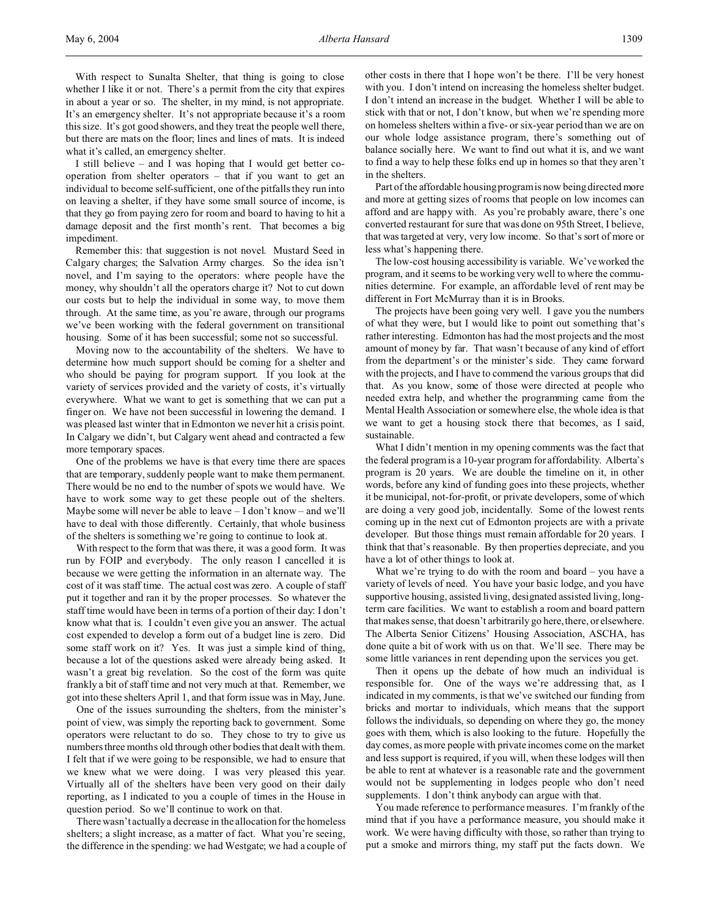With respect to Sunalta Shelter, that thing is going to close whether I like it or not. There's a permit from the city that expires in about a year or so. The shelter, in my mind, is not appropriate. It's an emergency shelter. It's not appropriate because it's a room this size. It's got good showers, and they treat the people well there, but there are mats on the floor; lines and lines of mats. It is indeed what it's called, an emergency shelter.

I still believe – and I was hoping that I would get better co-operation from shelter operators – that if you want to get an individual to become self-sufficient, one of the pitfalls they run into on leaving a shelter, if they have some small source of income, is that they go from paying zero for room and board to having to hit a damage deposit and the first month's rent. That becomes a big impediment.

Remember this: that suggestion is not novel. Mustard Seed in Calgary charges; the Salvation Army charges. So the idea isn't novel, and I'm saying to the operators: where people have the money, why shouldn't all the operators charge it? Not to cut down our costs but to help the individual in some way, to move them through. At the same time, as you're aware, through our programs we've been working with the federal government on transitional housing. Some of it has been successful; some not so successful.

Moving now to the accountability of the shelters. We have to determine how much support should be coming for a shelter and who should be paying for program support. If you look at the variety of services provided and the variety of costs, it's virtually everywhere. What we want to get is something that we can put a finger on. We have not been successful in lowering the demand. I was pleased last winter that in Edmonton we never hit a crisis point. In Calgary we didn't, but Calgary went ahead and contracted a few more temporary spaces.

One of the problems we have is that every time there are spaces that are temporary, suddenly people want to make them permanent. There would be no end to the number of spots we would have. We have to work some way to get these people out of the shelters. Maybe some will never be able to leave – I don't know – and we'll have to deal with those differently. Certainly, that whole business of the shelters is something we're going to continue to look at.

With respect to the form that was there, it was a good form. It was run by FOIP and everybody. The only reason I cancelled it is because we were getting the information in an alternate way. The cost of it was staff time. The actual cost was zero. A couple of staff put it together and ran it by the proper processes. So whatever the staff time would have been in terms of a portion of their day: I don't know what that is. I couldn't even give you an answer. The actual cost expended to develop a form out of a budget line is zero. Did some staff work on it? Yes. It was just a simple kind of thing, because a lot of the questions asked were already being asked. It wasn't a great big revelation. So the cost of the form was quite frankly a bit of staff time and not very much at that. Remember, we got into these shelters April 1, and that form issue was in May, June.

One of the issues surrounding the shelters, from the minister's point of view, was simply the reporting back to government. Some operators were reluctant to do so. They chose to try to give us numbers three months old through other bodies that dealt with them. I felt that if we were going to be responsible, we had to ensure that we knew what we were doing. I was very pleased this year. Virtually all of the shelters have been very good on their daily reporting, as I indicated to you a couple of times in the House in question period. So we'll continue to work on that.

There wasn't actually a decrease in the allocation for the homeless shelters; a slight increase, as a matter of fact. What you're seeing, the difference in the spending: we had Westgate; we had a couple of other costs in there that I hope won't be there. I'll be very honest with you. I don't intend on increasing the homeless shelter budget. I don't intend an increase in the budget. Whether I will be able to stick with that or not, I don't know, but when we're spending more on homeless shelters within a five- or six-year period than we are on our whole lodge assistance program, there's something out of balance socially here. We want to find out what it is, and we want to find a way to help these folks end up in homes so that they aren't in the shelters.

Part of the affordable housing program is now being directed more and more at getting sizes of rooms that people on low incomes can afford and are happy with. As you're probably aware, there's one converted restaurant for sure that was done on 95th Street, I believe, that was targeted at very, very low income. So that's sort of more or less what's happening there.

The low-cost housing accessibility is variable. We've worked the program, and it seems to be working very well to where the communities determine. For example, an affordable level of rent may be different in Fort McMurray than it is in Brooks.

The projects have been going very well. I gave you the numbers of what they were, but I would like to point out something that's rather interesting. Edmonton has had the most projects and the most amount of money by far. That wasn't because of any kind of effort from the department's or the minister's side. They came forward with the projects, and I have to commend the various groups that did that. As you know, some of those were directed at people who needed extra help, and whether the programming came from the Mental Health Association or somewhere else, the whole idea is that we want to get a housing stock there that becomes, as I said, sustainable.

What I didn't mention in my opening comments was the fact that the federal program is a 10-year program for affordability. Alberta's program is 20 years. We are double the timeline on it, in other words, before any kind of funding goes into these projects, whether it be municipal, not-for-profit, or private developers, some of which are doing a very good job, incidentally. Some of the lowest rents coming up in the next cut of Edmonton projects are with a private developer. But those things must remain affordable for 20 years. I think that that's reasonable. By then properties depreciate, and you have a lot of other things to look at.

What we're trying to do with the room and board – you have a variety of levels of need. You have your basic lodge, and you have supportive housing, assisted living, designated assisted living, long-term care facilities. We want to establish a room and board pattern that makes sense, that doesn't arbitrarily go here, there, or elsewhere. The Alberta Senior Citizens' Housing Association, ASCHA, has done quite a bit of work with us on that. We'll see. There may be some little variances in rent depending upon the services you get.

Then it opens up the debate of how much an individual is responsible for. One of the ways we're addressing that, as I indicated in my comments, is that we've switched our funding from bricks and mortar to individuals, which means that the support follows the individuals, so depending on where they go, the money goes with them, which is also looking to the future. Hopefully the day comes, as more people with private incomes come on the market and less support is required, if you will, when these lodges will then be able to rent at whatever is a reasonable rate and the government would not be supplementing in lodges people who don't need supplements. I don't think anybody can argue with that.

You made reference to performance measures. I'm frankly of the mind that if you have a performance measure, you should make it work. We were having difficulty with those, so rather than trying to put a smoke and mirrors thing, my staff put the facts down. We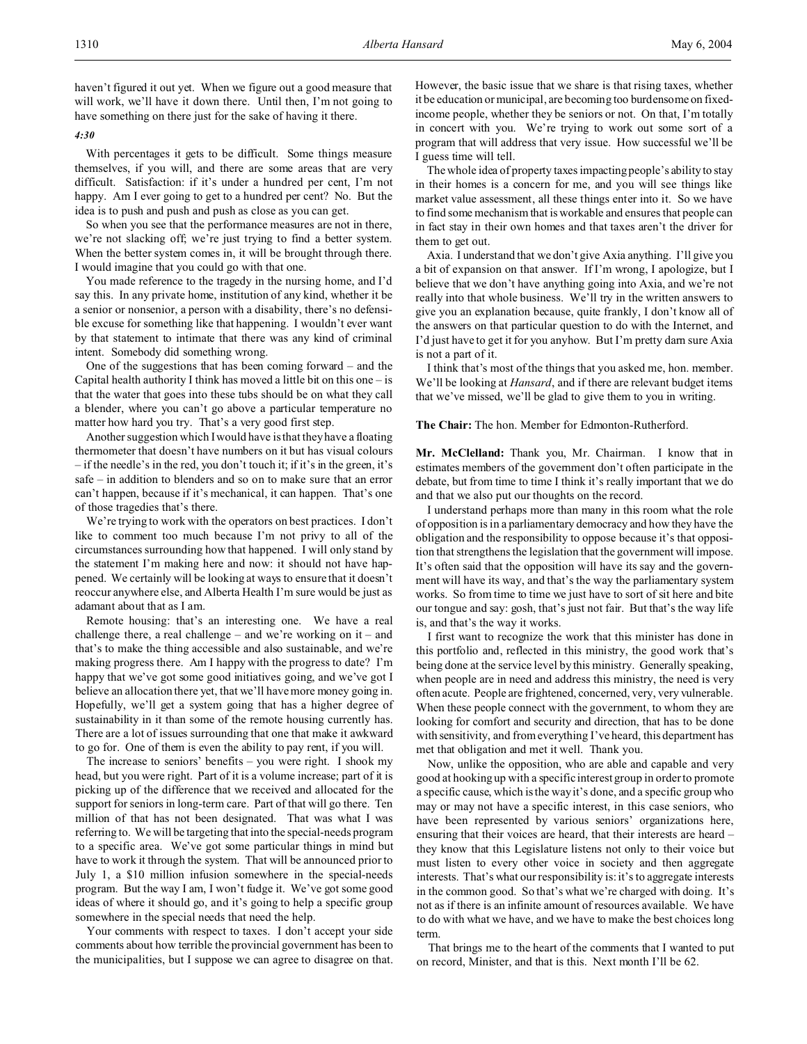haven't figured it out yet. When we figure out a good measure that will work, we'll have it down there. Until then, I'm not going to have something on there just for the sake of having it there.

*4:30*

With percentages it gets to be difficult. Some things measure themselves, if you will, and there are some areas that are very difficult. Satisfaction: if it's under a hundred per cent, I'm not happy. Am I ever going to get to a hundred per cent? No. But the idea is to push and push and push as close as you can get.

So when you see that the performance measures are not in there, we're not slacking off; we're just trying to find a better system. When the better system comes in, it will be brought through there. I would imagine that you could go with that one.

You made reference to the tragedy in the nursing home, and I'd say this. In any private home, institution of any kind, whether it be a senior or nonsenior, a person with a disability, there's no defensible excuse for something like that happening. I wouldn't ever want by that statement to intimate that there was any kind of criminal intent. Somebody did something wrong.

One of the suggestions that has been coming forward – and the Capital health authority I think has moved a little bit on this one – is that the water that goes into these tubs should be on what they call a blender, where you can't go above a particular temperature no matter how hard you try. That's a very good first step.

Another suggestion which I would have is that they have a floating thermometer that doesn't have numbers on it but has visual colours – if the needle's in the red, you don't touch it; if it's in the green, it's safe – in addition to blenders and so on to make sure that an error can't happen, because if it's mechanical, it can happen. That's one of those tragedies that's there.

We're trying to work with the operators on best practices. I don't like to comment too much because I'm not privy to all of the circumstances surrounding how that happened. I will only stand by the statement I'm making here and now: it should not have happened. We certainly will be looking at ways to ensure that it doesn't reoccur anywhere else, and Alberta Health I'm sure would be just as adamant about that as I am.

Remote housing: that's an interesting one. We have a real challenge there, a real challenge – and we're working on it – and that's to make the thing accessible and also sustainable, and we're making progress there. Am I happy with the progress to date? I'm happy that we've got some good initiatives going, and we've got I believe an allocation there yet, that we'll have more money going in. Hopefully, we'll get a system going that has a higher degree of sustainability in it than some of the remote housing currently has. There are a lot of issues surrounding that one that make it awkward to go for. One of them is even the ability to pay rent, if you will.

The increase to seniors' benefits – you were right. I shook my head, but you were right. Part of it is a volume increase; part of it is picking up of the difference that we received and allocated for the support for seniors in long-term care. Part of that will go there. Ten million of that has not been designated. That was what I was referring to. We will be targeting that into the special-needs program to a specific area. We've got some particular things in mind but have to work it through the system. That will be announced prior to July 1, a $10 million infusion somewhere in the special-needs program. But the way I am, I won't fudge it. We've got some good ideas of where it should go, and it's going to help a specific group somewhere in the special needs that need the help.

Your comments with respect to taxes. I don't accept your side comments about how terrible the provincial government has been to the municipalities, but I suppose we can agree to disagree on that. However, the basic issue that we share is that rising taxes, whether it be education or municipal, are becoming too burdensome on fixed-income people, whether they be seniors or not. On that, I'm totally in concert with you. We're trying to work out some sort of a program that will address that very issue. How successful we'll be I guess time will tell.

The whole idea of property taxes impacting people's ability to stay in their homes is a concern for me, and you will see things like market value assessment, all these things enter into it. So we have to find some mechanism that is workable and ensures that people can in fact stay in their own homes and that taxes aren't the driver for them to get out.

Axia. I understand that we don't give Axia anything. I'll give you a bit of expansion on that answer. If I'm wrong, I apologize, but I believe that we don't have anything going into Axia, and we're not really into that whole business. We'll try in the written answers to give you an explanation because, quite frankly, I don't know all of the answers on that particular question to do with the Internet, and I'd just have to get it for you anyhow. But I'm pretty darn sure Axia is not a part of it.

I think that's most of the things that you asked me, hon. member. We'll be looking at *Hansard*, and if there are relevant budget items that we've missed, we'll be glad to give them to you in writing.

**The Chair:** The hon. Member for Edmonton-Rutherford.

**Mr. McClelland:** Thank you, Mr. Chairman. I know that in estimates members of the government don't often participate in the debate, but from time to time I think it's really important that we do and that we also put our thoughts on the record.

I understand perhaps more than many in this room what the role of opposition is in a parliamentary democracy and how they have the obligation and the responsibility to oppose because it's that opposition that strengthens the legislation that the government will impose. It's often said that the opposition will have its say and the government will have its way, and that's the way the parliamentary system works. So from time to time we just have to sort of sit here and bite our tongue and say: gosh, that's just not fair. But that's the way life is, and that's the way it works.

I first want to recognize the work that this minister has done in this portfolio and, reflected in this ministry, the good work that's being done at the service level by this ministry. Generally speaking, when people are in need and address this ministry, the need is very often acute. People are frightened, concerned, very, very vulnerable. When these people connect with the government, to whom they are looking for comfort and security and direction, that has to be done with sensitivity, and from everything I've heard, this department has met that obligation and met it well. Thank you.

Now, unlike the opposition, who are able and capable and very good at hooking up with a specific interest group in order to promote a specific cause, which is the way it's done, and a specific group who may or may not have a specific interest, in this case seniors, who have been represented by various seniors' organizations here, ensuring that their voices are heard, that their interests are heard – they know that this Legislature listens not only to their voice but must listen to every other voice in society and then aggregate interests. That's what our responsibility is: it's to aggregate interests in the common good. So that's what we're charged with doing. It's not as if there is an infinite amount of resources available. We have to do with what we have, and we have to make the best choices long term.

That brings me to the heart of the comments that I wanted to put on record, Minister, and that is this. Next month I'll be 62.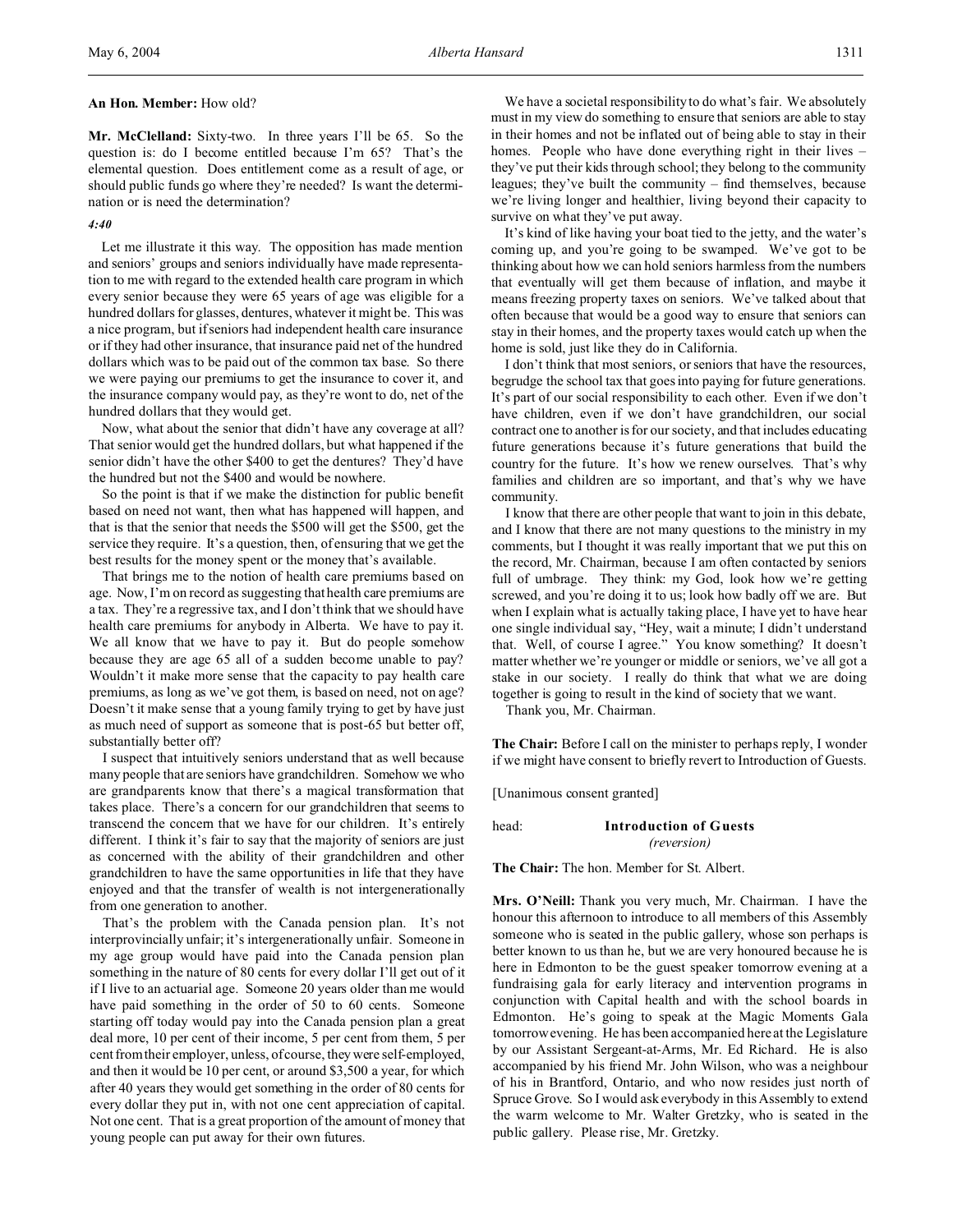**An Hon. Member:** How old?

**Mr. McClelland:** Sixty-two. In three years I'll be 65. So the question is: do I become entitled because I'm 65? That's the elemental question. Does entitlement come as a result of age, or should public funds go where they're needed? Is want the determination or is need the determination?

*4:40*

Let me illustrate it this way. The opposition has made mention and seniors' groups and seniors individually have made representation to me with regard to the extended health care program in which every senior because they were 65 years of age was eligible for a hundred dollars for glasses, dentures, whatever it might be. This was a nice program, but if seniors had independent health care insurance or if they had other insurance, that insurance paid net of the hundred dollars which was to be paid out of the common tax base. So there we were paying our premiums to get the insurance to cover it, and the insurance company would pay, as they're wont to do, net of the hundred dollars that they would get.

Now, what about the senior that didn't have any coverage at all? That senior would get the hundred dollars, but what happened if the senior didn't have the other $400 to get the dentures? They'd have the hundred but not the $400 and would be nowhere.

So the point is that if we make the distinction for public benefit based on need not want, then what has happened will happen, and that is that the senior that needs the $500 will get the $500, get the service they require. It's a question, then, of ensuring that we get the best results for the money spent or the money that's available.

That brings me to the notion of health care premiums based on age. Now, I'm on record as suggesting that health care premiums are a tax. They're a regressive tax, and I don't think that we should have health care premiums for anybody in Alberta. We have to pay it. We all know that we have to pay it. But do people somehow because they are age 65 all of a sudden become unable to pay? Wouldn't it make more sense that the capacity to pay health care premiums, as long as we've got them, is based on need, not on age? Doesn't it make sense that a young family trying to get by have just as much need of support as someone that is post-65 but better off, substantially better off?

I suspect that intuitively seniors understand that as well because many people that are seniors have grandchildren. Somehow we who are grandparents know that there's a magical transformation that takes place. There's a concern for our grandchildren that seems to transcend the concern that we have for our children. It's entirely different. I think it's fair to say that the majority of seniors are just as concerned with the ability of their grandchildren and other grandchildren to have the same opportunities in life that they have enjoyed and that the transfer of wealth is not intergenerationally from one generation to another.

That's the problem with the Canada pension plan. It's not interprovincially unfair; it's intergenerationally unfair. Someone in my age group would have paid into the Canada pension plan something in the nature of 80 cents for every dollar I'll get out of it if I live to an actuarial age. Someone 20 years older than me would have paid something in the order of 50 to 60 cents. Someone starting off today would pay into the Canada pension plan a great deal more, 10 per cent of their income, 5 per cent from them, 5 per cent from their employer, unless, of course, they were self-employed, and then it would be 10 per cent, or around $3,500 a year, for which after 40 years they would get something in the order of 80 cents for every dollar they put in, with not one cent appreciation of capital. Not one cent. That is a great proportion of the amount of money that young people can put away for their own futures.

We have a societal responsibility to do what's fair. We absolutely must in my view do something to ensure that seniors are able to stay in their homes and not be inflated out of being able to stay in their homes. People who have done everything right in their lives – they've put their kids through school; they belong to the community leagues; they've built the community – find themselves, because we're living longer and healthier, living beyond their capacity to survive on what they've put away.

It's kind of like having your boat tied to the jetty, and the water's coming up, and you're going to be swamped. We've got to be thinking about how we can hold seniors harmless from the numbers that eventually will get them because of inflation, and maybe it means freezing property taxes on seniors. We've talked about that often because that would be a good way to ensure that seniors can stay in their homes, and the property taxes would catch up when the home is sold, just like they do in California.

I don't think that most seniors, or seniors that have the resources, begrudge the school tax that goes into paying for future generations. It's part of our social responsibility to each other. Even if we don't have children, even if we don't have grandchildren, our social contract one to another is for our society, and that includes educating future generations because it's future generations that build the country for the future. It's how we renew ourselves. That's why families and children are so important, and that's why we have community.

I know that there are other people that want to join in this debate, and I know that there are not many questions to the ministry in my comments, but I thought it was really important that we put this on the record, Mr. Chairman, because I am often contacted by seniors full of umbrage. They think: my God, look how we're getting screwed, and you're doing it to us; look how badly off we are. But when I explain what is actually taking place, I have yet to have hear one single individual say, "Hey, wait a minute; I didn't understand that. Well, of course I agree." You know something? It doesn't matter whether we're younger or middle or seniors, we've all got a stake in our society. I really do think that what we are doing together is going to result in the kind of society that we want.

Thank you, Mr. Chairman.

**The Chair:** Before I call on the minister to perhaps reply, I wonder if we might have consent to briefly revert to Introduction of Guests.

[Unanimous consent granted]

head: **Introduction of Guests**
*(reversion)*

**The Chair:** The hon. Member for St. Albert.

**Mrs. O'Neill:** Thank you very much, Mr. Chairman. I have the honour this afternoon to introduce to all members of this Assembly someone who is seated in the public gallery, whose son perhaps is better known to us than he, but we are very honoured because he is here in Edmonton to be the guest speaker tomorrow evening at a fundraising gala for early literacy and intervention programs in conjunction with Capital health and with the school boards in Edmonton. He's going to speak at the Magic Moments Gala tomorrow evening. He has been accompanied here at the Legislature by our Assistant Sergeant-at-Arms, Mr. Ed Richard. He is also accompanied by his friend Mr. John Wilson, who was a neighbour of his in Brantford, Ontario, and who now resides just north of Spruce Grove. So I would ask everybody in this Assembly to extend the warm welcome to Mr. Walter Gretzky, who is seated in the public gallery. Please rise, Mr. Gretzky.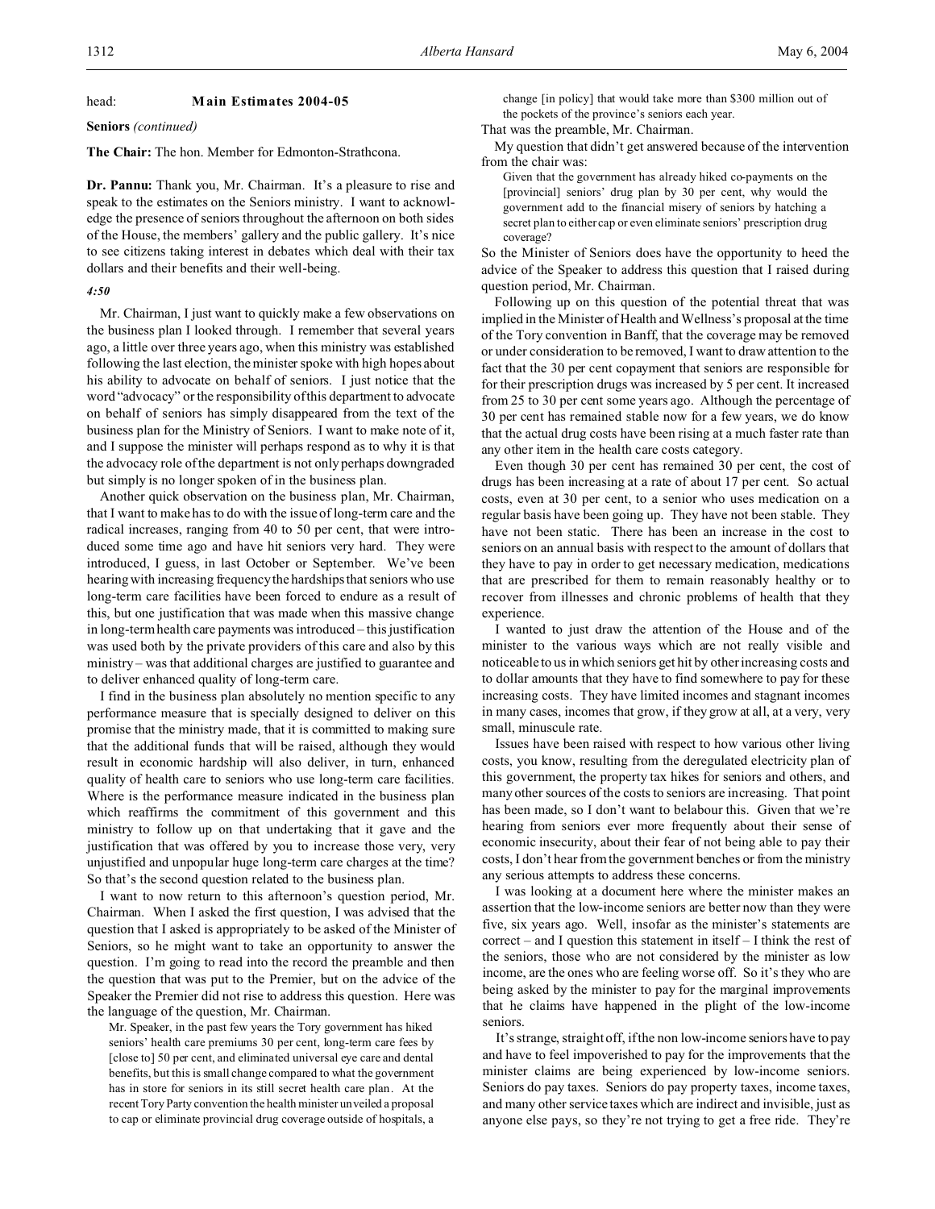head: **Main Estimates 2004-05**

**Seniors** *(continued)*

**The Chair:** The hon. Member for Edmonton-Strathcona.

**Dr. Pannu:** Thank you, Mr. Chairman. It's a pleasure to rise and speak to the estimates on the Seniors ministry. I want to acknowledge the presence of seniors throughout the afternoon on both sides of the House, the members' gallery and the public gallery. It's nice to see citizens taking interest in debates which deal with their tax dollars and their benefits and their well-being.

*4:50*

Mr. Chairman, I just want to quickly make a few observations on the business plan I looked through. I remember that several years ago, a little over three years ago, when this ministry was established following the last election, the minister spoke with high hopes about his ability to advocate on behalf of seniors. I just notice that the word "advocacy" or the responsibility of this department to advocate on behalf of seniors has simply disappeared from the text of the business plan for the Ministry of Seniors. I want to make note of it, and I suppose the minister will perhaps respond as to why it is that the advocacy role of the department is not only perhaps downgraded but simply is no longer spoken of in the business plan.

Another quick observation on the business plan, Mr. Chairman, that I want to make has to do with the issue of long-term care and the radical increases, ranging from 40 to 50 per cent, that were introduced some time ago and have hit seniors very hard. They were introduced, I guess, in last October or September. We've been hearing with increasing frequency the hardships that seniors who use long-term care facilities have been forced to endure as a result of this, but one justification that was made when this massive change in long-term health care payments was introduced – this justification was used both by the private providers of this care and also by this ministry – was that additional charges are justified to guarantee and to deliver enhanced quality of long-term care.

I find in the business plan absolutely no mention specific to any performance measure that is specially designed to deliver on this promise that the ministry made, that it is committed to making sure that the additional funds that will be raised, although they would result in economic hardship will also deliver, in turn, enhanced quality of health care to seniors who use long-term care facilities. Where is the performance measure indicated in the business plan which reaffirms the commitment of this government and this ministry to follow up on that undertaking that it gave and the justification that was offered by you to increase those very, very unjustified and unpopular huge long-term care charges at the time? So that's the second question related to the business plan.

I want to now return to this afternoon's question period, Mr. Chairman. When I asked the first question, I was advised that the question that I asked is appropriately to be asked of the Minister of Seniors, so he might want to take an opportunity to answer the question. I'm going to read into the record the preamble and then the question that was put to the Premier, but on the advice of the Speaker the Premier did not rise to address this question. Here was the language of the question, Mr. Chairman.

> Mr. Speaker, in the past few years the Tory government has hiked seniors' health care premiums 30 per cent, long-term care fees by [close to] 50 per cent, and eliminated universal eye care and dental benefits, but this is small change compared to what the government has in store for seniors in its still secret health care plan. At the recent Tory Party convention the health minister unveiled a proposal to cap or eliminate provincial drug coverage outside of hospitals, a change [in policy] that would take more than $300 million out of the pockets of the province's seniors each year.

That was the preamble, Mr. Chairman.

My question that didn't get answered because of the intervention from the chair was:

> Given that the government has already hiked co-payments on the [provincial] seniors' drug plan by 30 per cent, why would the government add to the financial misery of seniors by hatching a secret plan to either cap or even eliminate seniors' prescription drug coverage?

So the Minister of Seniors does have the opportunity to heed the advice of the Speaker to address this question that I raised during question period, Mr. Chairman.

Following up on this question of the potential threat that was implied in the Minister of Health and Wellness's proposal at the time of the Tory convention in Banff, that the coverage may be removed or under consideration to be removed, I want to draw attention to the fact that the 30 per cent copayment that seniors are responsible for for their prescription drugs was increased by 5 per cent. It increased from 25 to 30 per cent some years ago. Although the percentage of 30 per cent has remained stable now for a few years, we do know that the actual drug costs have been rising at a much faster rate than any other item in the health care costs category.

Even though 30 per cent has remained 30 per cent, the cost of drugs has been increasing at a rate of about 17 per cent. So actual costs, even at 30 per cent, to a senior who uses medication on a regular basis have been going up. They have not been stable. They have not been static. There has been an increase in the cost to seniors on an annual basis with respect to the amount of dollars that they have to pay in order to get necessary medication, medications that are prescribed for them to remain reasonably healthy or to recover from illnesses and chronic problems of health that they experience.

I wanted to just draw the attention of the House and of the minister to the various ways which are not really visible and noticeable to us in which seniors get hit by other increasing costs and to dollar amounts that they have to find somewhere to pay for these increasing costs. They have limited incomes and stagnant incomes in many cases, incomes that grow, if they grow at all, at a very, very small, minuscule rate.

Issues have been raised with respect to how various other living costs, you know, resulting from the deregulated electricity plan of this government, the property tax hikes for seniors and others, and many other sources of the costs to seniors are increasing. That point has been made, so I don't want to belabour this. Given that we're hearing from seniors ever more frequently about their sense of economic insecurity, about their fear of not being able to pay their costs, I don't hear from the government benches or from the ministry any serious attempts to address these concerns.

I was looking at a document here where the minister makes an assertion that the low-income seniors are better now than they were five, six years ago. Well, insofar as the minister's statements are correct – and I question this statement in itself – I think the rest of the seniors, those who are not considered by the minister as low income, are the ones who are feeling worse off. So it's they who are being asked by the minister to pay for the marginal improvements that he claims have happened in the plight of the low-income seniors.

It's strange, straight off, if the non low-income seniors have to pay and have to feel impoverished to pay for the improvements that the minister claims are being experienced by low-income seniors. Seniors do pay taxes. Seniors do pay property taxes, income taxes, and many other service taxes which are indirect and invisible, just as anyone else pays, so they're not trying to get a free ride. They're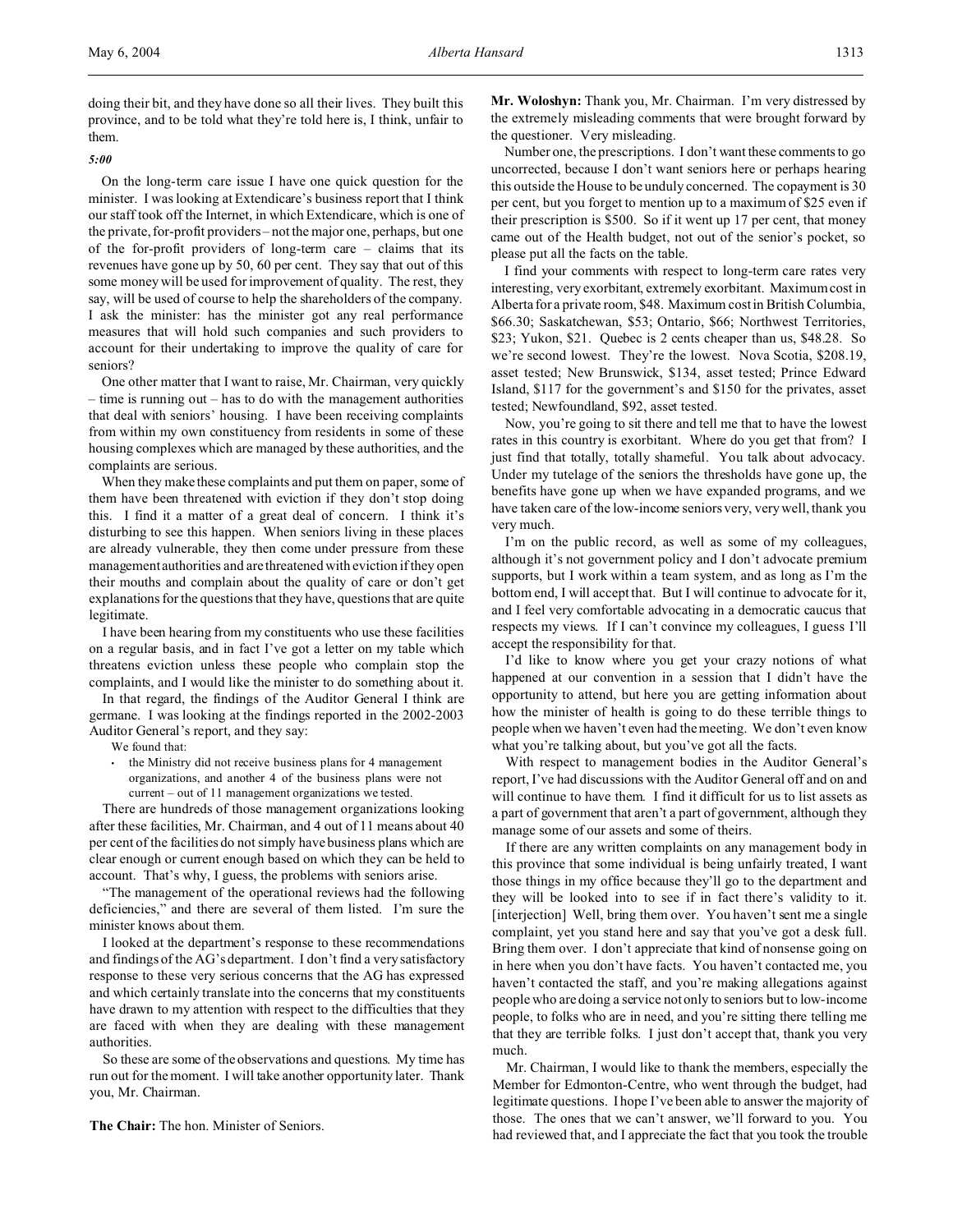doing their bit, and they have done so all their lives. They built this province, and to be told what they're told here is, I think, unfair to them.

*5:00*

On the long-term care issue I have one quick question for the minister. I was looking at Extendicare's business report that I think our staff took off the Internet, in which Extendicare, which is one of the private, for-profit providers – not the major one, perhaps, but one of the for-profit providers of long-term care – claims that its revenues have gone up by 50, 60 per cent. They say that out of this some money will be used for improvement of quality. The rest, they say, will be used of course to help the shareholders of the company. I ask the minister: has the minister got any real performance measures that will hold such companies and such providers to account for their undertaking to improve the quality of care for seniors?

One other matter that I want to raise, Mr. Chairman, very quickly – time is running out – has to do with the management authorities that deal with seniors' housing. I have been receiving complaints from within my own constituency from residents in some of these housing complexes which are managed by these authorities, and the complaints are serious.

When they make these complaints and put them on paper, some of them have been threatened with eviction if they don't stop doing this. I find it a matter of a great deal of concern. I think it's disturbing to see this happen. When seniors living in these places are already vulnerable, they then come under pressure from these management authorities and are threatened with eviction if they open their mouths and complain about the quality of care or don't get explanations for the questions that they have, questions that are quite legitimate.

I have been hearing from my constituents who use these facilities on a regular basis, and in fact I've got a letter on my table which threatens eviction unless these people who complain stop the complaints, and I would like the minister to do something about it.

In that regard, the findings of the Auditor General I think are germane. I was looking at the findings reported in the 2002-2003 Auditor General's report, and they say:

> We found that:
>
> - the Ministry did not receive business plans for 4 management organizations, and another 4 of the business plans were not current – out of 11 management organizations we tested.

There are hundreds of those management organizations looking after these facilities, Mr. Chairman, and 4 out of 11 means about 40 per cent of the facilities do not simply have business plans which are clear enough or current enough based on which they can be held to account. That's why, I guess, the problems with seniors arise.

"The management of the operational reviews had the following deficiencies," and there are several of them listed. I'm sure the minister knows about them.

I looked at the department's response to these recommendations and findings of the AG's department. I don't find a very satisfactory response to these very serious concerns that the AG has expressed and which certainly translate into the concerns that my constituents have drawn to my attention with respect to the difficulties that they are faced with when they are dealing with these management authorities.

So these are some of the observations and questions. My time has run out for the moment. I will take another opportunity later. Thank you, Mr. Chairman.

**The Chair:** The hon. Minister of Seniors.

**Mr. Woloshyn:** Thank you, Mr. Chairman. I'm very distressed by the extremely misleading comments that were brought forward by the questioner. Very misleading.

Number one, the prescriptions. I don't want these comments to go uncorrected, because I don't want seniors here or perhaps hearing this outside the House to be unduly concerned. The copayment is 30 per cent, but you forget to mention up to a maximum of $25 even if their prescription is $500. So if it went up 17 per cent, that money came out of the Health budget, not out of the senior's pocket, so please put all the facts on the table.

I find your comments with respect to long-term care rates very interesting, very exorbitant, extremely exorbitant. Maximum cost in Alberta for a private room, $48. Maximum cost in British Columbia, $66.30; Saskatchewan, $53; Ontario, $66; Northwest Territories, $23; Yukon, $21. Quebec is 2 cents cheaper than us, $48.28. So we're second lowest. They're the lowest. Nova Scotia, $208.19, asset tested; New Brunswick, $134, asset tested; Prince Edward Island, $117 for the government's and $150 for the privates, asset tested; Newfoundland, $92, asset tested.

Now, you're going to sit there and tell me that to have the lowest rates in this country is exorbitant. Where do you get that from? I just find that totally, totally shameful. You talk about advocacy. Under my tutelage of the seniors the thresholds have gone up, the benefits have gone up when we have expanded programs, and we have taken care of the low-income seniors very, very well, thank you very much.

I'm on the public record, as well as some of my colleagues, although it's not government policy and I don't advocate premium supports, but I work within a team system, and as long as I'm the bottom end, I will accept that. But I will continue to advocate for it, and I feel very comfortable advocating in a democratic caucus that respects my views. If I can't convince my colleagues, I guess I'll accept the responsibility for that.

I'd like to know where you get your crazy notions of what happened at our convention in a session that I didn't have the opportunity to attend, but here you are getting information about how the minister of health is going to do these terrible things to people when we haven't even had the meeting. We don't even know what you're talking about, but you've got all the facts.

With respect to management bodies in the Auditor General's report, I've had discussions with the Auditor General off and on and will continue to have them. I find it difficult for us to list assets as a part of government that aren't a part of government, although they manage some of our assets and some of theirs.

If there are any written complaints on any management body in this province that some individual is being unfairly treated, I want those things in my office because they'll go to the department and they will be looked into to see if in fact there's validity to it. [interjection] Well, bring them over. You haven't sent me a single complaint, yet you stand here and say that you've got a desk full. Bring them over. I don't appreciate that kind of nonsense going on in here when you don't have facts. You haven't contacted me, you haven't contacted the staff, and you're making allegations against people who are doing a service not only to seniors but to low-income people, to folks who are in need, and you're sitting there telling me that they are terrible folks. I just don't accept that, thank you very much.

Mr. Chairman, I would like to thank the members, especially the Member for Edmonton-Centre, who went through the budget, had legitimate questions. I hope I've been able to answer the majority of those. The ones that we can't answer, we'll forward to you. You had reviewed that, and I appreciate the fact that you took the trouble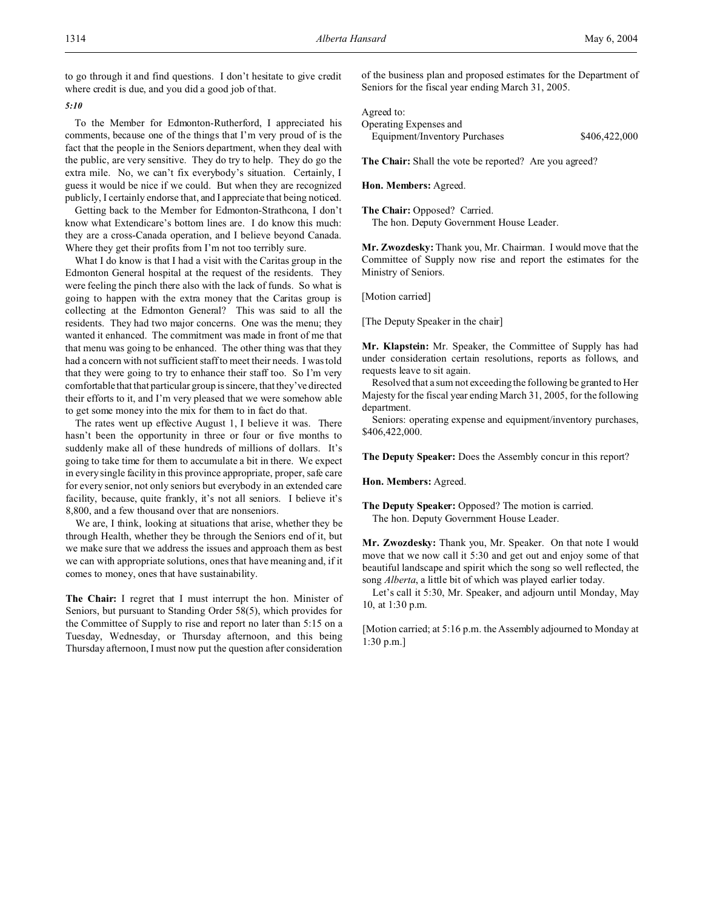to go through it and find questions. I don't hesitate to give credit where credit is due, and you did a good job of that.

*5:10*

To the Member for Edmonton-Rutherford, I appreciated his comments, because one of the things that I'm very proud of is the fact that the people in the Seniors department, when they deal with the public, are very sensitive. They do try to help. They do go the extra mile. No, we can't fix everybody's situation. Certainly, I guess it would be nice if we could. But when they are recognized publicly, I certainly endorse that, and I appreciate that being noticed.

Getting back to the Member for Edmonton-Strathcona, I don't know what Extendicare's bottom lines are. I do know this much: they are a cross-Canada operation, and I believe beyond Canada. Where they get their profits from I'm not too terribly sure.

What I do know is that I had a visit with the Caritas group in the Edmonton General hospital at the request of the residents. They were feeling the pinch there also with the lack of funds. So what is going to happen with the extra money that the Caritas group is collecting at the Edmonton General? This was said to all the residents. They had two major concerns. One was the menu; they wanted it enhanced. The commitment was made in front of me that that menu was going to be enhanced. The other thing was that they had a concern with not sufficient staff to meet their needs. I was told that they were going to try to enhance their staff too. So I'm very comfortable that that particular group is sincere, that they've directed their efforts to it, and I'm very pleased that we were somehow able to get some money into the mix for them to in fact do that.

The rates went up effective August 1, I believe it was. There hasn't been the opportunity in three or four or five months to suddenly make all of these hundreds of millions of dollars. It's going to take time for them to accumulate a bit in there. We expect in every single facility in this province appropriate, proper, safe care for every senior, not only seniors but everybody in an extended care facility, because, quite frankly, it's not all seniors. I believe it's 8,800, and a few thousand over that are nonseniors.

We are, I think, looking at situations that arise, whether they be through Health, whether they be through the Seniors end of it, but we make sure that we address the issues and approach them as best we can with appropriate solutions, ones that have meaning and, if it comes to money, ones that have sustainability.

**The Chair:** I regret that I must interrupt the hon. Minister of Seniors, but pursuant to Standing Order 58(5), which provides for the Committee of Supply to rise and report no later than 5:15 on a Tuesday, Wednesday, or Thursday afternoon, and this being Thursday afternoon, I must now put the question after consideration of the business plan and proposed estimates for the Department of Seniors for the fiscal year ending March 31, 2005.

Agreed to:

| | |
|---|---|
| Operating Expenses and Equipment/Inventory Purchases | \$406,422,000 |

**The Chair:** Shall the vote be reported? Are you agreed?

**Hon. Members:** Agreed.

**The Chair:** Opposed? Carried.

The hon. Deputy Government House Leader.

**Mr. Zwozdesky:** Thank you, Mr. Chairman. I would move that the Committee of Supply now rise and report the estimates for the Ministry of Seniors.

[Motion carried]

[The Deputy Speaker in the chair]

**Mr. Klapstein:** Mr. Speaker, the Committee of Supply has had under consideration certain resolutions, reports as follows, and requests leave to sit again.

Resolved that a sum not exceeding the following be granted to Her Majesty for the fiscal year ending March 31, 2005, for the following department.

Seniors: operating expense and equipment/inventory purchases, \$406,422,000.

**The Deputy Speaker:** Does the Assembly concur in this report?

**Hon. Members:** Agreed.

**The Deputy Speaker:** Opposed? The motion is carried.

The hon. Deputy Government House Leader.

**Mr. Zwozdesky:** Thank you, Mr. Speaker. On that note I would move that we now call it 5:30 and get out and enjoy some of that beautiful landscape and spirit which the song so well reflected, the song *Alberta*, a little bit of which was played earlier today.

Let's call it 5:30, Mr. Speaker, and adjourn until Monday, May 10, at 1:30 p.m.

[Motion carried; at 5:16 p.m. the Assembly adjourned to Monday at 1:30 p.m.]